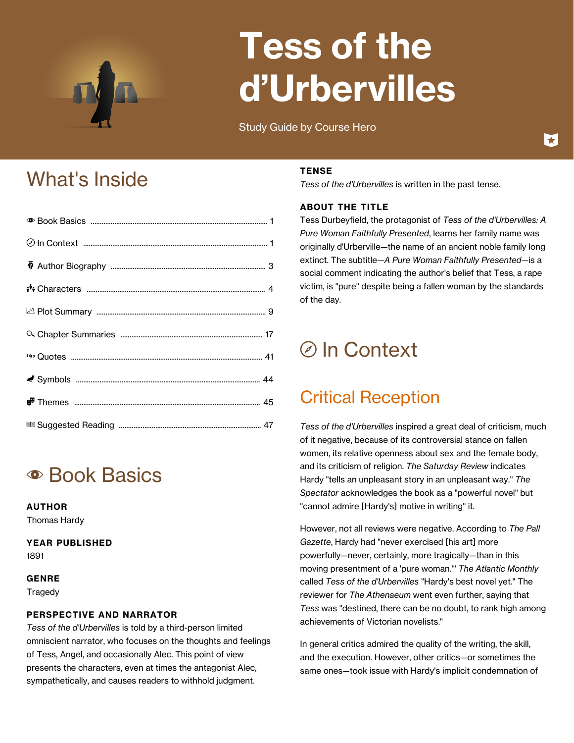# Tess of the d'Urbervilles

Study Guide by Course Hero

## What's Inside

- Book Basics ..... 1
- In Context ..... 1
- Author Biography ..... 3
- Characters ..... 4
- Plot Summary ..... 9
- Chapter Summaries ..... 17
- Quotes ..... 41
- Symbols ..... 44
- Themes ..... 45
- Suggested Reading ..... 47

## Book Basics

**AUTHOR**

Thomas Hardy

**YEAR PUBLISHED**

1891

**GENRE**

Tragedy

**PERSPECTIVE AND NARRATOR**

*Tess of the d'Urbervilles* is told by a third-person limited omniscient narrator, who focuses on the thoughts and feelings of Tess, Angel, and occasionally Alec. This point of view presents the characters, even at times the antagonist Alec, sympathetically, and causes readers to withhold judgment.

**TENSE**

*Tess of the d'Urbervilles* is written in the past tense.

**ABOUT THE TITLE**

Tess Durbeyfield, the protagonist of *Tess of the d'Urbervilles: A Pure Woman Faithfully Presented*, learns her family name was originally d'Urberville—the name of an ancient noble family long extinct. The subtitle—*A Pure Woman Faithfully Presented*—is a social comment indicating the author's belief that Tess, a rape victim, is "pure" despite being a fallen woman by the standards of the day.

## In Context

### Critical Reception

*Tess of the d'Urbervilles* inspired a great deal of criticism, much of it negative, because of its controversial stance on fallen women, its relative openness about sex and the female body, and its criticism of religion. *The Saturday Review* indicates Hardy "tells an unpleasant story in an unpleasant way." *The Spectator* acknowledges the book as a "powerful novel" but "cannot admire [Hardy's] motive in writing" it.

However, not all reviews were negative. According to *The Pall Gazette*, Hardy had "never exercised [his art] more powerfully—never, certainly, more tragically—than in this moving presentment of a 'pure woman.'" *The Atlantic Monthly* called *Tess of the d'Urbervilles* "Hardy's best novel yet." The reviewer for *The Athenaeum* went even further, saying that *Tess* was "destined, there can be no doubt, to rank high among achievements of Victorian novelists."

In general critics admired the quality of the writing, the skill, and the execution. However, other critics—or sometimes the same ones—took issue with Hardy's implicit condemnation of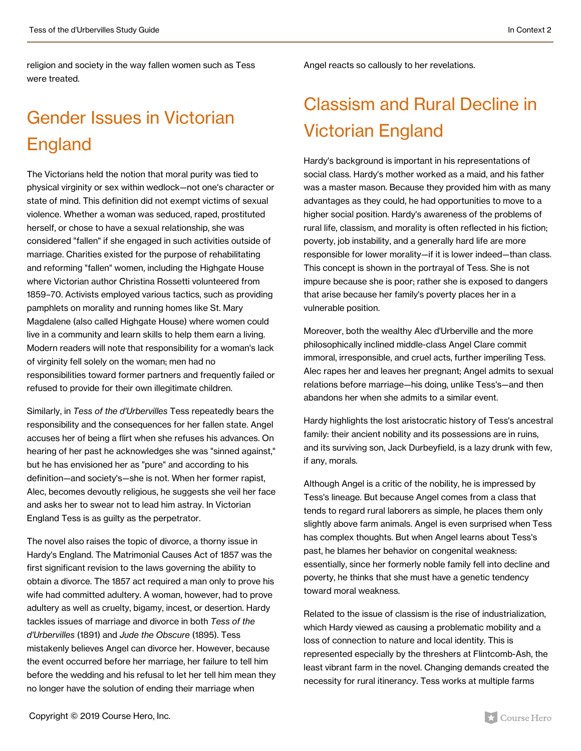religion and society in the way fallen women such as Tess were treated.

## Gender Issues in Victorian England

The Victorians held the notion that moral purity was tied to physical virginity or sex within wedlock—not one's character or state of mind. This definition did not exempt victims of sexual violence. Whether a woman was seduced, raped, prostituted herself, or chose to have a sexual relationship, she was considered "fallen" if she engaged in such activities outside of marriage. Charities existed for the purpose of rehabilitating and reforming "fallen" women, including the Highgate House where Victorian author Christina Rossetti volunteered from 1859–70. Activists employed various tactics, such as providing pamphlets on morality and running homes like St. Mary Magdalene (also called Highgate House) where women could live in a community and learn skills to help them earn a living. Modern readers will note that responsibility for a woman's lack of virginity fell solely on the woman; men had no responsibilities toward former partners and frequently failed or refused to provide for their own illegitimate children.

Similarly, in *Tess of the d'Urbervilles* Tess repeatedly bears the responsibility and the consequences for her fallen state. Angel accuses her of being a flirt when she refuses his advances. On hearing of her past he acknowledges she was "sinned against," but he has envisioned her as "pure" and according to his definition—and society's—she is not. When her former rapist, Alec, becomes devoutly religious, he suggests she veil her face and asks her to swear not to lead him astray. In Victorian England Tess is as guilty as the perpetrator.

The novel also raises the topic of divorce, a thorny issue in Hardy's England. The Matrimonial Causes Act of 1857 was the first significant revision to the laws governing the ability to obtain a divorce. The 1857 act required a man only to prove his wife had committed adultery. A woman, however, had to prove adultery as well as cruelty, bigamy, incest, or desertion. Hardy tackles issues of marriage and divorce in both *Tess of the d'Urbervilles* (1891) and *Jude the Obscure* (1895). Tess mistakenly believes Angel can divorce her. However, because the event occurred before her marriage, her failure to tell him before the wedding and his refusal to let her tell him mean they no longer have the solution of ending their marriage when Angel reacts so callously to her revelations.

## Classism and Rural Decline in Victorian England

Hardy's background is important in his representations of social class. Hardy's mother worked as a maid, and his father was a master mason. Because they provided him with as many advantages as they could, he had opportunities to move to a higher social position. Hardy's awareness of the problems of rural life, classism, and morality is often reflected in his fiction; poverty, job instability, and a generally hard life are more responsible for lower morality—if it is lower indeed—than class. This concept is shown in the portrayal of Tess. She is not impure because she is poor; rather she is exposed to dangers that arise because her family's poverty places her in a vulnerable position.

Moreover, both the wealthy Alec d'Urberville and the more philosophically inclined middle-class Angel Clare commit immoral, irresponsible, and cruel acts, further imperiling Tess. Alec rapes her and leaves her pregnant; Angel admits to sexual relations before marriage—his doing, unlike Tess's—and then abandons her when she admits to a similar event.

Hardy highlights the lost aristocratic history of Tess's ancestral family: their ancient nobility and its possessions are in ruins, and its surviving son, Jack Durbeyfield, is a lazy drunk with few, if any, morals.

Although Angel is a critic of the nobility, he is impressed by Tess's lineage. But because Angel comes from a class that tends to regard rural laborers as simple, he places them only slightly above farm animals. Angel is even surprised when Tess has complex thoughts. But when Angel learns about Tess's past, he blames her behavior on congenital weakness: essentially, since her formerly noble family fell into decline and poverty, he thinks that she must have a genetic tendency toward moral weakness.

Related to the issue of classism is the rise of industrialization, which Hardy viewed as causing a problematic mobility and a loss of connection to nature and local identity. This is represented especially by the threshers at Flintcomb-Ash, the least vibrant farm in the novel. Changing demands created the necessity for rural itinerancy. Tess works at multiple farms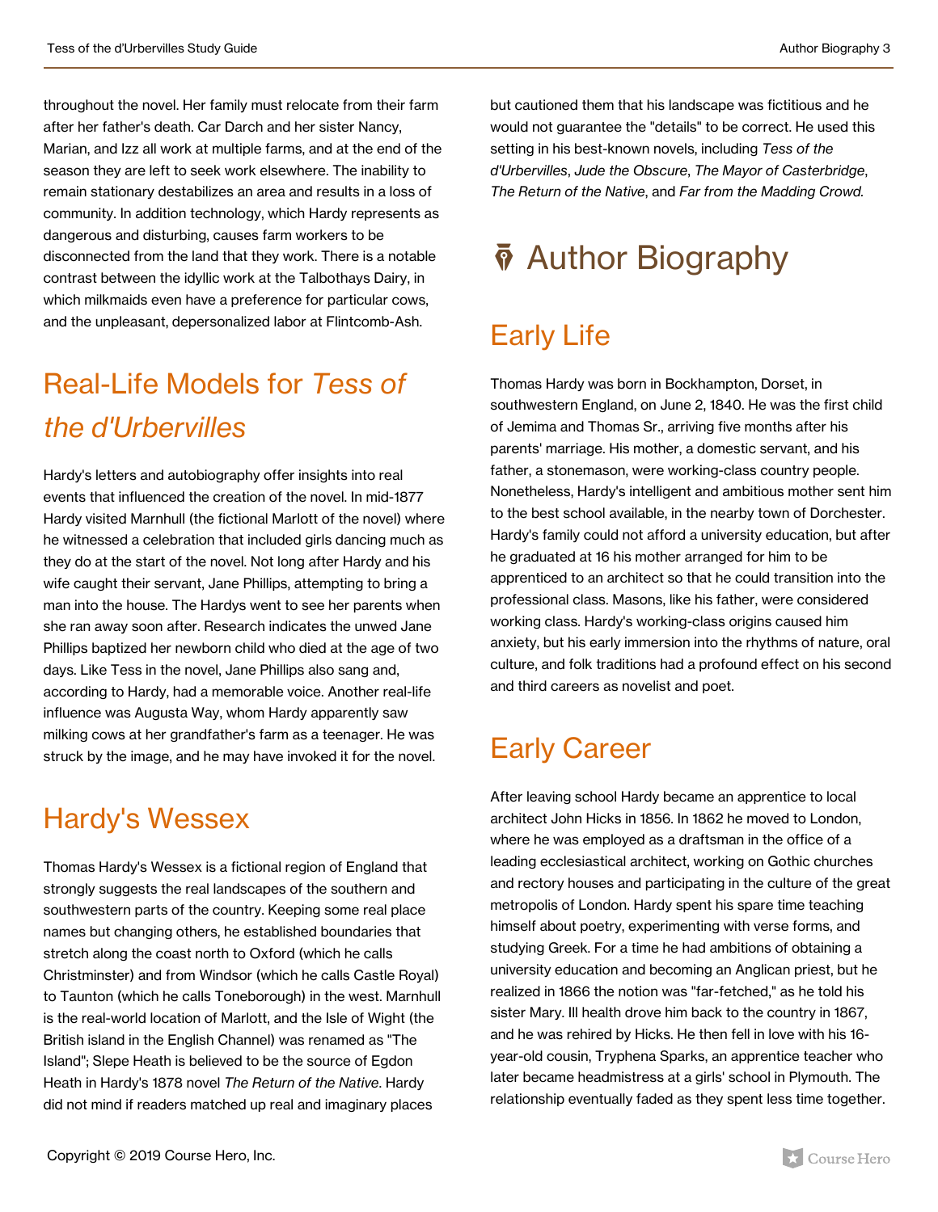throughout the novel. Her family must relocate from their farm after her father's death. Car Darch and her sister Nancy, Marian, and Izz all work at multiple farms, and at the end of the season they are left to seek work elsewhere. The inability to remain stationary destabilizes an area and results in a loss of community. In addition technology, which Hardy represents as dangerous and disturbing, causes farm workers to be disconnected from the land that they work. There is a notable contrast between the idyllic work at the Talbothays Dairy, in which milkmaids even have a preference for particular cows, and the unpleasant, depersonalized labor at Flintcomb-Ash.

## Real-Life Models for *Tess of the d'Urbervilles*

Hardy's letters and autobiography offer insights into real events that influenced the creation of the novel. In mid-1877 Hardy visited Marnhull (the fictional Marlott of the novel) where he witnessed a celebration that included girls dancing much as they do at the start of the novel. Not long after Hardy and his wife caught their servant, Jane Phillips, attempting to bring a man into the house. The Hardys went to see her parents when she ran away soon after. Research indicates the unwed Jane Phillips baptized her newborn child who died at the age of two days. Like Tess in the novel, Jane Phillips also sang and, according to Hardy, had a memorable voice. Another real-life influence was Augusta Way, whom Hardy apparently saw milking cows at her grandfather's farm as a teenager. He was struck by the image, and he may have invoked it for the novel.

## Hardy's Wessex

Thomas Hardy's Wessex is a fictional region of England that strongly suggests the real landscapes of the southern and southwestern parts of the country. Keeping some real place names but changing others, he established boundaries that stretch along the coast north to Oxford (which he calls Christminster) and from Windsor (which he calls Castle Royal) to Taunton (which he calls Toneborough) in the west. Marnhull is the real-world location of Marlott, and the Isle of Wight (the British island in the English Channel) was renamed as "The Island"; Slepe Heath is believed to be the source of Egdon Heath in Hardy's 1878 novel *The Return of the Native*. Hardy did not mind if readers matched up real and imaginary places but cautioned them that his landscape was fictitious and he would not guarantee the "details" to be correct. He used this setting in his best-known novels, including *Tess of the d'Urbervilles*, *Jude the Obscure*, *The Mayor of Casterbridge*, *The Return of the Native*, and *Far from the Madding Crowd.*

# Author Biography

## Early Life

Thomas Hardy was born in Bockhampton, Dorset, in southwestern England, on June 2, 1840. He was the first child of Jemima and Thomas Sr., arriving five months after his parents' marriage. His mother, a domestic servant, and his father, a stonemason, were working-class country people. Nonetheless, Hardy's intelligent and ambitious mother sent him to the best school available, in the nearby town of Dorchester. Hardy's family could not afford a university education, but after he graduated at 16 his mother arranged for him to be apprenticed to an architect so that he could transition into the professional class. Masons, like his father, were considered working class. Hardy's working-class origins caused him anxiety, but his early immersion into the rhythms of nature, oral culture, and folk traditions had a profound effect on his second and third careers as novelist and poet.

## Early Career

After leaving school Hardy became an apprentice to local architect John Hicks in 1856. In 1862 he moved to London, where he was employed as a draftsman in the office of a leading ecclesiastical architect, working on Gothic churches and rectory houses and participating in the culture of the great metropolis of London. Hardy spent his spare time teaching himself about poetry, experimenting with verse forms, and studying Greek. For a time he had ambitions of obtaining a university education and becoming an Anglican priest, but he realized in 1866 the notion was "far-fetched," as he told his sister Mary. Ill health drove him back to the country in 1867, and he was rehired by Hicks. He then fell in love with his 16-year-old cousin, Tryphena Sparks, an apprentice teacher who later became headmistress at a girls' school in Plymouth. The relationship eventually faded as they spent less time together.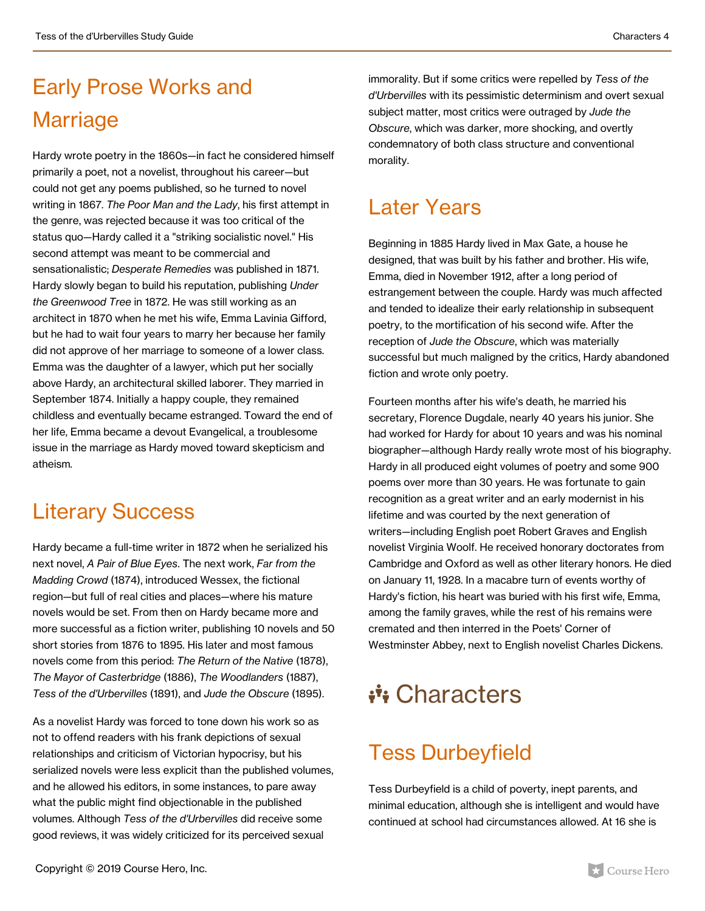## Early Prose Works and Marriage

Hardy wrote poetry in the 1860s—in fact he considered himself primarily a poet, not a novelist, throughout his career—but could not get any poems published, so he turned to novel writing in 1867. *The Poor Man and the Lady*, his first attempt in the genre, was rejected because it was too critical of the status quo—Hardy called it a "striking socialistic novel." His second attempt was meant to be commercial and sensationalistic; *Desperate Remedies* was published in 1871. Hardy slowly began to build his reputation, publishing *Under the Greenwood Tree* in 1872. He was still working as an architect in 1870 when he met his wife, Emma Lavinia Gifford, but he had to wait four years to marry her because her family did not approve of her marriage to someone of a lower class. Emma was the daughter of a lawyer, which put her socially above Hardy, an architectural skilled laborer. They married in September 1874. Initially a happy couple, they remained childless and eventually became estranged. Toward the end of her life, Emma became a devout Evangelical, a troublesome issue in the marriage as Hardy moved toward skepticism and atheism.

## Literary Success

Hardy became a full-time writer in 1872 when he serialized his next novel, *A Pair of Blue Eyes*. The next work, *Far from the Madding Crowd* (1874), introduced Wessex, the fictional region—but full of real cities and places—where his mature novels would be set. From then on Hardy became more and more successful as a fiction writer, publishing 10 novels and 50 short stories from 1876 to 1895. His later and most famous novels come from this period: *The Return of the Native* (1878), *The Mayor of Casterbridge* (1886), *The Woodlanders* (1887), *Tess of the d'Urbervilles* (1891), and *Jude the Obscure* (1895).

As a novelist Hardy was forced to tone down his work so as not to offend readers with his frank depictions of sexual relationships and criticism of Victorian hypocrisy, but his serialized novels were less explicit than the published volumes, and he allowed his editors, in some instances, to pare away what the public might find objectionable in the published volumes. Although *Tess of the d'Urbervilles* did receive some good reviews, it was widely criticized for its perceived sexual immorality. But if some critics were repelled by *Tess of the d'Urbervilles* with its pessimistic determinism and overt sexual subject matter, most critics were outraged by *Jude the Obscure*, which was darker, more shocking, and overtly condemnatory of both class structure and conventional morality.

## Later Years

Beginning in 1885 Hardy lived in Max Gate, a house he designed, that was built by his father and brother. His wife, Emma, died in November 1912, after a long period of estrangement between the couple. Hardy was much affected and tended to idealize their early relationship in subsequent poetry, to the mortification of his second wife. After the reception of *Jude the Obscure*, which was materially successful but much maligned by the critics, Hardy abandoned fiction and wrote only poetry.

Fourteen months after his wife's death, he married his secretary, Florence Dugdale, nearly 40 years his junior. She had worked for Hardy for about 10 years and was his nominal biographer—although Hardy really wrote most of his biography. Hardy in all produced eight volumes of poetry and some 900 poems over more than 30 years. He was fortunate to gain recognition as a great writer and an early modernist in his lifetime and was courted by the next generation of writers—including English poet Robert Graves and English novelist Virginia Woolf. He received honorary doctorates from Cambridge and Oxford as well as other literary honors. He died on January 11, 1928. In a macabre turn of events worthy of Hardy's fiction, his heart was buried with his first wife, Emma, among the family graves, while the rest of his remains were cremated and then interred in the Poets' Corner of Westminster Abbey, next to English novelist Charles Dickens.

# Characters

## Tess Durbeyfield

Tess Durbeyfield is a child of poverty, inept parents, and minimal education, although she is intelligent and would have continued at school had circumstances allowed. At 16 she is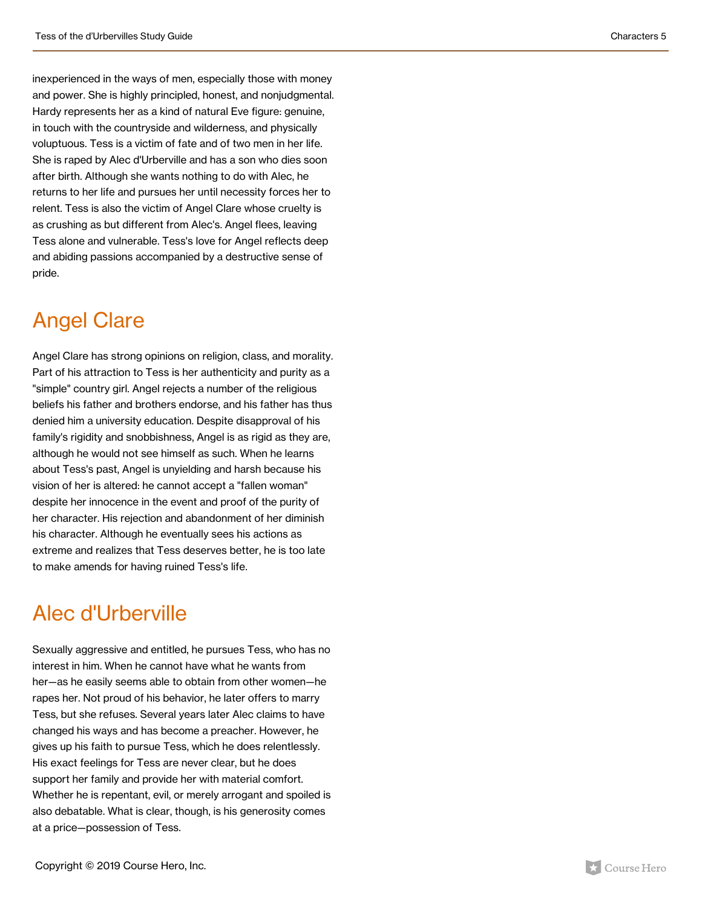inexperienced in the ways of men, especially those with money and power. She is highly principled, honest, and nonjudgmental. Hardy represents her as a kind of natural Eve figure: genuine, in touch with the countryside and wilderness, and physically voluptuous. Tess is a victim of fate and of two men in her life. She is raped by Alec d'Urberville and has a son who dies soon after birth. Although she wants nothing to do with Alec, he returns to her life and pursues her until necessity forces her to relent. Tess is also the victim of Angel Clare whose cruelty is as crushing as but different from Alec's. Angel flees, leaving Tess alone and vulnerable. Tess's love for Angel reflects deep and abiding passions accompanied by a destructive sense of pride.

## Angel Clare

Angel Clare has strong opinions on religion, class, and morality. Part of his attraction to Tess is her authenticity and purity as a "simple" country girl. Angel rejects a number of the religious beliefs his father and brothers endorse, and his father has thus denied him a university education. Despite disapproval of his family's rigidity and snobbishness, Angel is as rigid as they are, although he would not see himself as such. When he learns about Tess's past, Angel is unyielding and harsh because his vision of her is altered: he cannot accept a "fallen woman" despite her innocence in the event and proof of the purity of her character. His rejection and abandonment of her diminish his character. Although he eventually sees his actions as extreme and realizes that Tess deserves better, he is too late to make amends for having ruined Tess's life.

## Alec d'Urberville

Sexually aggressive and entitled, he pursues Tess, who has no interest in him. When he cannot have what he wants from her—as he easily seems able to obtain from other women—he rapes her. Not proud of his behavior, he later offers to marry Tess, but she refuses. Several years later Alec claims to have changed his ways and has become a preacher. However, he gives up his faith to pursue Tess, which he does relentlessly. His exact feelings for Tess are never clear, but he does support her family and provide her with material comfort. Whether he is repentant, evil, or merely arrogant and spoiled is also debatable. What is clear, though, is his generosity comes at a price—possession of Tess.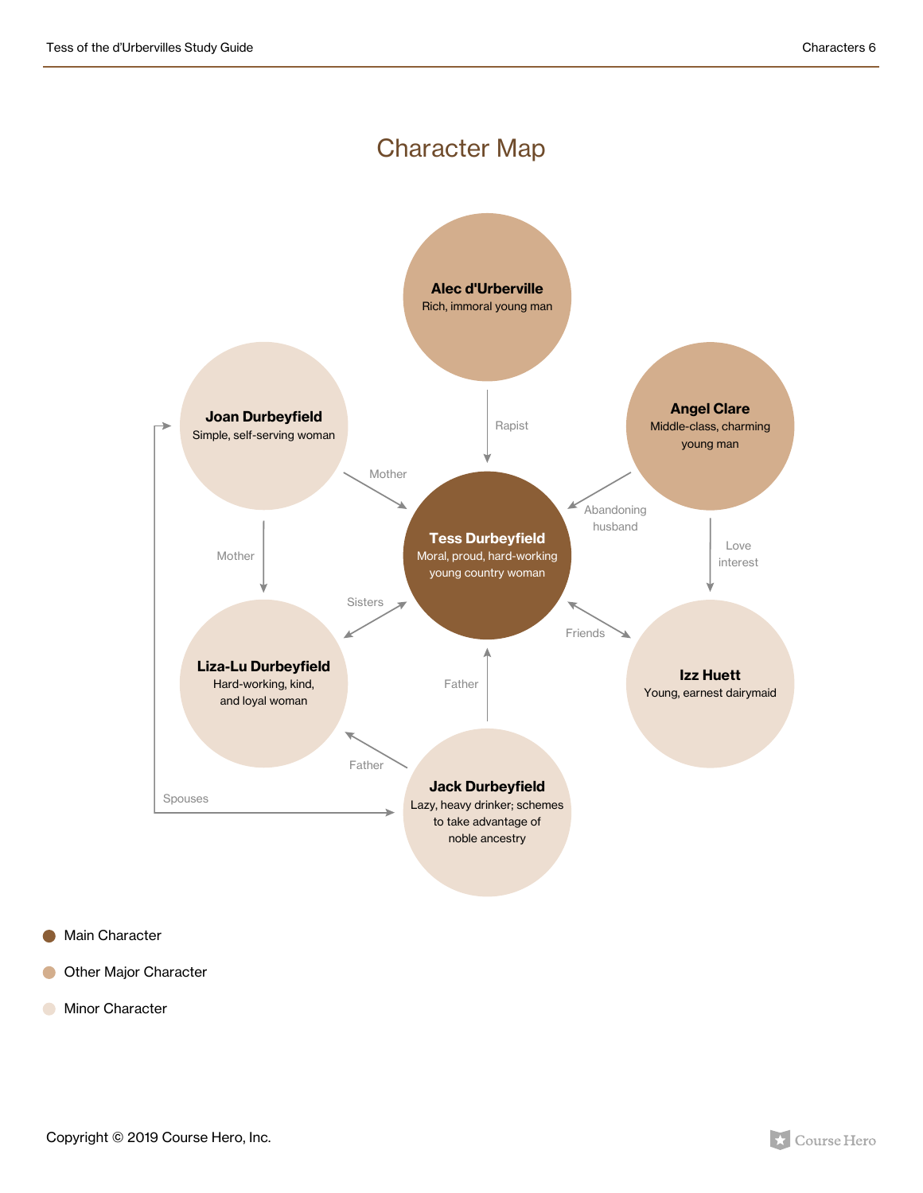# Character Map

**Alec d'Urberville**
Rich, immoral young man

**Joan Durbeyfield**
Simple, self-serving woman

**Angel Clare**
Middle-class, charming young man

**Tess Durbeyfield**
Moral, proud, hard-working young country woman

**Liza-Lu Durbeyfield**
Hard-working, kind, and loyal woman

**Izz Huett**
Young, earnest dairymaid

**Jack Durbeyfield**
Lazy, heavy drinker; schemes to take advantage of noble ancestry

Rapist

Mother

Abandoning husband

Love interest

Mother

Sisters

Friends

Father

Father

Spouses

- Main Character
- Other Major Character
- Minor Character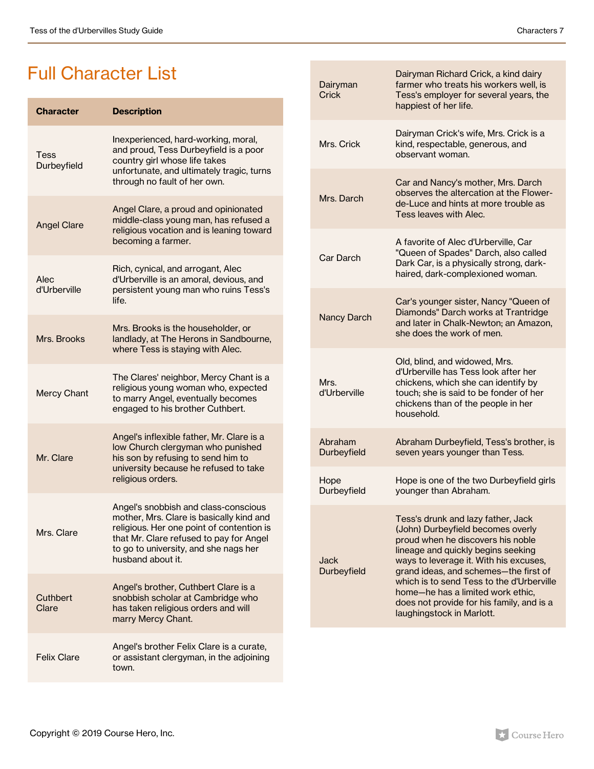## Full Character List

| Character | Description |
|---|---|
| Tess Durbeyfield | Inexperienced, hard-working, moral, and proud, Tess Durbeyfield is a poor country girl whose life takes unfortunate, and ultimately tragic, turns through no fault of her own. |
| Angel Clare | Angel Clare, a proud and opinionated middle-class young man, has refused a religious vocation and is leaning toward becoming a farmer. |
| Alec d'Urberville | Rich, cynical, and arrogant, Alec d'Urberville is an amoral, devious, and persistent young man who ruins Tess's life. |
| Mrs. Brooks | Mrs. Brooks is the householder, or landlady, at The Herons in Sandbourne, where Tess is staying with Alec. |
| Mercy Chant | The Clares' neighbor, Mercy Chant is a religious young woman who, expected to marry Angel, eventually becomes engaged to his brother Cuthbert. |
| Mr. Clare | Angel's inflexible father, Mr. Clare is a low Church clergyman who punished his son by refusing to send him to university because he refused to take religious orders. |
| Mrs. Clare | Angel's snobbish and class-conscious mother, Mrs. Clare is basically kind and religious. Her one point of contention is that Mr. Clare refused to pay for Angel to go to university, and she nags her husband about it. |
| Cuthbert Clare | Angel's brother, Cuthbert Clare is a snobbish scholar at Cambridge who has taken religious orders and will marry Mercy Chant. |
| Felix Clare | Angel's brother Felix Clare is a curate, or assistant clergyman, in the adjoining town. |
| Dairyman Crick | Dairyman Richard Crick, a kind dairy farmer who treats his workers well, is Tess's employer for several years, the happiest of her life. |
| Mrs. Crick | Dairyman Crick's wife, Mrs. Crick is a kind, respectable, generous, and observant woman. |
| Mrs. Darch | Car and Nancy's mother, Mrs. Darch observes the altercation at the Flower-de-Luce and hints at more trouble as Tess leaves with Alec. |
| Car Darch | A favorite of Alec d'Urberville, Car "Queen of Spades" Darch, also called Dark Car, is a physically strong, dark-haired, dark-complexioned woman. |
| Nancy Darch | Car's younger sister, Nancy "Queen of Diamonds" Darch works at Trantridge and later in Chalk-Newton; an Amazon, she does the work of men. |
| Mrs. d'Urberville | Old, blind, and widowed, Mrs. d'Urberville has Tess look after her chickens, which she can identify by touch; she is said to be fonder of her chickens than of the people in her household. |
| Abraham Durbeyfield | Abraham Durbeyfield, Tess's brother, is seven years younger than Tess. |
| Hope Durbeyfield | Hope is one of the two Durbeyfield girls younger than Abraham. |
| Jack Durbeyfield | Tess's drunk and lazy father, Jack (John) Durbeyfield becomes overly proud when he discovers his noble lineage and quickly begins seeking ways to leverage it. With his excuses, grand ideas, and schemes—the first of which is to send Tess to the d'Urberville home—he has a limited work ethic, does not provide for his family, and is a laughingstock in Marlott. |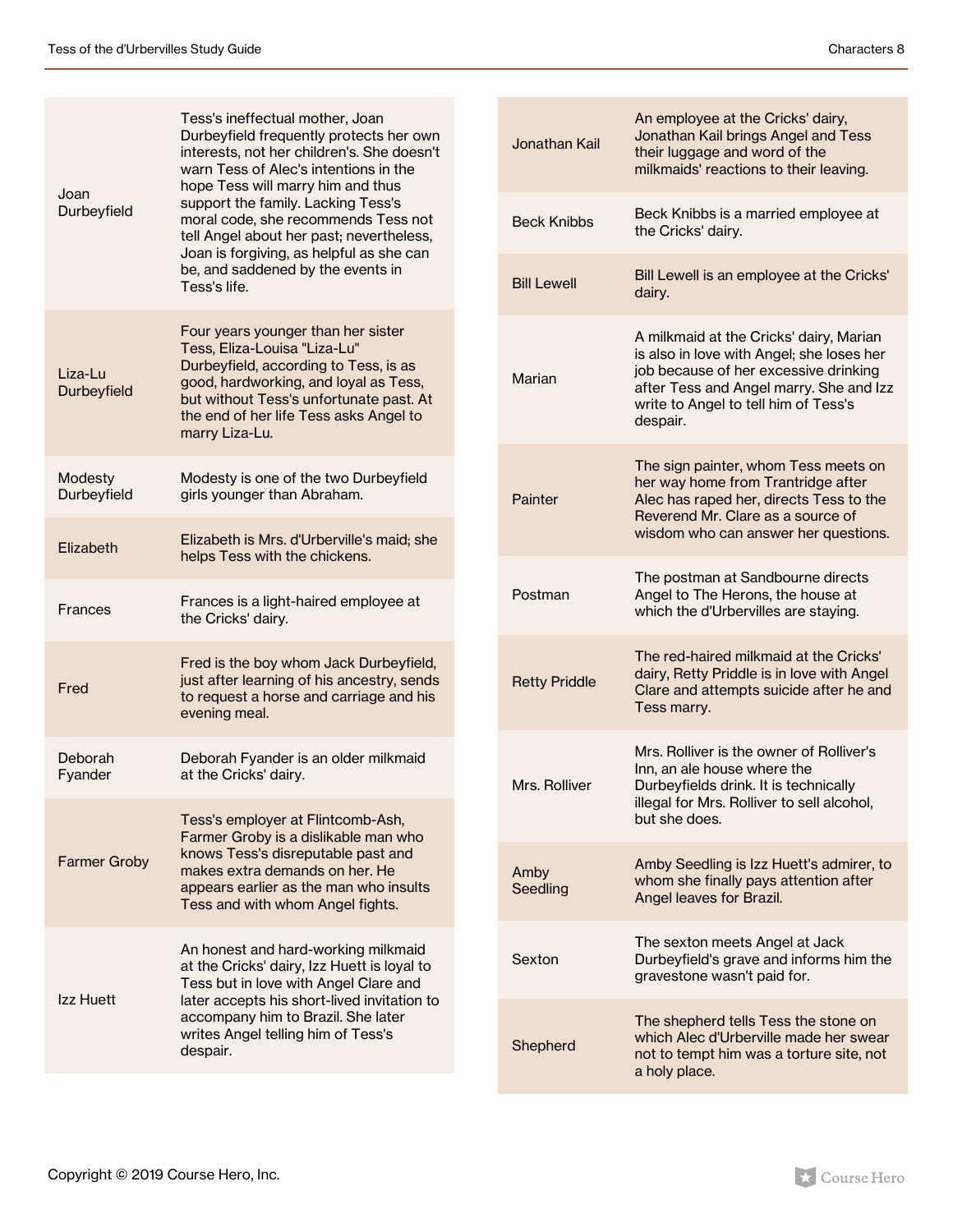| | |
|---|---|
| Joan Durbeyfield | Tess's ineffectual mother, Joan Durbeyfield frequently protects her own interests, not her children's. She doesn't warn Tess of Alec's intentions in the hope Tess will marry him and thus support the family. Lacking Tess's moral code, she recommends Tess not tell Angel about her past; nevertheless, Joan is forgiving, as helpful as she can be, and saddened by the events in Tess's life. |
| Liza-Lu Durbeyfield | Four years younger than her sister Tess, Eliza-Louisa "Liza-Lu" Durbeyfield, according to Tess, is as good, hardworking, and loyal as Tess, but without Tess's unfortunate past. At the end of her life Tess asks Angel to marry Liza-Lu. |
| Modesty Durbeyfield | Modesty is one of the two Durbeyfield girls younger than Abraham. |
| Elizabeth | Elizabeth is Mrs. d'Urberville's maid; she helps Tess with the chickens. |
| Frances | Frances is a light-haired employee at the Cricks' dairy. |
| Fred | Fred is the boy whom Jack Durbeyfield, just after learning of his ancestry, sends to request a horse and carriage and his evening meal. |
| Deborah Fyander | Deborah Fyander is an older milkmaid at the Cricks' dairy. |
| Farmer Groby | Tess's employer at Flintcomb-Ash, Farmer Groby is a dislikable man who knows Tess's disreputable past and makes extra demands on her. He appears earlier as the man who insults Tess and with whom Angel fights. |
| Izz Huett | An honest and hard-working milkmaid at the Cricks' dairy, Izz Huett is loyal to Tess but in love with Angel Clare and later accepts his short-lived invitation to accompany him to Brazil. She later writes Angel telling him of Tess's despair. |
| Jonathan Kail | An employee at the Cricks' dairy, Jonathan Kail brings Angel and Tess their luggage and word of the milkmaids' reactions to their leaving. |
| Beck Knibbs | Beck Knibbs is a married employee at the Cricks' dairy. |
| Bill Lewell | Bill Lewell is an employee at the Cricks' dairy. |
| Marian | A milkmaid at the Cricks' dairy, Marian is also in love with Angel; she loses her job because of her excessive drinking after Tess and Angel marry. She and Izz write to Angel to tell him of Tess's despair. |
| Painter | The sign painter, whom Tess meets on her way home from Trantridge after Alec has raped her, directs Tess to the Reverend Mr. Clare as a source of wisdom who can answer her questions. |
| Postman | The postman at Sandbourne directs Angel to The Herons, the house at which the d'Urbervilles are staying. |
| Retty Priddle | The red-haired milkmaid at the Cricks' dairy, Retty Priddle is in love with Angel Clare and attempts suicide after he and Tess marry. |
| Mrs. Rolliver | Mrs. Rolliver is the owner of Rolliver's Inn, an ale house where the Durbeyfields drink. It is technically illegal for Mrs. Rolliver to sell alcohol, but she does. |
| Amby Seedling | Amby Seedling is Izz Huett's admirer, to whom she finally pays attention after Angel leaves for Brazil. |
| Sexton | The sexton meets Angel at Jack Durbeyfield's grave and informs him the gravestone wasn't paid for. |
| Shepherd | The shepherd tells Tess the stone on which Alec d'Urberville made her swear not to tempt him was a torture site, not a holy place. |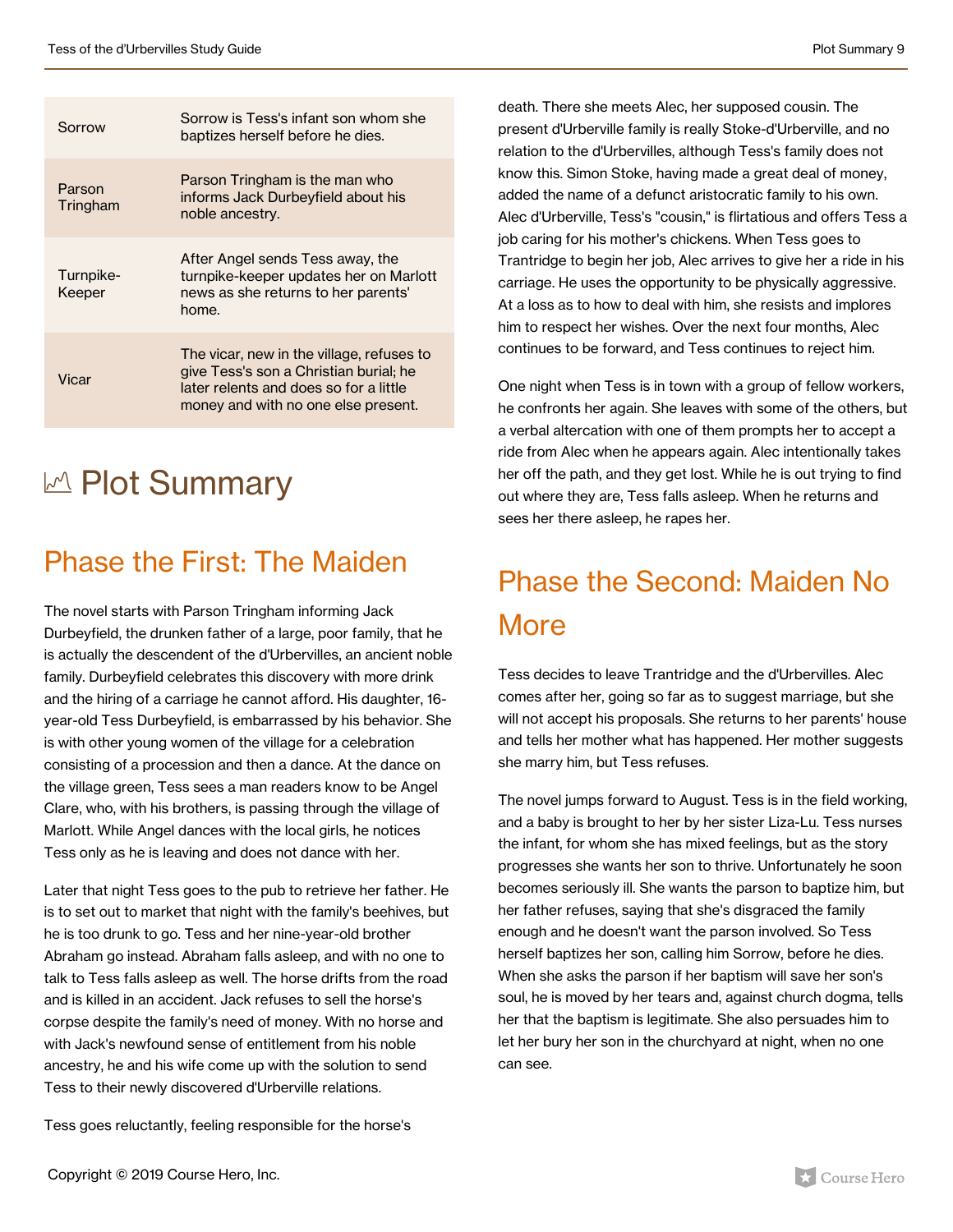| Sorrow | Sorrow is Tess's infant son whom she baptizes herself before he dies. |
|---|---|
| Parson Tringham | Parson Tringham is the man who informs Jack Durbeyfield about his noble ancestry. |
| Turnpike-Keeper | After Angel sends Tess away, the turnpike-keeper updates her on Marlott news as she returns to her parents' home. |
| Vicar | The vicar, new in the village, refuses to give Tess's son a Christian burial; he later relents and does so for a little money and with no one else present. |

# Plot Summary

## Phase the First: The Maiden

The novel starts with Parson Tringham informing Jack Durbeyfield, the drunken father of a large, poor family, that he is actually the descendent of the d'Urbervilles, an ancient noble family. Durbeyfield celebrates this discovery with more drink and the hiring of a carriage he cannot afford. His daughter, 16-year-old Tess Durbeyfield, is embarrassed by his behavior. She is with other young women of the village for a celebration consisting of a procession and then a dance. At the dance on the village green, Tess sees a man readers know to be Angel Clare, who, with his brothers, is passing through the village of Marlott. While Angel dances with the local girls, he notices Tess only as he is leaving and does not dance with her.

Later that night Tess goes to the pub to retrieve her father. He is to set out to market that night with the family's beehives, but he is too drunk to go. Tess and her nine-year-old brother Abraham go instead. Abraham falls asleep, and with no one to talk to Tess falls asleep as well. The horse drifts from the road and is killed in an accident. Jack refuses to sell the horse's corpse despite the family's need of money. With no horse and with Jack's newfound sense of entitlement from his noble ancestry, he and his wife come up with the solution to send Tess to their newly discovered d'Urberville relations.

Tess goes reluctantly, feeling responsible for the horse's death. There she meets Alec, her supposed cousin. The present d'Urberville family is really Stoke-d'Urberville, and no relation to the d'Urbervilles, although Tess's family does not know this. Simon Stoke, having made a great deal of money, added the name of a defunct aristocratic family to his own. Alec d'Urberville, Tess's "cousin," is flirtatious and offers Tess a job caring for his mother's chickens. When Tess goes to Trantridge to begin her job, Alec arrives to give her a ride in his carriage. He uses the opportunity to be physically aggressive. At a loss as to how to deal with him, she resists and implores him to respect her wishes. Over the next four months, Alec continues to be forward, and Tess continues to reject him.

One night when Tess is in town with a group of fellow workers, he confronts her again. She leaves with some of the others, but a verbal altercation with one of them prompts her to accept a ride from Alec when he appears again. Alec intentionally takes her off the path, and they get lost. While he is out trying to find out where they are, Tess falls asleep. When he returns and sees her there asleep, he rapes her.

## Phase the Second: Maiden No More

Tess decides to leave Trantridge and the d'Urbervilles. Alec comes after her, going so far as to suggest marriage, but she will not accept his proposals. She returns to her parents' house and tells her mother what has happened. Her mother suggests she marry him, but Tess refuses.

The novel jumps forward to August. Tess is in the field working, and a baby is brought to her by her sister Liza-Lu. Tess nurses the infant, for whom she has mixed feelings, but as the story progresses she wants her son to thrive. Unfortunately he soon becomes seriously ill. She wants the parson to baptize him, but her father refuses, saying that she's disgraced the family enough and he doesn't want the parson involved. So Tess herself baptizes her son, calling him Sorrow, before he dies. When she asks the parson if her baptism will save her son's soul, he is moved by her tears and, against church dogma, tells her that the baptism is legitimate. She also persuades him to let her bury her son in the churchyard at night, when no one can see.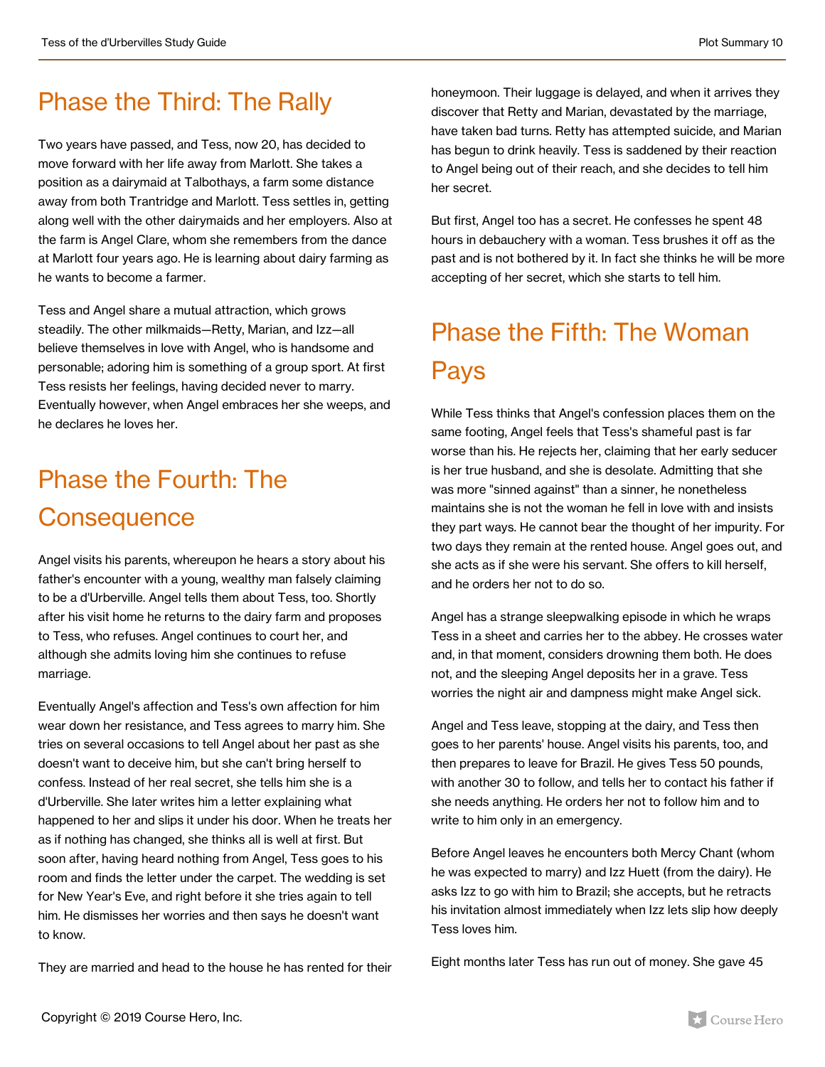## Phase the Third: The Rally

Two years have passed, and Tess, now 20, has decided to move forward with her life away from Marlott. She takes a position as a dairymaid at Talbothays, a farm some distance away from both Trantridge and Marlott. Tess settles in, getting along well with the other dairymaids and her employers. Also at the farm is Angel Clare, whom she remembers from the dance at Marlott four years ago. He is learning about dairy farming as he wants to become a farmer.

Tess and Angel share a mutual attraction, which grows steadily. The other milkmaids—Retty, Marian, and Izz—all believe themselves in love with Angel, who is handsome and personable; adoring him is something of a group sport. At first Tess resists her feelings, having decided never to marry. Eventually however, when Angel embraces her she weeps, and he declares he loves her.

## Phase the Fourth: The Consequence

Angel visits his parents, whereupon he hears a story about his father's encounter with a young, wealthy man falsely claiming to be a d'Urberville. Angel tells them about Tess, too. Shortly after his visit home he returns to the dairy farm and proposes to Tess, who refuses. Angel continues to court her, and although she admits loving him she continues to refuse marriage.

Eventually Angel's affection and Tess's own affection for him wear down her resistance, and Tess agrees to marry him. She tries on several occasions to tell Angel about her past as she doesn't want to deceive him, but she can't bring herself to confess. Instead of her real secret, she tells him she is a d'Urberville. She later writes him a letter explaining what happened to her and slips it under his door. When he treats her as if nothing has changed, she thinks all is well at first. But soon after, having heard nothing from Angel, Tess goes to his room and finds the letter under the carpet. The wedding is set for New Year's Eve, and right before it she tries again to tell him. He dismisses her worries and then says he doesn't want to know.

They are married and head to the house he has rented for their honeymoon. Their luggage is delayed, and when it arrives they discover that Retty and Marian, devastated by the marriage, have taken bad turns. Retty has attempted suicide, and Marian has begun to drink heavily. Tess is saddened by their reaction to Angel being out of their reach, and she decides to tell him her secret.

But first, Angel too has a secret. He confesses he spent 48 hours in debauchery with a woman. Tess brushes it off as the past and is not bothered by it. In fact she thinks he will be more accepting of her secret, which she starts to tell him.

## Phase the Fifth: The Woman Pays

While Tess thinks that Angel's confession places them on the same footing, Angel feels that Tess's shameful past is far worse than his. He rejects her, claiming that her early seducer is her true husband, and she is desolate. Admitting that she was more "sinned against" than a sinner, he nonetheless maintains she is not the woman he fell in love with and insists they part ways. He cannot bear the thought of her impurity. For two days they remain at the rented house. Angel goes out, and she acts as if she were his servant. She offers to kill herself, and he orders her not to do so.

Angel has a strange sleepwalking episode in which he wraps Tess in a sheet and carries her to the abbey. He crosses water and, in that moment, considers drowning them both. He does not, and the sleeping Angel deposits her in a grave. Tess worries the night air and dampness might make Angel sick.

Angel and Tess leave, stopping at the dairy, and Tess then goes to her parents' house. Angel visits his parents, too, and then prepares to leave for Brazil. He gives Tess 50 pounds, with another 30 to follow, and tells her to contact his father if she needs anything. He orders her not to follow him and to write to him only in an emergency.

Before Angel leaves he encounters both Mercy Chant (whom he was expected to marry) and Izz Huett (from the dairy). He asks Izz to go with him to Brazil; she accepts, but he retracts his invitation almost immediately when Izz lets slip how deeply Tess loves him.

Eight months later Tess has run out of money. She gave 45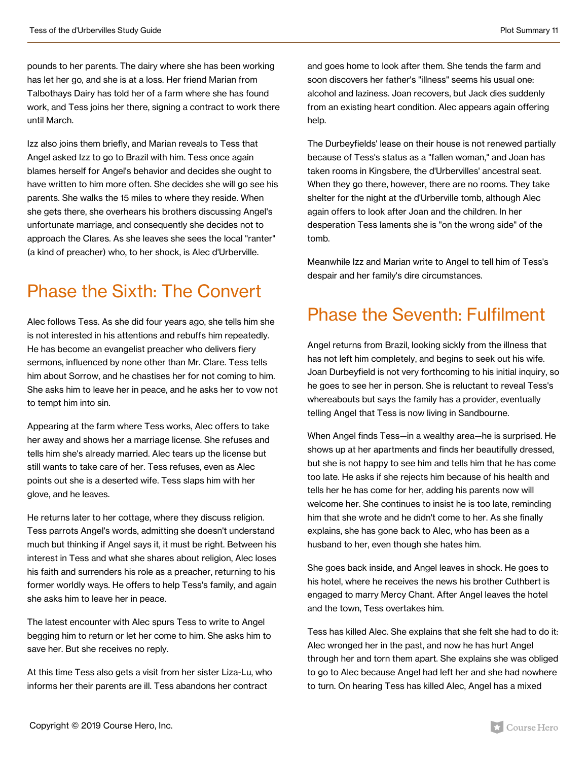pounds to her parents. The dairy where she has been working has let her go, and she is at a loss. Her friend Marian from Talbothays Dairy has told her of a farm where she has found work, and Tess joins her there, signing a contract to work there until March.

Izz also joins them briefly, and Marian reveals to Tess that Angel asked Izz to go to Brazil with him. Tess once again blames herself for Angel's behavior and decides she ought to have written to him more often. She decides she will go see his parents. She walks the 15 miles to where they reside. When she gets there, she overhears his brothers discussing Angel's unfortunate marriage, and consequently she decides not to approach the Clares. As she leaves she sees the local "ranter" (a kind of preacher) who, to her shock, is Alec d'Urberville.

## Phase the Sixth: The Convert

Alec follows Tess. As she did four years ago, she tells him she is not interested in his attentions and rebuffs him repeatedly. He has become an evangelist preacher who delivers fiery sermons, influenced by none other than Mr. Clare. Tess tells him about Sorrow, and he chastises her for not coming to him. She asks him to leave her in peace, and he asks her to vow not to tempt him into sin.

Appearing at the farm where Tess works, Alec offers to take her away and shows her a marriage license. She refuses and tells him she's already married. Alec tears up the license but still wants to take care of her. Tess refuses, even as Alec points out she is a deserted wife. Tess slaps him with her glove, and he leaves.

He returns later to her cottage, where they discuss religion. Tess parrots Angel's words, admitting she doesn't understand much but thinking if Angel says it, it must be right. Between his interest in Tess and what she shares about religion, Alec loses his faith and surrenders his role as a preacher, returning to his former worldly ways. He offers to help Tess's family, and again she asks him to leave her in peace.

The latest encounter with Alec spurs Tess to write to Angel begging him to return or let her come to him. She asks him to save her. But she receives no reply.

At this time Tess also gets a visit from her sister Liza-Lu, who informs her their parents are ill. Tess abandons her contract and goes home to look after them. She tends the farm and soon discovers her father's "illness" seems his usual one: alcohol and laziness. Joan recovers, but Jack dies suddenly from an existing heart condition. Alec appears again offering help.

The Durbeyfields' lease on their house is not renewed partially because of Tess's status as a "fallen woman," and Joan has taken rooms in Kingsbere, the d'Urbervilles' ancestral seat. When they go there, however, there are no rooms. They take shelter for the night at the d'Urberville tomb, although Alec again offers to look after Joan and the children. In her desperation Tess laments she is "on the wrong side" of the tomb.

Meanwhile Izz and Marian write to Angel to tell him of Tess's despair and her family's dire circumstances.

## Phase the Seventh: Fulfilment

Angel returns from Brazil, looking sickly from the illness that has not left him completely, and begins to seek out his wife. Joan Durbeyfield is not very forthcoming to his initial inquiry, so he goes to see her in person. She is reluctant to reveal Tess's whereabouts but says the family has a provider, eventually telling Angel that Tess is now living in Sandbourne.

When Angel finds Tess—in a wealthy area—he is surprised. He shows up at her apartments and finds her beautifully dressed, but she is not happy to see him and tells him that he has come too late. He asks if she rejects him because of his health and tells her he has come for her, adding his parents now will welcome her. She continues to insist he is too late, reminding him that she wrote and he didn't come to her. As she finally explains, she has gone back to Alec, who has been as a husband to her, even though she hates him.

She goes back inside, and Angel leaves in shock. He goes to his hotel, where he receives the news his brother Cuthbert is engaged to marry Mercy Chant. After Angel leaves the hotel and the town, Tess overtakes him.

Tess has killed Alec. She explains that she felt she had to do it: Alec wronged her in the past, and now he has hurt Angel through her and torn them apart. She explains she was obliged to go to Alec because Angel had left her and she had nowhere to turn. On hearing Tess has killed Alec, Angel has a mixed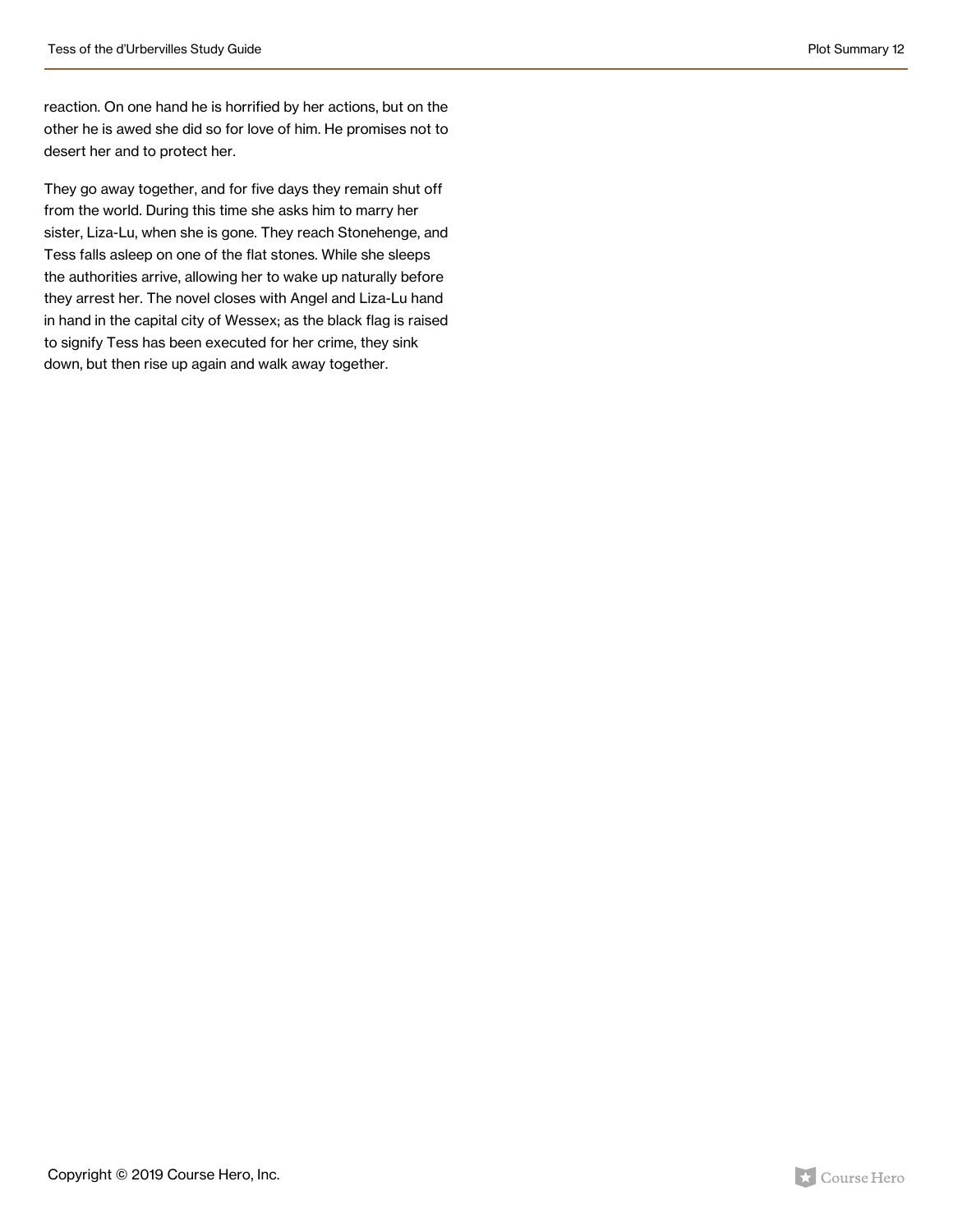reaction. On one hand he is horrified by her actions, but on the other he is awed she did so for love of him. He promises not to desert her and to protect her.

They go away together, and for five days they remain shut off from the world. During this time she asks him to marry her sister, Liza-Lu, when she is gone. They reach Stonehenge, and Tess falls asleep on one of the flat stones. While she sleeps the authorities arrive, allowing her to wake up naturally before they arrest her. The novel closes with Angel and Liza-Lu hand in hand in the capital city of Wessex; as the black flag is raised to signify Tess has been executed for her crime, they sink down, but then rise up again and walk away together.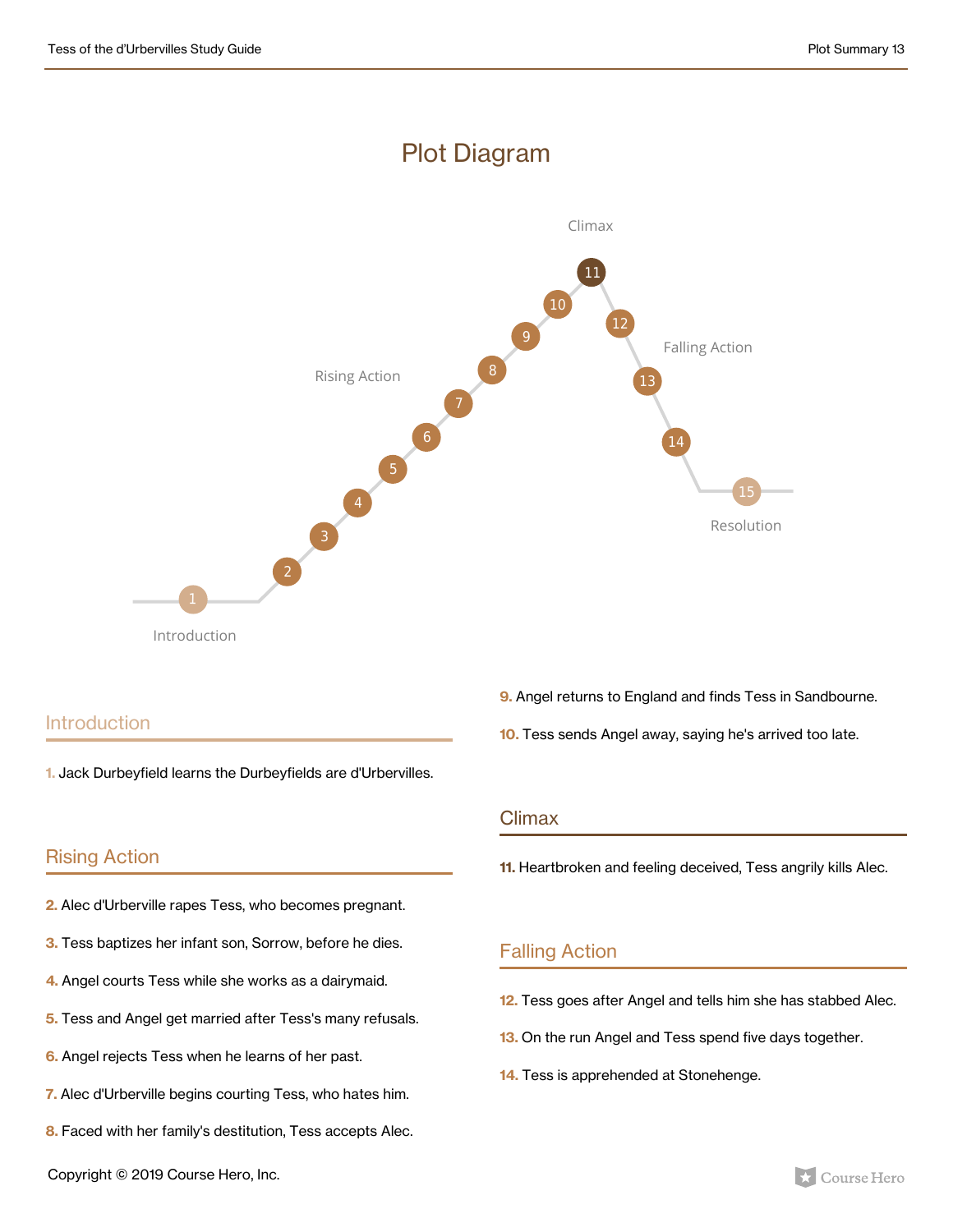# Plot Diagram

Climax

Rising Action

Falling Action

Introduction

Resolution

## Introduction

1. Jack Durbeyfield learns the Durbeyfields are d'Urbervilles.

## Rising Action

2. Alec d'Urberville rapes Tess, who becomes pregnant.

3. Tess baptizes her infant son, Sorrow, before he dies.

4. Angel courts Tess while she works as a dairymaid.

5. Tess and Angel get married after Tess's many refusals.

6. Angel rejects Tess when he learns of her past.

7. Alec d'Urberville begins courting Tess, who hates him.

8. Faced with her family's destitution, Tess accepts Alec.

9. Angel returns to England and finds Tess in Sandbourne.

10. Tess sends Angel away, saying he's arrived too late.

## Climax

11. Heartbroken and feeling deceived, Tess angrily kills Alec.

## Falling Action

12. Tess goes after Angel and tells him she has stabbed Alec.

13. On the run Angel and Tess spend five days together.

14. Tess is apprehended at Stonehenge.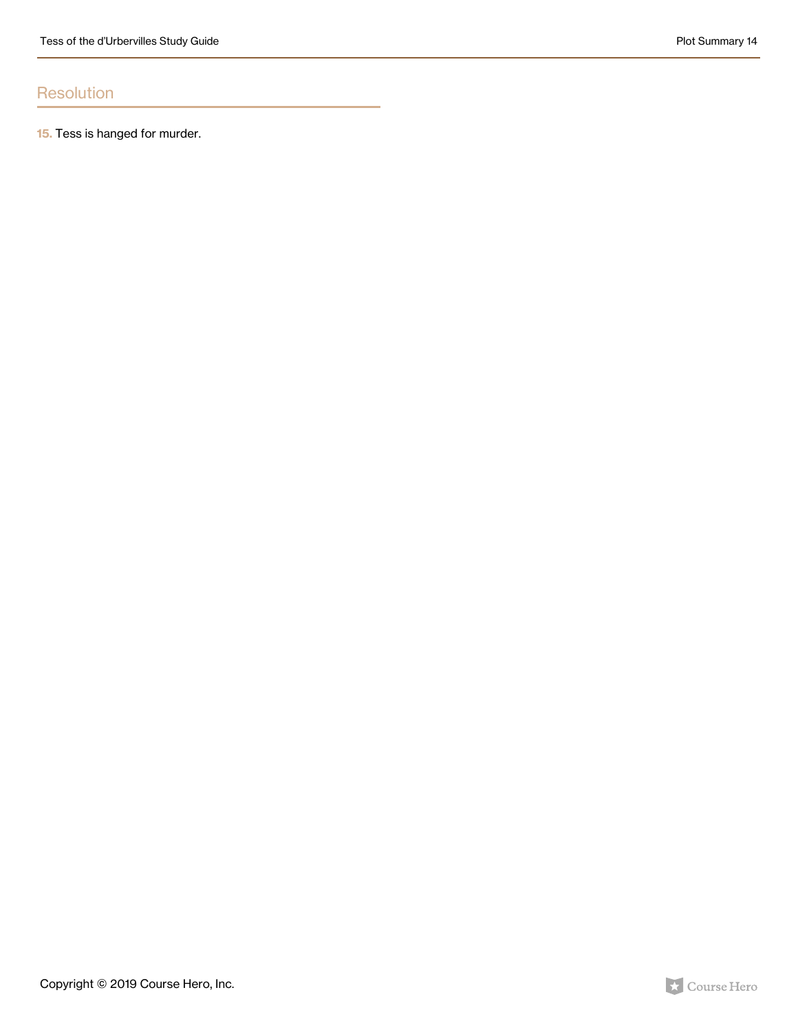## Resolution

**15.** Tess is hanged for murder.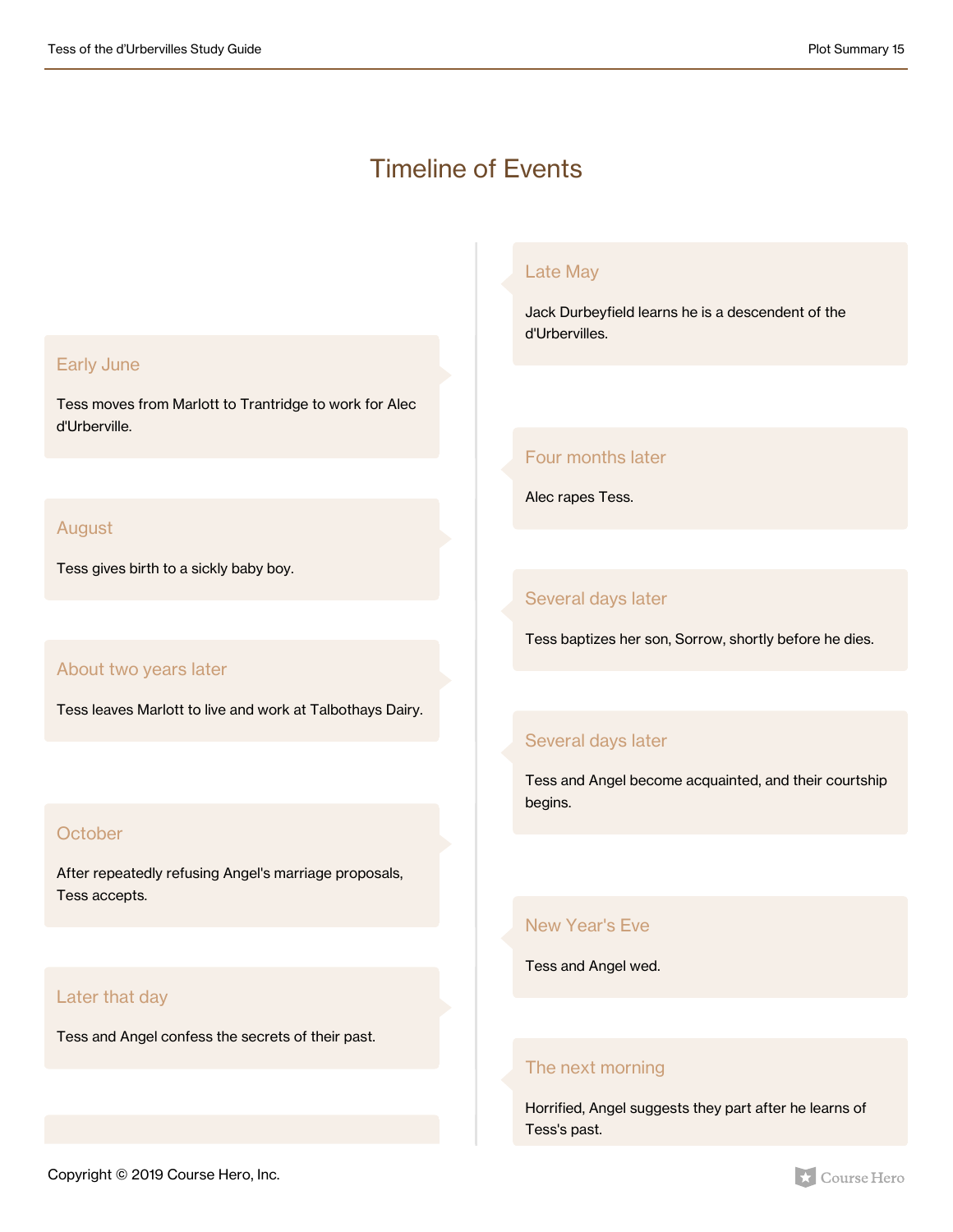# Timeline of Events

**Late May**

Jack Durbeyfield learns he is a descendent of the d'Urbervilles.

**Early June**

Tess moves from Marlott to Trantridge to work for Alec d'Urberville.

**Four months later**

Alec rapes Tess.

**August**

Tess gives birth to a sickly baby boy.

**Several days later**

Tess baptizes her son, Sorrow, shortly before he dies.

**About two years later**

Tess leaves Marlott to live and work at Talbothays Dairy.

**Several days later**

Tess and Angel become acquainted, and their courtship begins.

**October**

After repeatedly refusing Angel's marriage proposals, Tess accepts.

**New Year's Eve**

Tess and Angel wed.

**Later that day**

Tess and Angel confess the secrets of their past.

**The next morning**

Horrified, Angel suggests they part after he learns of Tess's past.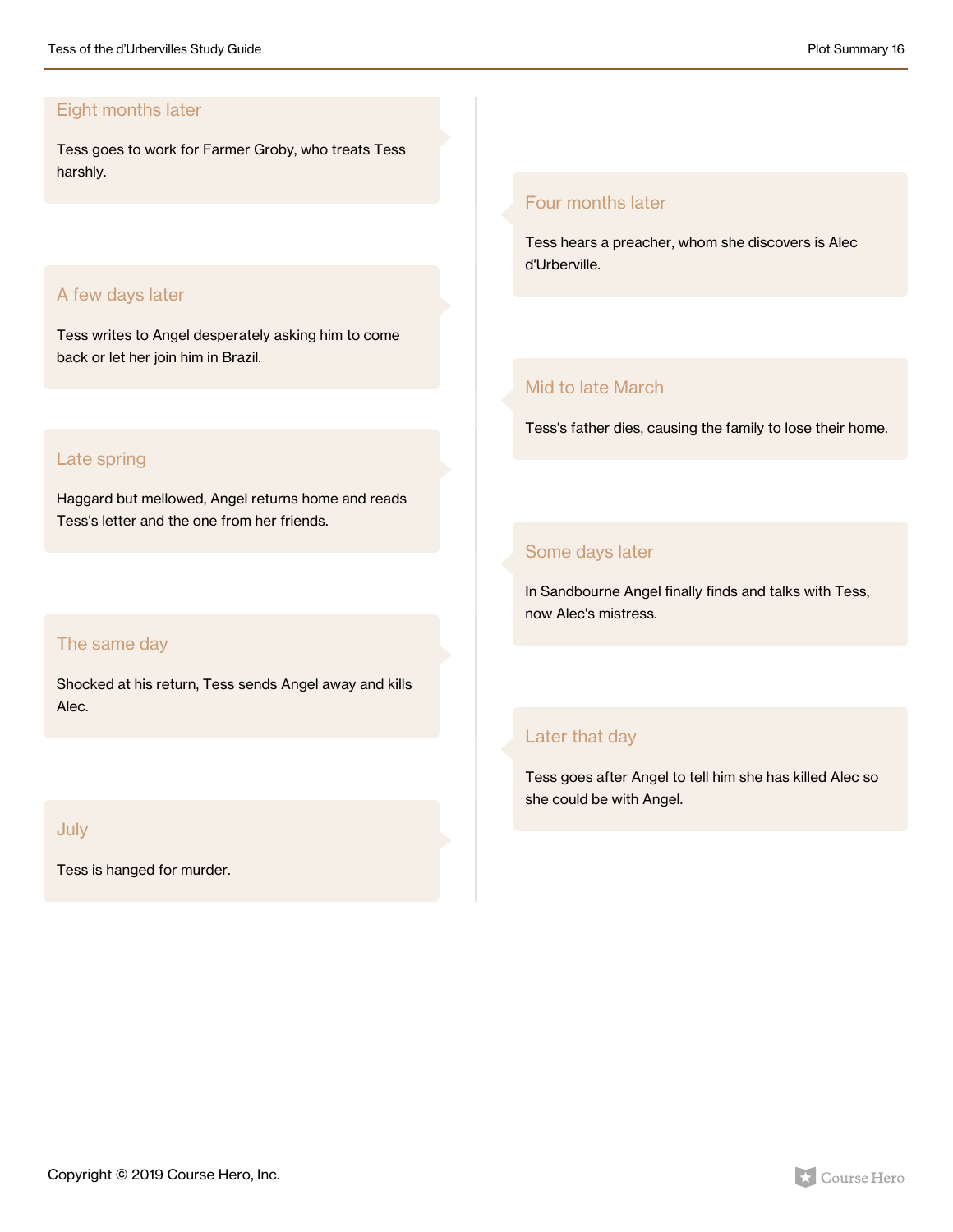### Eight months later

Tess goes to work for Farmer Groby, who treats Tess harshly.

### Four months later

Tess hears a preacher, whom she discovers is Alec d'Urberville.

### A few days later

Tess writes to Angel desperately asking him to come back or let her join him in Brazil.

### Mid to late March

Tess's father dies, causing the family to lose their home.

### Late spring

Haggard but mellowed, Angel returns home and reads Tess's letter and the one from her friends.

### Some days later

In Sandbourne Angel finally finds and talks with Tess, now Alec's mistress.

### The same day

Shocked at his return, Tess sends Angel away and kills Alec.

### Later that day

Tess goes after Angel to tell him she has killed Alec so she could be with Angel.

### July

Tess is hanged for murder.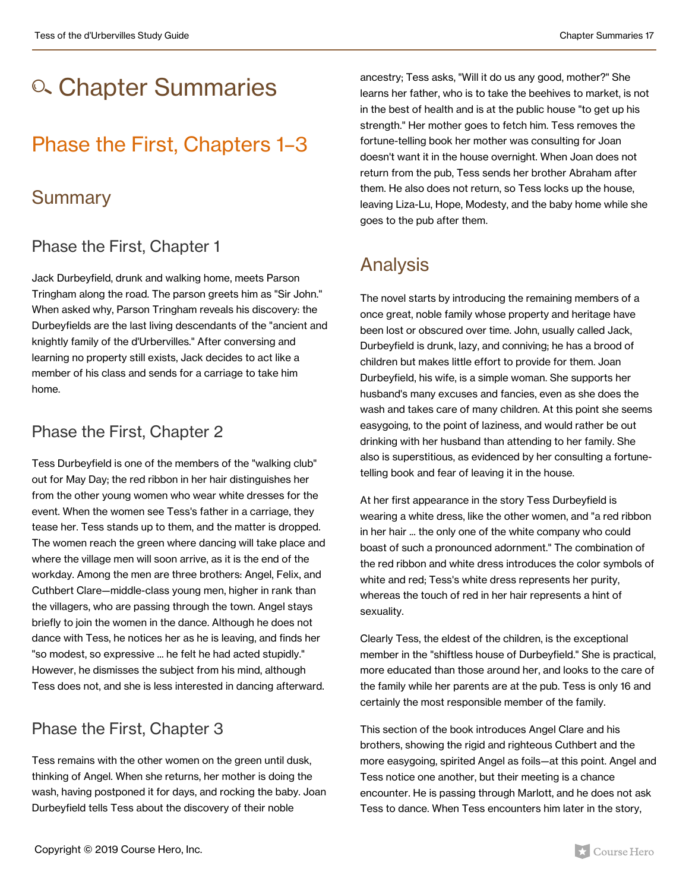# Chapter Summaries

## Phase the First, Chapters 1–3

### Summary

#### Phase the First, Chapter 1

Jack Durbeyfield, drunk and walking home, meets Parson Tringham along the road. The parson greets him as "Sir John." When asked why, Parson Tringham reveals his discovery: the Durbeyfields are the last living descendants of the "ancient and knightly family of the d'Urbervilles." After conversing and learning no property still exists, Jack decides to act like a member of his class and sends for a carriage to take him home.

#### Phase the First, Chapter 2

Tess Durbeyfield is one of the members of the "walking club" out for May Day; the red ribbon in her hair distinguishes her from the other young women who wear white dresses for the event. When the women see Tess's father in a carriage, they tease her. Tess stands up to them, and the matter is dropped. The women reach the green where dancing will take place and where the village men will soon arrive, as it is the end of the workday. Among the men are three brothers: Angel, Felix, and Cuthbert Clare—middle-class young men, higher in rank than the villagers, who are passing through the town. Angel stays briefly to join the women in the dance. Although he does not dance with Tess, he notices her as he is leaving, and finds her "so modest, so expressive ... he felt he had acted stupidly." However, he dismisses the subject from his mind, although Tess does not, and she is less interested in dancing afterward.

#### Phase the First, Chapter 3

Tess remains with the other women on the green until dusk, thinking of Angel. When she returns, her mother is doing the wash, having postponed it for days, and rocking the baby. Joan Durbeyfield tells Tess about the discovery of their noble ancestry; Tess asks, "Will it do us any good, mother?" She learns her father, who is to take the beehives to market, is not in the best of health and is at the public house "to get up his strength." Her mother goes to fetch him. Tess removes the fortune-telling book her mother was consulting for Joan doesn't want it in the house overnight. When Joan does not return from the pub, Tess sends her brother Abraham after them. He also does not return, so Tess locks up the house, leaving Liza-Lu, Hope, Modesty, and the baby home while she goes to the pub after them.

### Analysis

The novel starts by introducing the remaining members of a once great, noble family whose property and heritage have been lost or obscured over time. John, usually called Jack, Durbeyfield is drunk, lazy, and conniving; he has a brood of children but makes little effort to provide for them. Joan Durbeyfield, his wife, is a simple woman. She supports her husband's many excuses and fancies, even as she does the wash and takes care of many children. At this point she seems easygoing, to the point of laziness, and would rather be out drinking with her husband than attending to her family. She also is superstitious, as evidenced by her consulting a fortune-telling book and fear of leaving it in the house.

At her first appearance in the story Tess Durbeyfield is wearing a white dress, like the other women, and "a red ribbon in her hair ... the only one of the white company who could boast of such a pronounced adornment." The combination of the red ribbon and white dress introduces the color symbols of white and red; Tess's white dress represents her purity, whereas the touch of red in her hair represents a hint of sexuality.

Clearly Tess, the eldest of the children, is the exceptional member in the "shiftless house of Durbeyfield." She is practical, more educated than those around her, and looks to the care of the family while her parents are at the pub. Tess is only 16 and certainly the most responsible member of the family.

This section of the book introduces Angel Clare and his brothers, showing the rigid and righteous Cuthbert and the more easygoing, spirited Angel as foils—at this point. Angel and Tess notice one another, but their meeting is a chance encounter. He is passing through Marlott, and he does not ask Tess to dance. When Tess encounters him later in the story,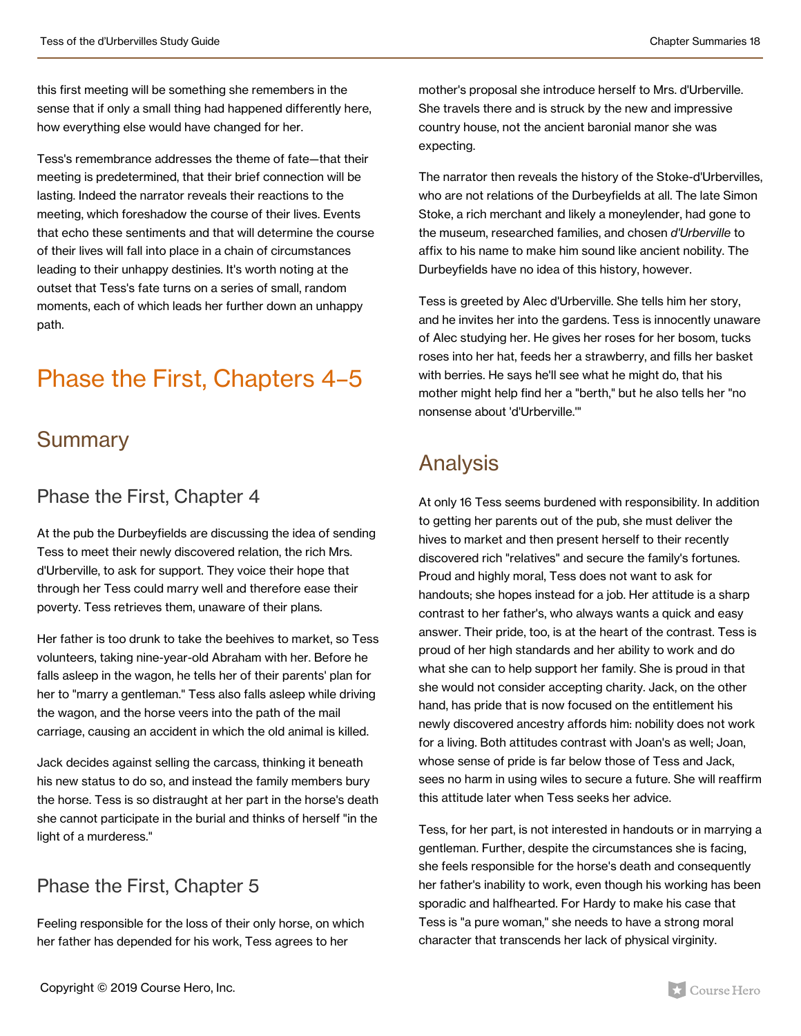this first meeting will be something she remembers in the sense that if only a small thing had happened differently here, how everything else would have changed for her.

Tess's remembrance addresses the theme of fate—that their meeting is predetermined, that their brief connection will be lasting. Indeed the narrator reveals their reactions to the meeting, which foreshadow the course of their lives. Events that echo these sentiments and that will determine the course of their lives will fall into place in a chain of circumstances leading to their unhappy destinies. It's worth noting at the outset that Tess's fate turns on a series of small, random moments, each of which leads her further down an unhappy path.

# Phase the First, Chapters 4–5

## Summary

### Phase the First, Chapter 4

At the pub the Durbeyfields are discussing the idea of sending Tess to meet their newly discovered relation, the rich Mrs. d'Urberville, to ask for support. They voice their hope that through her Tess could marry well and therefore ease their poverty. Tess retrieves them, unaware of their plans.

Her father is too drunk to take the beehives to market, so Tess volunteers, taking nine-year-old Abraham with her. Before he falls asleep in the wagon, he tells her of their parents' plan for her to "marry a gentleman." Tess also falls asleep while driving the wagon, and the horse veers into the path of the mail carriage, causing an accident in which the old animal is killed.

Jack decides against selling the carcass, thinking it beneath his new status to do so, and instead the family members bury the horse. Tess is so distraught at her part in the horse's death she cannot participate in the burial and thinks of herself "in the light of a murderess."

### Phase the First, Chapter 5

Feeling responsible for the loss of their only horse, on which her father has depended for his work, Tess agrees to her mother's proposal she introduce herself to Mrs. d'Urberville. She travels there and is struck by the new and impressive country house, not the ancient baronial manor she was expecting.

The narrator then reveals the history of the Stoke-d'Urbervilles, who are not relations of the Durbeyfields at all. The late Simon Stoke, a rich merchant and likely a moneylender, had gone to the museum, researched families, and chosen *d'Urberville* to affix to his name to make him sound like ancient nobility. The Durbeyfields have no idea of this history, however.

Tess is greeted by Alec d'Urberville. She tells him her story, and he invites her into the gardens. Tess is innocently unaware of Alec studying her. He gives her roses for her bosom, tucks roses into her hat, feeds her a strawberry, and fills her basket with berries. He says he'll see what he might do, that his mother might help find her a "berth," but he also tells her "no nonsense about 'd'Urberville.'"

## Analysis

At only 16 Tess seems burdened with responsibility. In addition to getting her parents out of the pub, she must deliver the hives to market and then present herself to their recently discovered rich "relatives" and secure the family's fortunes. Proud and highly moral, Tess does not want to ask for handouts; she hopes instead for a job. Her attitude is a sharp contrast to her father's, who always wants a quick and easy answer. Their pride, too, is at the heart of the contrast. Tess is proud of her high standards and her ability to work and do what she can to help support her family. She is proud in that she would not consider accepting charity. Jack, on the other hand, has pride that is now focused on the entitlement his newly discovered ancestry affords him: nobility does not work for a living. Both attitudes contrast with Joan's as well; Joan, whose sense of pride is far below those of Tess and Jack, sees no harm in using wiles to secure a future. She will reaffirm this attitude later when Tess seeks her advice.

Tess, for her part, is not interested in handouts or in marrying a gentleman. Further, despite the circumstances she is facing, she feels responsible for the horse's death and consequently her father's inability to work, even though his working has been sporadic and halfhearted. For Hardy to make his case that Tess is "a pure woman," she needs to have a strong moral character that transcends her lack of physical virginity.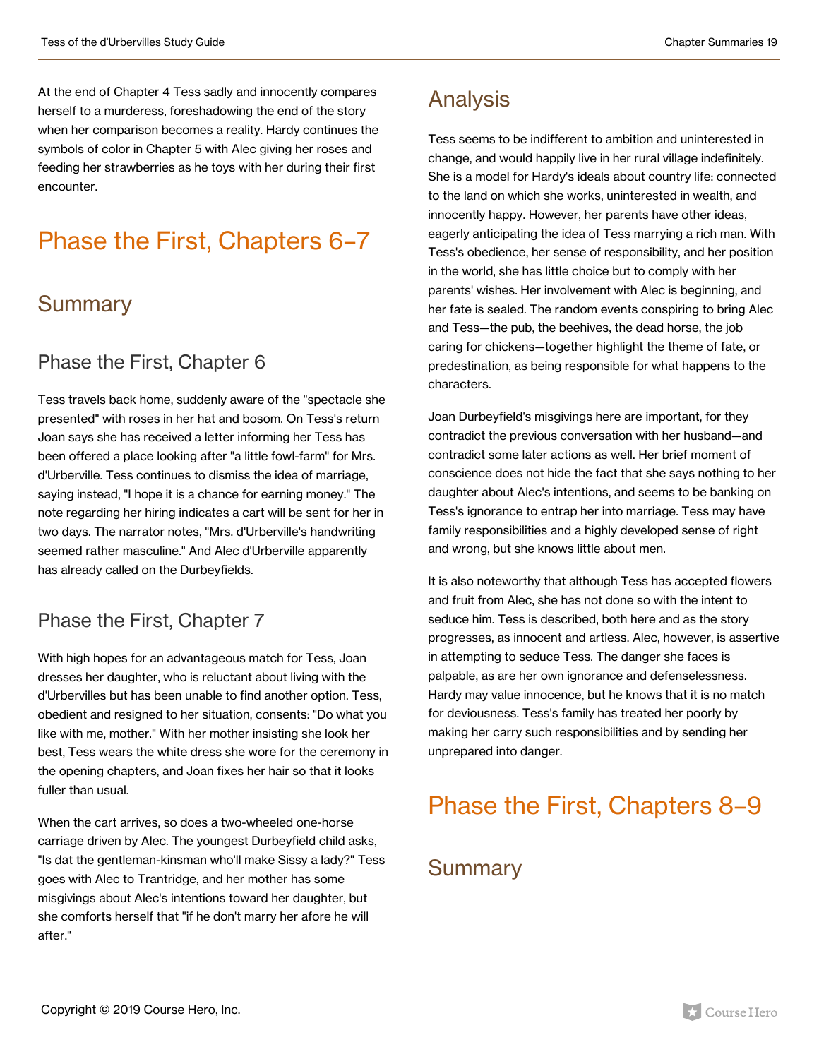At the end of Chapter 4 Tess sadly and innocently compares herself to a murderess, foreshadowing the end of the story when her comparison becomes a reality. Hardy continues the symbols of color in Chapter 5 with Alec giving her roses and feeding her strawberries as he toys with her during their first encounter.

# Phase the First, Chapters 6–7

## Summary

### Phase the First, Chapter 6

Tess travels back home, suddenly aware of the "spectacle she presented" with roses in her hat and bosom. On Tess's return Joan says she has received a letter informing her Tess has been offered a place looking after "a little fowl-farm" for Mrs. d'Urberville. Tess continues to dismiss the idea of marriage, saying instead, "I hope it is a chance for earning money." The note regarding her hiring indicates a cart will be sent for her in two days. The narrator notes, "Mrs. d'Urberville's handwriting seemed rather masculine." And Alec d'Urberville apparently has already called on the Durbeyfields.

### Phase the First, Chapter 7

With high hopes for an advantageous match for Tess, Joan dresses her daughter, who is reluctant about living with the d'Urbervilles but has been unable to find another option. Tess, obedient and resigned to her situation, consents: "Do what you like with me, mother." With her mother insisting she look her best, Tess wears the white dress she wore for the ceremony in the opening chapters, and Joan fixes her hair so that it looks fuller than usual.

When the cart arrives, so does a two-wheeled one-horse carriage driven by Alec. The youngest Durbeyfield child asks, "Is dat the gentleman-kinsman who'll make Sissy a lady?" Tess goes with Alec to Trantridge, and her mother has some misgivings about Alec's intentions toward her daughter, but she comforts herself that "if he don't marry her afore he will after."

## Analysis

Tess seems to be indifferent to ambition and uninterested in change, and would happily live in her rural village indefinitely. She is a model for Hardy's ideals about country life: connected to the land on which she works, uninterested in wealth, and innocently happy. However, her parents have other ideas, eagerly anticipating the idea of Tess marrying a rich man. With Tess's obedience, her sense of responsibility, and her position in the world, she has little choice but to comply with her parents' wishes. Her involvement with Alec is beginning, and her fate is sealed. The random events conspiring to bring Alec and Tess—the pub, the beehives, the dead horse, the job caring for chickens—together highlight the theme of fate, or predestination, as being responsible for what happens to the characters.

Joan Durbeyfield's misgivings here are important, for they contradict the previous conversation with her husband—and contradict some later actions as well. Her brief moment of conscience does not hide the fact that she says nothing to her daughter about Alec's intentions, and seems to be banking on Tess's ignorance to entrap her into marriage. Tess may have family responsibilities and a highly developed sense of right and wrong, but she knows little about men.

It is also noteworthy that although Tess has accepted flowers and fruit from Alec, she has not done so with the intent to seduce him. Tess is described, both here and as the story progresses, as innocent and artless. Alec, however, is assertive in attempting to seduce Tess. The danger she faces is palpable, as are her own ignorance and defenselessness. Hardy may value innocence, but he knows that it is no match for deviousness. Tess's family has treated her poorly by making her carry such responsibilities and by sending her unprepared into danger.

# Phase the First, Chapters 8–9

## Summary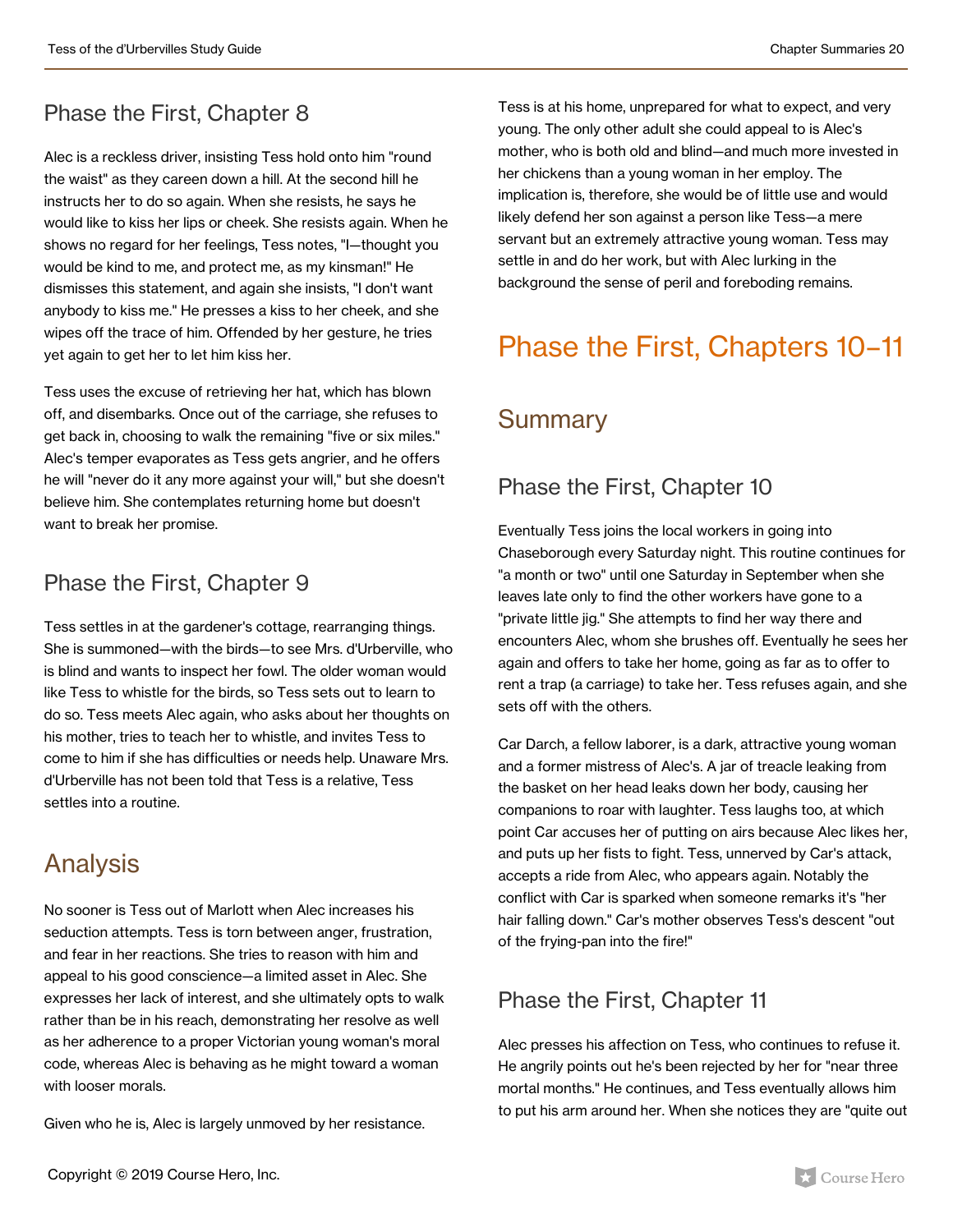### Phase the First, Chapter 8

Alec is a reckless driver, insisting Tess hold onto him "round the waist" as they careen down a hill. At the second hill he instructs her to do so again. When she resists, he says he would like to kiss her lips or cheek. She resists again. When he shows no regard for her feelings, Tess notes, "I—thought you would be kind to me, and protect me, as my kinsman!" He dismisses this statement, and again she insists, "I don't want anybody to kiss me." He presses a kiss to her cheek, and she wipes off the trace of him. Offended by her gesture, he tries yet again to get her to let him kiss her.

Tess uses the excuse of retrieving her hat, which has blown off, and disembarks. Once out of the carriage, she refuses to get back in, choosing to walk the remaining "five or six miles." Alec's temper evaporates as Tess gets angrier, and he offers he will "never do it any more against your will," but she doesn't believe him. She contemplates returning home but doesn't want to break her promise.

### Phase the First, Chapter 9

Tess settles in at the gardener's cottage, rearranging things. She is summoned—with the birds—to see Mrs. d'Urberville, who is blind and wants to inspect her fowl. The older woman would like Tess to whistle for the birds, so Tess sets out to learn to do so. Tess meets Alec again, who asks about her thoughts on his mother, tries to teach her to whistle, and invites Tess to come to him if she has difficulties or needs help. Unaware Mrs. d'Urberville has not been told that Tess is a relative, Tess settles into a routine.

## Analysis

No sooner is Tess out of Marlott when Alec increases his seduction attempts. Tess is torn between anger, frustration, and fear in her reactions. She tries to reason with him and appeal to his good conscience—a limited asset in Alec. She expresses her lack of interest, and she ultimately opts to walk rather than be in his reach, demonstrating her resolve as well as her adherence to a proper Victorian young woman's moral code, whereas Alec is behaving as he might toward a woman with looser morals.

Given who he is, Alec is largely unmoved by her resistance. Tess is at his home, unprepared for what to expect, and very young. The only other adult she could appeal to is Alec's mother, who is both old and blind—and much more invested in her chickens than a young woman in her employ. The implication is, therefore, she would be of little use and would likely defend her son against a person like Tess—a mere servant but an extremely attractive young woman. Tess may settle in and do her work, but with Alec lurking in the background the sense of peril and foreboding remains.

# Phase the First, Chapters 10–11

## Summary

### Phase the First, Chapter 10

Eventually Tess joins the local workers in going into Chaseborough every Saturday night. This routine continues for "a month or two" until one Saturday in September when she leaves late only to find the other workers have gone to a "private little jig." She attempts to find her way there and encounters Alec, whom she brushes off. Eventually he sees her again and offers to take her home, going as far as to offer to rent a trap (a carriage) to take her. Tess refuses again, and she sets off with the others.

Car Darch, a fellow laborer, is a dark, attractive young woman and a former mistress of Alec's. A jar of treacle leaking from the basket on her head leaks down her body, causing her companions to roar with laughter. Tess laughs too, at which point Car accuses her of putting on airs because Alec likes her, and puts up her fists to fight. Tess, unnerved by Car's attack, accepts a ride from Alec, who appears again. Notably the conflict with Car is sparked when someone remarks it's "her hair falling down." Car's mother observes Tess's descent "out of the frying-pan into the fire!"

### Phase the First, Chapter 11

Alec presses his affection on Tess, who continues to refuse it. He angrily points out he's been rejected by her for "near three mortal months." He continues, and Tess eventually allows him to put his arm around her. When she notices they are "quite out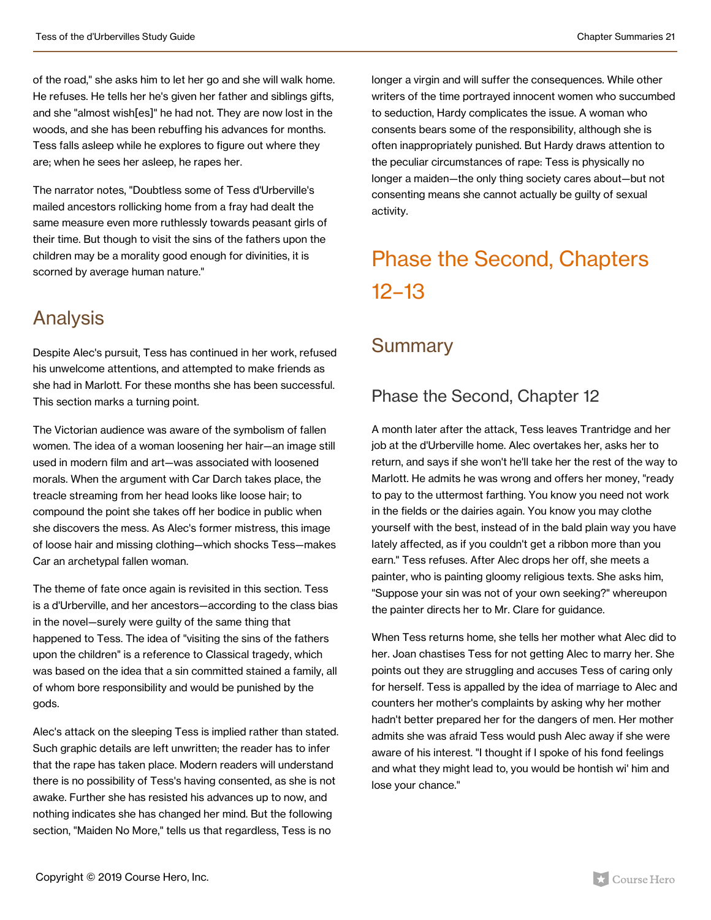of the road," she asks him to let her go and she will walk home. He refuses. He tells her he's given her father and siblings gifts, and she "almost wish[es]" he had not. They are now lost in the woods, and she has been rebuffing his advances for months. Tess falls asleep while he explores to figure out where they are; when he sees her asleep, he rapes her.

The narrator notes, "Doubtless some of Tess d'Urberville's mailed ancestors rollicking home from a fray had dealt the same measure even more ruthlessly towards peasant girls of their time. But though to visit the sins of the fathers upon the children may be a morality good enough for divinities, it is scorned by average human nature."

## Analysis

Despite Alec's pursuit, Tess has continued in her work, refused his unwelcome attentions, and attempted to make friends as she had in Marlott. For these months she has been successful. This section marks a turning point.

The Victorian audience was aware of the symbolism of fallen women. The idea of a woman loosening her hair—an image still used in modern film and art—was associated with loosened morals. When the argument with Car Darch takes place, the treacle streaming from her head looks like loose hair; to compound the point she takes off her bodice in public when she discovers the mess. As Alec's former mistress, this image of loose hair and missing clothing—which shocks Tess—makes Car an archetypal fallen woman.

The theme of fate once again is revisited in this section. Tess is a d'Urberville, and her ancestors—according to the class bias in the novel—surely were guilty of the same thing that happened to Tess. The idea of "visiting the sins of the fathers upon the children" is a reference to Classical tragedy, which was based on the idea that a sin committed stained a family, all of whom bore responsibility and would be punished by the gods.

Alec's attack on the sleeping Tess is implied rather than stated. Such graphic details are left unwritten; the reader has to infer that the rape has taken place. Modern readers will understand there is no possibility of Tess's having consented, as she is not awake. Further she has resisted his advances up to now, and nothing indicates she has changed her mind. But the following section, "Maiden No More," tells us that regardless, Tess is no longer a virgin and will suffer the consequences. While other writers of the time portrayed innocent women who succumbed to seduction, Hardy complicates the issue. A woman who consents bears some of the responsibility, although she is often inappropriately punished. But Hardy draws attention to the peculiar circumstances of rape: Tess is physically no longer a maiden—the only thing society cares about—but not consenting means she cannot actually be guilty of sexual activity.

# Phase the Second, Chapters 12–13

## Summary

### Phase the Second, Chapter 12

A month later after the attack, Tess leaves Trantridge and her job at the d'Urberville home. Alec overtakes her, asks her to return, and says if she won't he'll take her the rest of the way to Marlott. He admits he was wrong and offers her money, "ready to pay to the uttermost farthing. You know you need not work in the fields or the dairies again. You know you may clothe yourself with the best, instead of in the bald plain way you have lately affected, as if you couldn't get a ribbon more than you earn." Tess refuses. After Alec drops her off, she meets a painter, who is painting gloomy religious texts. She asks him, "Suppose your sin was not of your own seeking?" whereupon the painter directs her to Mr. Clare for guidance.

When Tess returns home, she tells her mother what Alec did to her. Joan chastises Tess for not getting Alec to marry her. She points out they are struggling and accuses Tess of caring only for herself. Tess is appalled by the idea of marriage to Alec and counters her mother's complaints by asking why her mother hadn't better prepared her for the dangers of men. Her mother admits she was afraid Tess would push Alec away if she were aware of his interest. "I thought if I spoke of his fond feelings and what they might lead to, you would be hontish wi' him and lose your chance."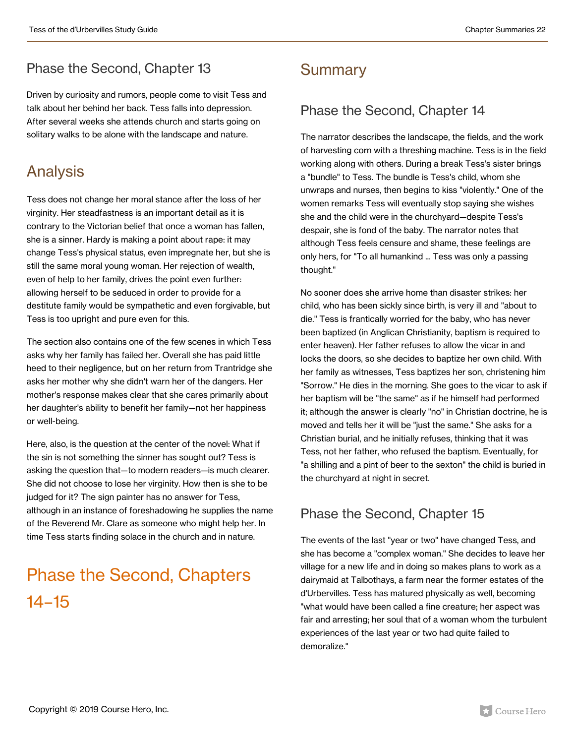## Phase the Second, Chapter 13

Driven by curiosity and rumors, people come to visit Tess and talk about her behind her back. Tess falls into depression. After several weeks she attends church and starts going on solitary walks to be alone with the landscape and nature.

## Analysis

Tess does not change her moral stance after the loss of her virginity. Her steadfastness is an important detail as it is contrary to the Victorian belief that once a woman has fallen, she is a sinner. Hardy is making a point about rape: it may change Tess's physical status, even impregnate her, but she is still the same moral young woman. Her rejection of wealth, even of help to her family, drives the point even further: allowing herself to be seduced in order to provide for a destitute family would be sympathetic and even forgivable, but Tess is too upright and pure even for this.

The section also contains one of the few scenes in which Tess asks why her family has failed her. Overall she has paid little heed to their negligence, but on her return from Trantridge she asks her mother why she didn't warn her of the dangers. Her mother's response makes clear that she cares primarily about her daughter's ability to benefit her family—not her happiness or well-being.

Here, also, is the question at the center of the novel: What if the sin is not something the sinner has sought out? Tess is asking the question that—to modern readers—is much clearer. She did not choose to lose her virginity. How then is she to be judged for it? The sign painter has no answer for Tess, although in an instance of foreshadowing he supplies the name of the Reverend Mr. Clare as someone who might help her. In time Tess starts finding solace in the church and in nature.

# Phase the Second, Chapters 14–15

## Summary

### Phase the Second, Chapter 14

The narrator describes the landscape, the fields, and the work of harvesting corn with a threshing machine. Tess is in the field working along with others. During a break Tess's sister brings a "bundle" to Tess. The bundle is Tess's child, whom she unwraps and nurses, then begins to kiss "violently." One of the women remarks Tess will eventually stop saying she wishes she and the child were in the churchyard—despite Tess's despair, she is fond of the baby. The narrator notes that although Tess feels censure and shame, these feelings are only hers, for "To all humankind ... Tess was only a passing thought."

No sooner does she arrive home than disaster strikes: her child, who has been sickly since birth, is very ill and "about to die." Tess is frantically worried for the baby, who has never been baptized (in Anglican Christianity, baptism is required to enter heaven). Her father refuses to allow the vicar in and locks the doors, so she decides to baptize her own child. With her family as witnesses, Tess baptizes her son, christening him "Sorrow." He dies in the morning. She goes to the vicar to ask if her baptism will be "the same" as if he himself had performed it; although the answer is clearly "no" in Christian doctrine, he is moved and tells her it will be "just the same." She asks for a Christian burial, and he initially refuses, thinking that it was Tess, not her father, who refused the baptism. Eventually, for "a shilling and a pint of beer to the sexton" the child is buried in the churchyard at night in secret.

### Phase the Second, Chapter 15

The events of the last "year or two" have changed Tess, and she has become a "complex woman." She decides to leave her village for a new life and in doing so makes plans to work as a dairymaid at Talbothays, a farm near the former estates of the d'Urbervilles. Tess has matured physically as well, becoming "what would have been called a fine creature; her aspect was fair and arresting; her soul that of a woman whom the turbulent experiences of the last year or two had quite failed to demoralize."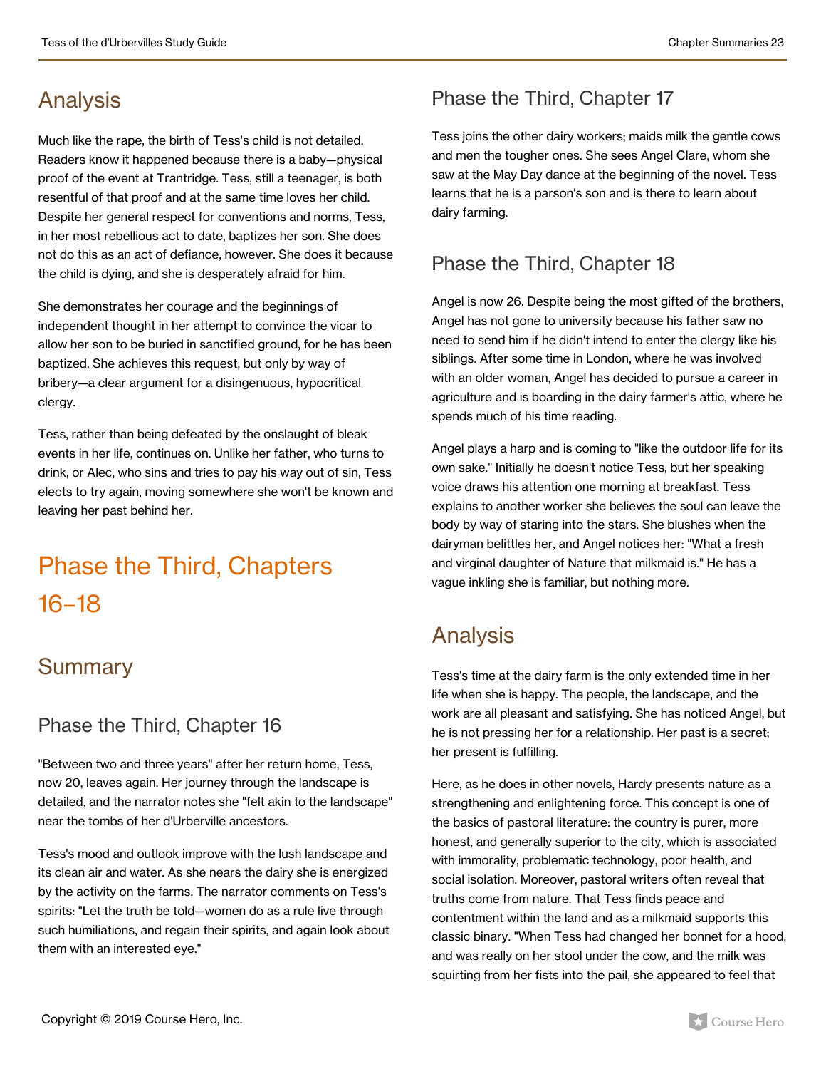## Analysis

Much like the rape, the birth of Tess's child is not detailed. Readers know it happened because there is a baby—physical proof of the event at Trantridge. Tess, still a teenager, is both resentful of that proof and at the same time loves her child. Despite her general respect for conventions and norms, Tess, in her most rebellious act to date, baptizes her son. She does not do this as an act of defiance, however. She does it because the child is dying, and she is desperately afraid for him.

She demonstrates her courage and the beginnings of independent thought in her attempt to convince the vicar to allow her son to be buried in sanctified ground, for he has been baptized. She achieves this request, but only by way of bribery—a clear argument for a disingenuous, hypocritical clergy.

Tess, rather than being defeated by the onslaught of bleak events in her life, continues on. Unlike her father, who turns to drink, or Alec, who sins and tries to pay his way out of sin, Tess elects to try again, moving somewhere she won't be known and leaving her past behind her.

# Phase the Third, Chapters 16–18

## Summary

### Phase the Third, Chapter 16

"Between two and three years" after her return home, Tess, now 20, leaves again. Her journey through the landscape is detailed, and the narrator notes she "felt akin to the landscape" near the tombs of her d'Urberville ancestors.

Tess's mood and outlook improve with the lush landscape and its clean air and water. As she nears the dairy she is energized by the activity on the farms. The narrator comments on Tess's spirits: "Let the truth be told—women do as a rule live through such humiliations, and regain their spirits, and again look about them with an interested eye."

### Phase the Third, Chapter 17

Tess joins the other dairy workers; maids milk the gentle cows and men the tougher ones. She sees Angel Clare, whom she saw at the May Day dance at the beginning of the novel. Tess learns that he is a parson's son and is there to learn about dairy farming.

### Phase the Third, Chapter 18

Angel is now 26. Despite being the most gifted of the brothers, Angel has not gone to university because his father saw no need to send him if he didn't intend to enter the clergy like his siblings. After some time in London, where he was involved with an older woman, Angel has decided to pursue a career in agriculture and is boarding in the dairy farmer's attic, where he spends much of his time reading.

Angel plays a harp and is coming to "like the outdoor life for its own sake." Initially he doesn't notice Tess, but her speaking voice draws his attention one morning at breakfast. Tess explains to another worker she believes the soul can leave the body by way of staring into the stars. She blushes when the dairyman belittles her, and Angel notices her: "What a fresh and virginal daughter of Nature that milkmaid is." He has a vague inkling she is familiar, but nothing more.

## Analysis

Tess's time at the dairy farm is the only extended time in her life when she is happy. The people, the landscape, and the work are all pleasant and satisfying. She has noticed Angel, but he is not pressing her for a relationship. Her past is a secret; her present is fulfilling.

Here, as he does in other novels, Hardy presents nature as a strengthening and enlightening force. This concept is one of the basics of pastoral literature: the country is purer, more honest, and generally superior to the city, which is associated with immorality, problematic technology, poor health, and social isolation. Moreover, pastoral writers often reveal that truths come from nature. That Tess finds peace and contentment within the land and as a milkmaid supports this classic binary. "When Tess had changed her bonnet for a hood, and was really on her stool under the cow, and the milk was squirting from her fists into the pail, she appeared to feel that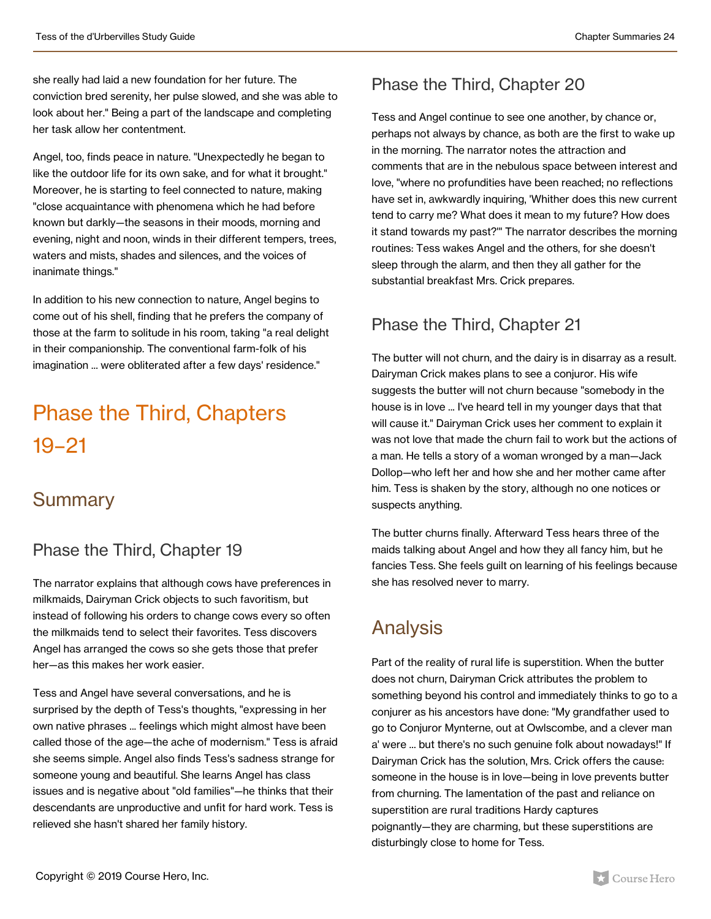she really had laid a new foundation for her future. The conviction bred serenity, her pulse slowed, and she was able to look about her." Being a part of the landscape and completing her task allow her contentment.

Angel, too, finds peace in nature. "Unexpectedly he began to like the outdoor life for its own sake, and for what it brought." Moreover, he is starting to feel connected to nature, making "close acquaintance with phenomena which he had before known but darkly—the seasons in their moods, morning and evening, night and noon, winds in their different tempers, trees, waters and mists, shades and silences, and the voices of inanimate things."

In addition to his new connection to nature, Angel begins to come out of his shell, finding that he prefers the company of those at the farm to solitude in his room, taking "a real delight in their companionship. The conventional farm-folk of his imagination ... were obliterated after a few days' residence."

# Phase the Third, Chapters 19–21

## Summary

### Phase the Third, Chapter 19

The narrator explains that although cows have preferences in milkmaids, Dairyman Crick objects to such favoritism, but instead of following his orders to change cows every so often the milkmaids tend to select their favorites. Tess discovers Angel has arranged the cows so she gets those that prefer her—as this makes her work easier.

Tess and Angel have several conversations, and he is surprised by the depth of Tess's thoughts, "expressing in her own native phrases ... feelings which might almost have been called those of the age—the ache of modernism." Tess is afraid she seems simple. Angel also finds Tess's sadness strange for someone young and beautiful. She learns Angel has class issues and is negative about "old families"—he thinks that their descendants are unproductive and unfit for hard work. Tess is relieved she hasn't shared her family history.

### Phase the Third, Chapter 20

Tess and Angel continue to see one another, by chance or, perhaps not always by chance, as both are the first to wake up in the morning. The narrator notes the attraction and comments that are in the nebulous space between interest and love, "where no profundities have been reached; no reflections have set in, awkwardly inquiring, 'Whither does this new current tend to carry me? What does it mean to my future? How does it stand towards my past?'" The narrator describes the morning routines: Tess wakes Angel and the others, for she doesn't sleep through the alarm, and then they all gather for the substantial breakfast Mrs. Crick prepares.

### Phase the Third, Chapter 21

The butter will not churn, and the dairy is in disarray as a result. Dairyman Crick makes plans to see a conjuror. His wife suggests the butter will not churn because "somebody in the house is in love ... I've heard tell in my younger days that that will cause it." Dairyman Crick uses her comment to explain it was not love that made the churn fail to work but the actions of a man. He tells a story of a woman wronged by a man—Jack Dollop—who left her and how she and her mother came after him. Tess is shaken by the story, although no one notices or suspects anything.

The butter churns finally. Afterward Tess hears three of the maids talking about Angel and how they all fancy him, but he fancies Tess. She feels guilt on learning of his feelings because she has resolved never to marry.

## Analysis

Part of the reality of rural life is superstition. When the butter does not churn, Dairyman Crick attributes the problem to something beyond his control and immediately thinks to go to a conjurer as his ancestors have done: "My grandfather used to go to Conjuror Mynterne, out at Owlscombe, and a clever man a' were ... but there's no such genuine folk about nowadays!" If Dairyman Crick has the solution, Mrs. Crick offers the cause: someone in the house is in love—being in love prevents butter from churning. The lamentation of the past and reliance on superstition are rural traditions Hardy captures poignantly—they are charming, but these superstitions are disturbingly close to home for Tess.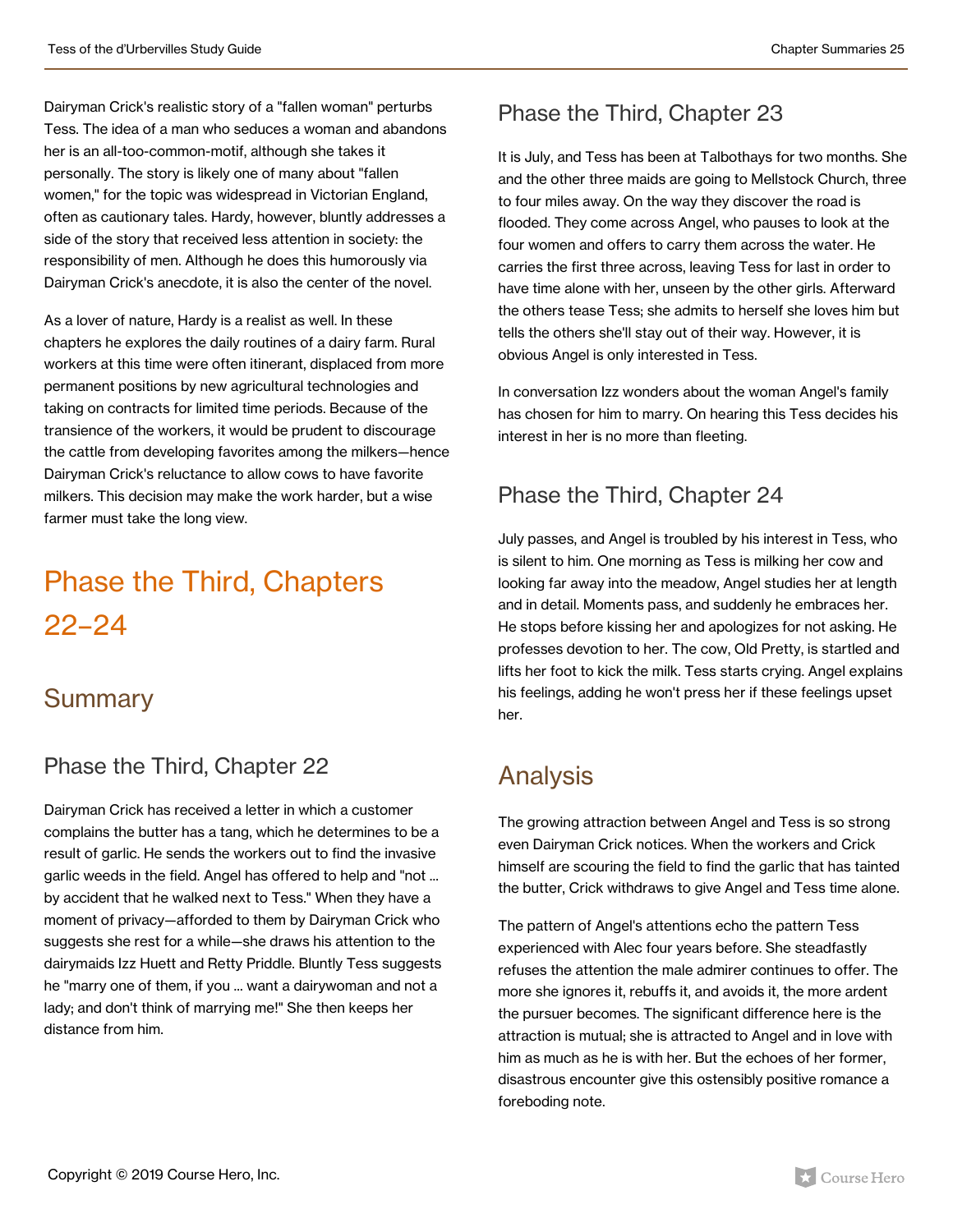Dairyman Crick's realistic story of a "fallen woman" perturbs Tess. The idea of a man who seduces a woman and abandons her is an all-too-common-motif, although she takes it personally. The story is likely one of many about "fallen women," for the topic was widespread in Victorian England, often as cautionary tales. Hardy, however, bluntly addresses a side of the story that received less attention in society: the responsibility of men. Although he does this humorously via Dairyman Crick's anecdote, it is also the center of the novel.

As a lover of nature, Hardy is a realist as well. In these chapters he explores the daily routines of a dairy farm. Rural workers at this time were often itinerant, displaced from more permanent positions by new agricultural technologies and taking on contracts for limited time periods. Because of the transience of the workers, it would be prudent to discourage the cattle from developing favorites among the milkers—hence Dairyman Crick's reluctance to allow cows to have favorite milkers. This decision may make the work harder, but a wise farmer must take the long view.

# Phase the Third, Chapters 22–24

## Summary

### Phase the Third, Chapter 22

Dairyman Crick has received a letter in which a customer complains the butter has a tang, which he determines to be a result of garlic. He sends the workers out to find the invasive garlic weeds in the field. Angel has offered to help and "not ... by accident that he walked next to Tess." When they have a moment of privacy—afforded to them by Dairyman Crick who suggests she rest for a while—she draws his attention to the dairymaids Izz Huett and Retty Priddle. Bluntly Tess suggests he "marry one of them, if you ... want a dairywoman and not a lady; and don't think of marrying me!" She then keeps her distance from him.

### Phase the Third, Chapter 23

It is July, and Tess has been at Talbothays for two months. She and the other three maids are going to Mellstock Church, three to four miles away. On the way they discover the road is flooded. They come across Angel, who pauses to look at the four women and offers to carry them across the water. He carries the first three across, leaving Tess for last in order to have time alone with her, unseen by the other girls. Afterward the others tease Tess; she admits to herself she loves him but tells the others she'll stay out of their way. However, it is obvious Angel is only interested in Tess.

In conversation Izz wonders about the woman Angel's family has chosen for him to marry. On hearing this Tess decides his interest in her is no more than fleeting.

### Phase the Third, Chapter 24

July passes, and Angel is troubled by his interest in Tess, who is silent to him. One morning as Tess is milking her cow and looking far away into the meadow, Angel studies her at length and in detail. Moments pass, and suddenly he embraces her. He stops before kissing her and apologizes for not asking. He professes devotion to her. The cow, Old Pretty, is startled and lifts her foot to kick the milk. Tess starts crying. Angel explains his feelings, adding he won't press her if these feelings upset her.

## Analysis

The growing attraction between Angel and Tess is so strong even Dairyman Crick notices. When the workers and Crick himself are scouring the field to find the garlic that has tainted the butter, Crick withdraws to give Angel and Tess time alone.

The pattern of Angel's attentions echo the pattern Tess experienced with Alec four years before. She steadfastly refuses the attention the male admirer continues to offer. The more she ignores it, rebuffs it, and avoids it, the more ardent the pursuer becomes. The significant difference here is the attraction is mutual; she is attracted to Angel and in love with him as much as he is with her. But the echoes of her former, disastrous encounter give this ostensibly positive romance a foreboding note.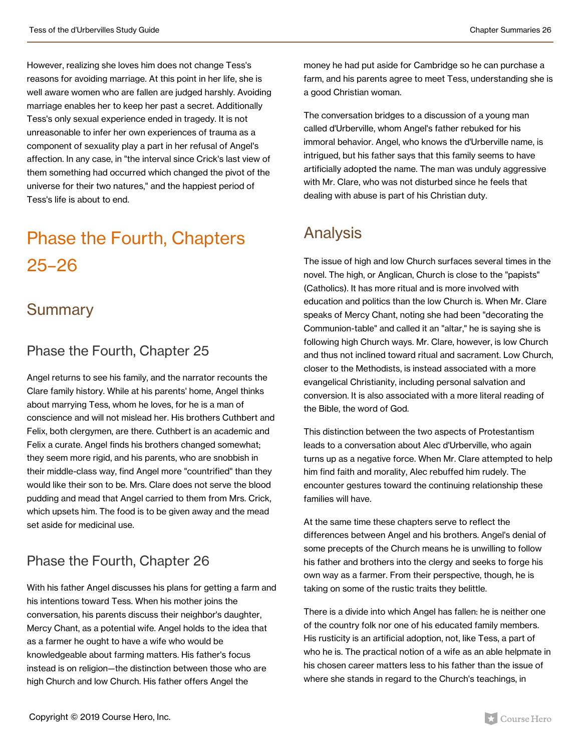However, realizing she loves him does not change Tess's reasons for avoiding marriage. At this point in her life, she is well aware women who are fallen are judged harshly. Avoiding marriage enables her to keep her past a secret. Additionally Tess's only sexual experience ended in tragedy. It is not unreasonable to infer her own experiences of trauma as a component of sexuality play a part in her refusal of Angel's affection. In any case, in "the interval since Crick's last view of them something had occurred which changed the pivot of the universe for their two natures," and the happiest period of Tess's life is about to end.

# Phase the Fourth, Chapters 25–26

## Summary

### Phase the Fourth, Chapter 25

Angel returns to see his family, and the narrator recounts the Clare family history. While at his parents' home, Angel thinks about marrying Tess, whom he loves, for he is a man of conscience and will not mislead her. His brothers Cuthbert and Felix, both clergymen, are there. Cuthbert is an academic and Felix a curate. Angel finds his brothers changed somewhat; they seem more rigid, and his parents, who are snobbish in their middle-class way, find Angel more "countrified" than they would like their son to be. Mrs. Clare does not serve the blood pudding and mead that Angel carried to them from Mrs. Crick, which upsets him. The food is to be given away and the mead set aside for medicinal use.

### Phase the Fourth, Chapter 26

With his father Angel discusses his plans for getting a farm and his intentions toward Tess. When his mother joins the conversation, his parents discuss their neighbor's daughter, Mercy Chant, as a potential wife. Angel holds to the idea that as a farmer he ought to have a wife who would be knowledgeable about farming matters. His father's focus instead is on religion—the distinction between those who are high Church and low Church. His father offers Angel the money he had put aside for Cambridge so he can purchase a farm, and his parents agree to meet Tess, understanding she is a good Christian woman.

The conversation bridges to a discussion of a young man called d'Urberville, whom Angel's father rebuked for his immoral behavior. Angel, who knows the d'Urberville name, is intrigued, but his father says that this family seems to have artificially adopted the name. The man was unduly aggressive with Mr. Clare, who was not disturbed since he feels that dealing with abuse is part of his Christian duty.

## Analysis

The issue of high and low Church surfaces several times in the novel. The high, or Anglican, Church is close to the "papists" (Catholics). It has more ritual and is more involved with education and politics than the low Church is. When Mr. Clare speaks of Mercy Chant, noting she had been "decorating the Communion-table" and called it an "altar," he is saying she is following high Church ways. Mr. Clare, however, is low Church and thus not inclined toward ritual and sacrament. Low Church, closer to the Methodists, is instead associated with a more evangelical Christianity, including personal salvation and conversion. It is also associated with a more literal reading of the Bible, the word of God.

This distinction between the two aspects of Protestantism leads to a conversation about Alec d'Urberville, who again turns up as a negative force. When Mr. Clare attempted to help him find faith and morality, Alec rebuffed him rudely. The encounter gestures toward the continuing relationship these families will have.

At the same time these chapters serve to reflect the differences between Angel and his brothers. Angel's denial of some precepts of the Church means he is unwilling to follow his father and brothers into the clergy and seeks to forge his own way as a farmer. From their perspective, though, he is taking on some of the rustic traits they belittle.

There is a divide into which Angel has fallen: he is neither one of the country folk nor one of his educated family members. His rusticity is an artificial adoption, not, like Tess, a part of who he is. The practical notion of a wife as an able helpmate in his chosen career matters less to his father than the issue of where she stands in regard to the Church's teachings, in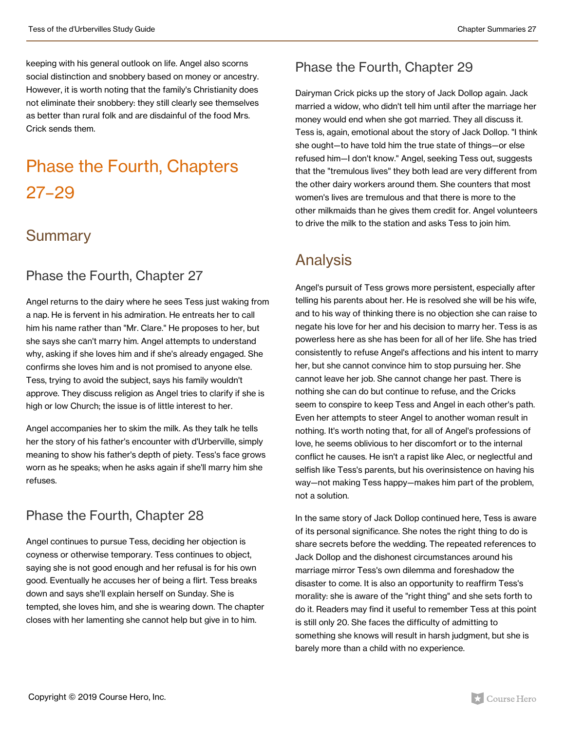keeping with his general outlook on life. Angel also scorns social distinction and snobbery based on money or ancestry. However, it is worth noting that the family's Christianity does not eliminate their snobbery: they still clearly see themselves as better than rural folk and are disdainful of the food Mrs. Crick sends them.

# Phase the Fourth, Chapters 27–29

## Summary

### Phase the Fourth, Chapter 27

Angel returns to the dairy where he sees Tess just waking from a nap. He is fervent in his admiration. He entreats her to call him his name rather than "Mr. Clare." He proposes to her, but she says she can't marry him. Angel attempts to understand why, asking if she loves him and if she's already engaged. She confirms she loves him and is not promised to anyone else. Tess, trying to avoid the subject, says his family wouldn't approve. They discuss religion as Angel tries to clarify if she is high or low Church; the issue is of little interest to her.

Angel accompanies her to skim the milk. As they talk he tells her the story of his father's encounter with d'Urberville, simply meaning to show his father's depth of piety. Tess's face grows worn as he speaks; when he asks again if she'll marry him she refuses.

### Phase the Fourth, Chapter 28

Angel continues to pursue Tess, deciding her objection is coyness or otherwise temporary. Tess continues to object, saying she is not good enough and her refusal is for his own good. Eventually he accuses her of being a flirt. Tess breaks down and says she'll explain herself on Sunday. She is tempted, she loves him, and she is wearing down. The chapter closes with her lamenting she cannot help but give in to him.

### Phase the Fourth, Chapter 29

Dairyman Crick picks up the story of Jack Dollop again. Jack married a widow, who didn't tell him until after the marriage her money would end when she got married. They all discuss it. Tess is, again, emotional about the story of Jack Dollop. "I think she ought—to have told him the true state of things—or else refused him—I don't know." Angel, seeking Tess out, suggests that the "tremulous lives" they both lead are very different from the other dairy workers around them. She counters that most women's lives are tremulous and that there is more to the other milkmaids than he gives them credit for. Angel volunteers to drive the milk to the station and asks Tess to join him.

## Analysis

Angel's pursuit of Tess grows more persistent, especially after telling his parents about her. He is resolved she will be his wife, and to his way of thinking there is no objection she can raise to negate his love for her and his decision to marry her. Tess is as powerless here as she has been for all of her life. She has tried consistently to refuse Angel's affections and his intent to marry her, but she cannot convince him to stop pursuing her. She cannot leave her job. She cannot change her past. There is nothing she can do but continue to refuse, and the Cricks seem to conspire to keep Tess and Angel in each other's path. Even her attempts to steer Angel to another woman result in nothing. It's worth noting that, for all of Angel's professions of love, he seems oblivious to her discomfort or to the internal conflict he causes. He isn't a rapist like Alec, or neglectful and selfish like Tess's parents, but his overinsistence on having his way—not making Tess happy—makes him part of the problem, not a solution.

In the same story of Jack Dollop continued here, Tess is aware of its personal significance. She notes the right thing to do is share secrets before the wedding. The repeated references to Jack Dollop and the dishonest circumstances around his marriage mirror Tess's own dilemma and foreshadow the disaster to come. It is also an opportunity to reaffirm Tess's morality: she is aware of the "right thing" and she sets forth to do it. Readers may find it useful to remember Tess at this point is still only 20. She faces the difficulty of admitting to something she knows will result in harsh judgment, but she is barely more than a child with no experience.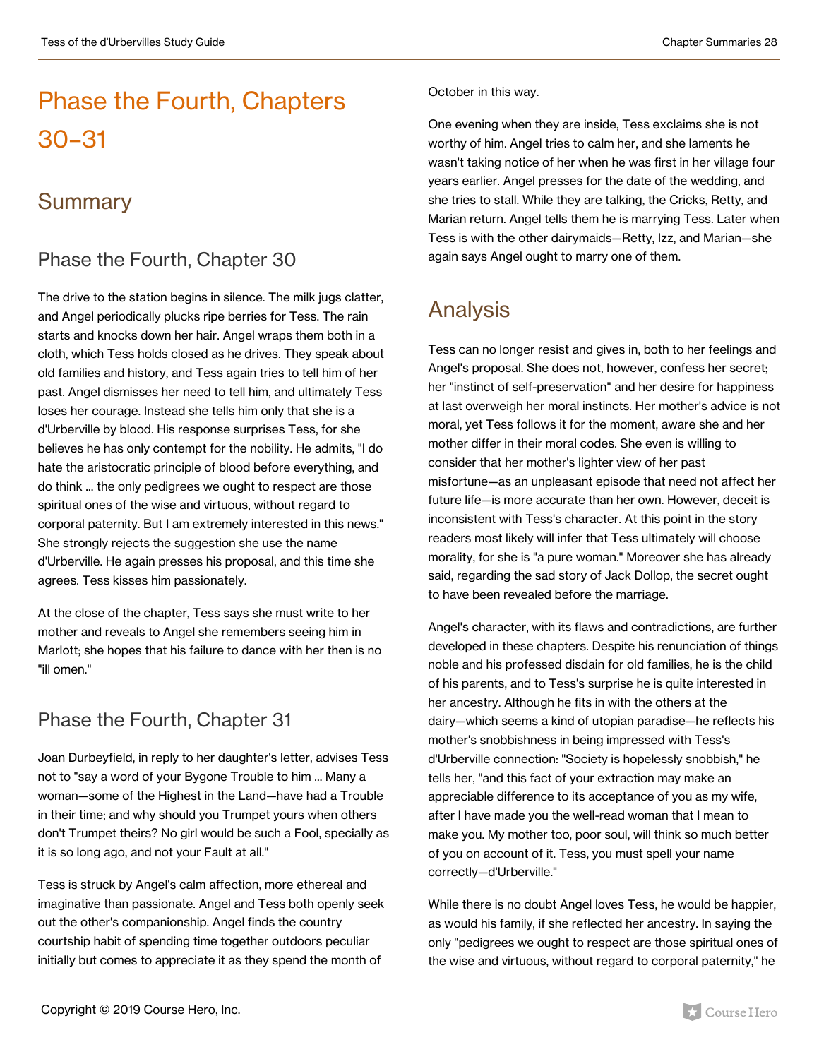# Phase the Fourth, Chapters 30–31

## Summary

### Phase the Fourth, Chapter 30

The drive to the station begins in silence. The milk jugs clatter, and Angel periodically plucks ripe berries for Tess. The rain starts and knocks down her hair. Angel wraps them both in a cloth, which Tess holds closed as he drives. They speak about old families and history, and Tess again tries to tell him of her past. Angel dismisses her need to tell him, and ultimately Tess loses her courage. Instead she tells him only that she is a d'Urberville by blood. His response surprises Tess, for she believes he has only contempt for the nobility. He admits, "I do hate the aristocratic principle of blood before everything, and do think ... the only pedigrees we ought to respect are those spiritual ones of the wise and virtuous, without regard to corporal paternity. But I am extremely interested in this news." She strongly rejects the suggestion she use the name d'Urberville. He again presses his proposal, and this time she agrees. Tess kisses him passionately.

At the close of the chapter, Tess says she must write to her mother and reveals to Angel she remembers seeing him in Marlott; she hopes that his failure to dance with her then is no "ill omen."

### Phase the Fourth, Chapter 31

Joan Durbeyfield, in reply to her daughter's letter, advises Tess not to "say a word of your Bygone Trouble to him ... Many a woman—some of the Highest in the Land—have had a Trouble in their time; and why should you Trumpet yours when others don't Trumpet theirs? No girl would be such a Fool, specially as it is so long ago, and not your Fault at all."

Tess is struck by Angel's calm affection, more ethereal and imaginative than passionate. Angel and Tess both openly seek out the other's companionship. Angel finds the country courtship habit of spending time together outdoors peculiar initially but comes to appreciate it as they spend the month of October in this way.

One evening when they are inside, Tess exclaims she is not worthy of him. Angel tries to calm her, and she laments he wasn't taking notice of her when he was first in her village four years earlier. Angel presses for the date of the wedding, and she tries to stall. While they are talking, the Cricks, Retty, and Marian return. Angel tells them he is marrying Tess. Later when Tess is with the other dairymaids—Retty, Izz, and Marian—she again says Angel ought to marry one of them.

## Analysis

Tess can no longer resist and gives in, both to her feelings and Angel's proposal. She does not, however, confess her secret; her "instinct of self-preservation" and her desire for happiness at last overweigh her moral instincts. Her mother's advice is not moral, yet Tess follows it for the moment, aware she and her mother differ in their moral codes. She even is willing to consider that her mother's lighter view of her past misfortune—as an unpleasant episode that need not affect her future life—is more accurate than her own. However, deceit is inconsistent with Tess's character. At this point in the story readers most likely will infer that Tess ultimately will choose morality, for she is "a pure woman." Moreover she has already said, regarding the sad story of Jack Dollop, the secret ought to have been revealed before the marriage.

Angel's character, with its flaws and contradictions, are further developed in these chapters. Despite his renunciation of things noble and his professed disdain for old families, he is the child of his parents, and to Tess's surprise he is quite interested in her ancestry. Although he fits in with the others at the dairy—which seems a kind of utopian paradise—he reflects his mother's snobbishness in being impressed with Tess's d'Urberville connection: "Society is hopelessly snobbish," he tells her, "and this fact of your extraction may make an appreciable difference to its acceptance of you as my wife, after I have made you the well-read woman that I mean to make you. My mother too, poor soul, will think so much better of you on account of it. Tess, you must spell your name correctly—d'Urberville."

While there is no doubt Angel loves Tess, he would be happier, as would his family, if she reflected her ancestry. In saying the only "pedigrees we ought to respect are those spiritual ones of the wise and virtuous, without regard to corporal paternity," he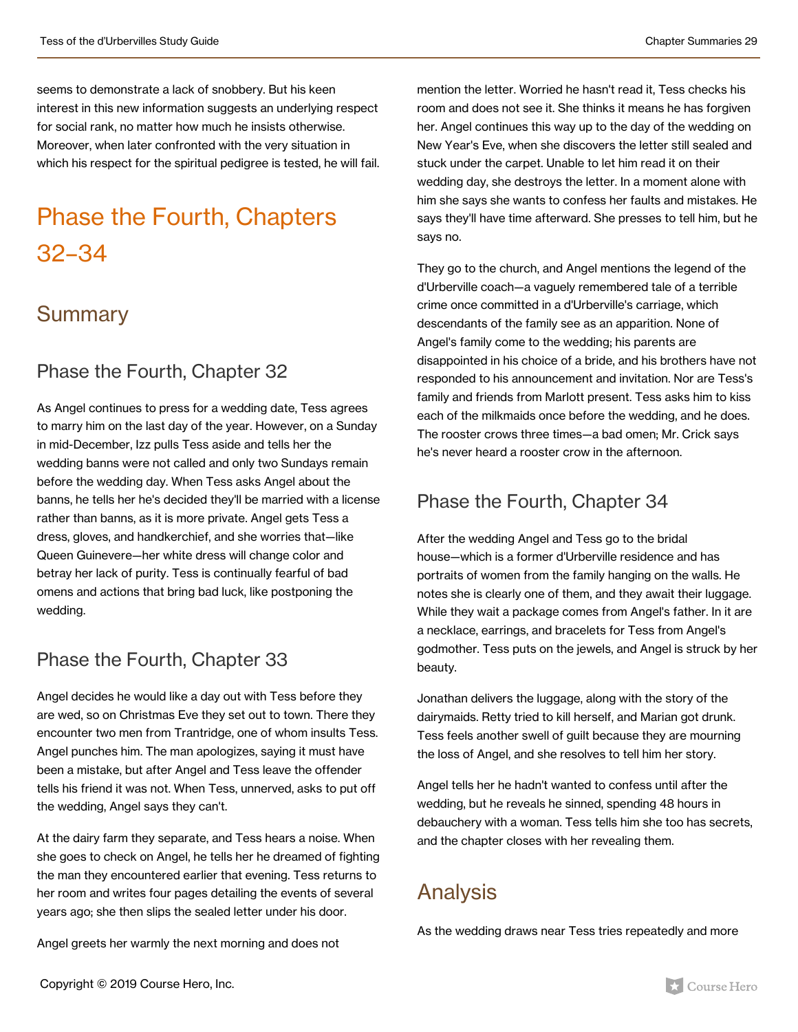seems to demonstrate a lack of snobbery. But his keen interest in this new information suggests an underlying respect for social rank, no matter how much he insists otherwise. Moreover, when later confronted with the very situation in which his respect for the spiritual pedigree is tested, he will fail.

# Phase the Fourth, Chapters 32–34

## Summary

### Phase the Fourth, Chapter 32

As Angel continues to press for a wedding date, Tess agrees to marry him on the last day of the year. However, on a Sunday in mid-December, Izz pulls Tess aside and tells her the wedding banns were not called and only two Sundays remain before the wedding day. When Tess asks Angel about the banns, he tells her he's decided they'll be married with a license rather than banns, as it is more private. Angel gets Tess a dress, gloves, and handkerchief, and she worries that—like Queen Guinevere—her white dress will change color and betray her lack of purity. Tess is continually fearful of bad omens and actions that bring bad luck, like postponing the wedding.

### Phase the Fourth, Chapter 33

Angel decides he would like a day out with Tess before they are wed, so on Christmas Eve they set out to town. There they encounter two men from Trantridge, one of whom insults Tess. Angel punches him. The man apologizes, saying it must have been a mistake, but after Angel and Tess leave the offender tells his friend it was not. When Tess, unnerved, asks to put off the wedding, Angel says they can't.

At the dairy farm they separate, and Tess hears a noise. When she goes to check on Angel, he tells her he dreamed of fighting the man they encountered earlier that evening. Tess returns to her room and writes four pages detailing the events of several years ago; she then slips the sealed letter under his door.

Angel greets her warmly the next morning and does not mention the letter. Worried he hasn't read it, Tess checks his room and does not see it. She thinks it means he has forgiven her. Angel continues this way up to the day of the wedding on New Year's Eve, when she discovers the letter still sealed and stuck under the carpet. Unable to let him read it on their wedding day, she destroys the letter. In a moment alone with him she says she wants to confess her faults and mistakes. He says they'll have time afterward. She presses to tell him, but he says no.

They go to the church, and Angel mentions the legend of the d'Urberville coach—a vaguely remembered tale of a terrible crime once committed in a d'Urberville's carriage, which descendants of the family see as an apparition. None of Angel's family come to the wedding; his parents are disappointed in his choice of a bride, and his brothers have not responded to his announcement and invitation. Nor are Tess's family and friends from Marlott present. Tess asks him to kiss each of the milkmaids once before the wedding, and he does. The rooster crows three times—a bad omen; Mr. Crick says he's never heard a rooster crow in the afternoon.

### Phase the Fourth, Chapter 34

After the wedding Angel and Tess go to the bridal house—which is a former d'Urberville residence and has portraits of women from the family hanging on the walls. He notes she is clearly one of them, and they await their luggage. While they wait a package comes from Angel's father. In it are a necklace, earrings, and bracelets for Tess from Angel's godmother. Tess puts on the jewels, and Angel is struck by her beauty.

Jonathan delivers the luggage, along with the story of the dairymaids. Retty tried to kill herself, and Marian got drunk. Tess feels another swell of guilt because they are mourning the loss of Angel, and she resolves to tell him her story.

Angel tells her he hadn't wanted to confess until after the wedding, but he reveals he sinned, spending 48 hours in debauchery with a woman. Tess tells him she too has secrets, and the chapter closes with her revealing them.

## Analysis

As the wedding draws near Tess tries repeatedly and more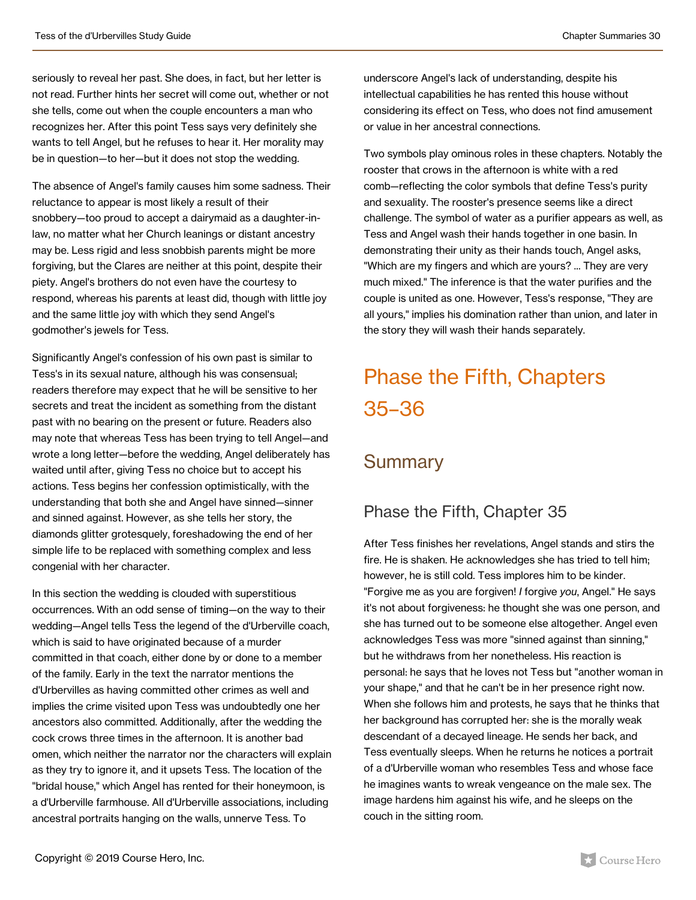seriously to reveal her past. She does, in fact, but her letter is not read. Further hints her secret will come out, whether or not she tells, come out when the couple encounters a man who recognizes her. After this point Tess says very definitely she wants to tell Angel, but he refuses to hear it. Her morality may be in question—to her—but it does not stop the wedding.

The absence of Angel's family causes him some sadness. Their reluctance to appear is most likely a result of their snobbery—too proud to accept a dairymaid as a daughter-in-law, no matter what her Church leanings or distant ancestry may be. Less rigid and less snobbish parents might be more forgiving, but the Clares are neither at this point, despite their piety. Angel's brothers do not even have the courtesy to respond, whereas his parents at least did, though with little joy and the same little joy with which they send Angel's godmother's jewels for Tess.

Significantly Angel's confession of his own past is similar to Tess's in its sexual nature, although his was consensual; readers therefore may expect that he will be sensitive to her secrets and treat the incident as something from the distant past with no bearing on the present or future. Readers also may note that whereas Tess has been trying to tell Angel—and wrote a long letter—before the wedding, Angel deliberately has waited until after, giving Tess no choice but to accept his actions. Tess begins her confession optimistically, with the understanding that both she and Angel have sinned—sinner and sinned against. However, as she tells her story, the diamonds glitter grotesquely, foreshadowing the end of her simple life to be replaced with something complex and less congenial with her character.

In this section the wedding is clouded with superstitious occurrences. With an odd sense of timing—on the way to their wedding—Angel tells Tess the legend of the d'Urberville coach, which is said to have originated because of a murder committed in that coach, either done by or done to a member of the family. Early in the text the narrator mentions the d'Urbervilles as having committed other crimes as well and implies the crime visited upon Tess was undoubtedly one her ancestors also committed. Additionally, after the wedding the cock crows three times in the afternoon. It is another bad omen, which neither the narrator nor the characters will explain as they try to ignore it, and it upsets Tess. The location of the "bridal house," which Angel has rented for their honeymoon, is a d'Urberville farmhouse. All d'Urberville associations, including ancestral portraits hanging on the walls, unnerve Tess. To underscore Angel's lack of understanding, despite his intellectual capabilities he has rented this house without considering its effect on Tess, who does not find amusement or value in her ancestral connections.

Two symbols play ominous roles in these chapters. Notably the rooster that crows in the afternoon is white with a red comb—reflecting the color symbols that define Tess's purity and sexuality. The rooster's presence seems like a direct challenge. The symbol of water as a purifier appears as well, as Tess and Angel wash their hands together in one basin. In demonstrating their unity as their hands touch, Angel asks, "Which are my fingers and which are yours? ... They are very much mixed." The inference is that the water purifies and the couple is united as one. However, Tess's response, "They are all yours," implies his domination rather than union, and later in the story they will wash their hands separately.

# Phase the Fifth, Chapters 35–36

## Summary

### Phase the Fifth, Chapter 35

After Tess finishes her revelations, Angel stands and stirs the fire. He is shaken. He acknowledges she has tried to tell him; however, he is still cold. Tess implores him to be kinder. "Forgive me as you are forgiven! *I* forgive *you*, Angel." He says it's not about forgiveness: he thought she was one person, and she has turned out to be someone else altogether. Angel even acknowledges Tess was more "sinned against than sinning," but he withdraws from her nonetheless. His reaction is personal: he says that he loves not Tess but "another woman in your shape," and that he can't be in her presence right now. When she follows him and protests, he says that he thinks that her background has corrupted her: she is the morally weak descendant of a decayed lineage. He sends her back, and Tess eventually sleeps. When he returns he notices a portrait of a d'Urberville woman who resembles Tess and whose face he imagines wants to wreak vengeance on the male sex. The image hardens him against his wife, and he sleeps on the couch in the sitting room.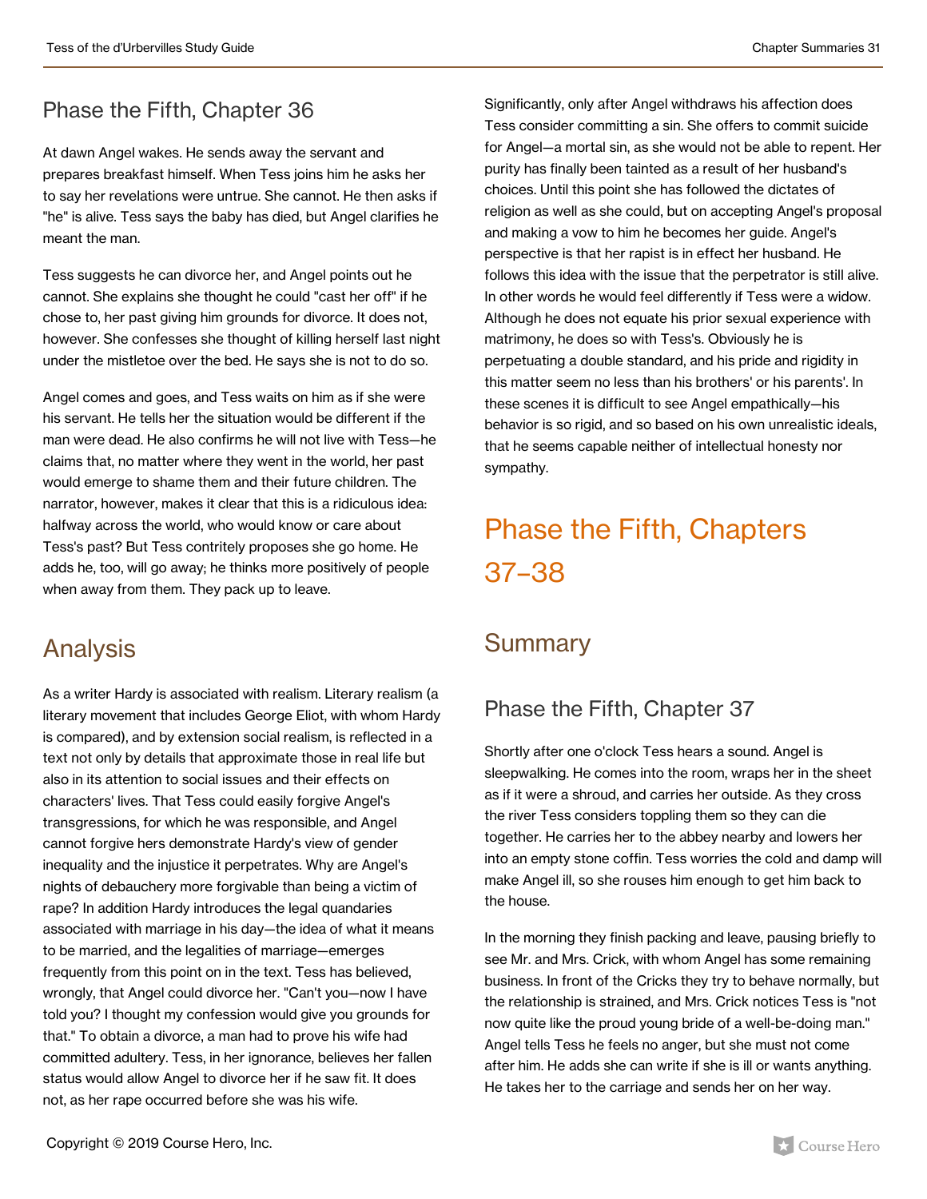## Phase the Fifth, Chapter 36

At dawn Angel wakes. He sends away the servant and prepares breakfast himself. When Tess joins him he asks her to say her revelations were untrue. She cannot. He then asks if "he" is alive. Tess says the baby has died, but Angel clarifies he meant the man.

Tess suggests he can divorce her, and Angel points out he cannot. She explains she thought he could "cast her off" if he chose to, her past giving him grounds for divorce. It does not, however. She confesses she thought of killing herself last night under the mistletoe over the bed. He says she is not to do so.

Angel comes and goes, and Tess waits on him as if she were his servant. He tells her the situation would be different if the man were dead. He also confirms he will not live with Tess—he claims that, no matter where they went in the world, her past would emerge to shame them and their future children. The narrator, however, makes it clear that this is a ridiculous idea: halfway across the world, who would know or care about Tess's past? But Tess contritely proposes she go home. He adds he, too, will go away; he thinks more positively of people when away from them. They pack up to leave.

## Analysis

As a writer Hardy is associated with realism. Literary realism (a literary movement that includes George Eliot, with whom Hardy is compared), and by extension social realism, is reflected in a text not only by details that approximate those in real life but also in its attention to social issues and their effects on characters' lives. That Tess could easily forgive Angel's transgressions, for which he was responsible, and Angel cannot forgive hers demonstrate Hardy's view of gender inequality and the injustice it perpetrates. Why are Angel's nights of debauchery more forgivable than being a victim of rape? In addition Hardy introduces the legal quandaries associated with marriage in his day—the idea of what it means to be married, and the legalities of marriage—emerges frequently from this point on in the text. Tess has believed, wrongly, that Angel could divorce her. "Can't you—now I have told you? I thought my confession would give you grounds for that." To obtain a divorce, a man had to prove his wife had committed adultery. Tess, in her ignorance, believes her fallen status would allow Angel to divorce her if he saw fit. It does not, as her rape occurred before she was his wife.

Significantly, only after Angel withdraws his affection does Tess consider committing a sin. She offers to commit suicide for Angel—a mortal sin, as she would not be able to repent. Her purity has finally been tainted as a result of her husband's choices. Until this point she has followed the dictates of religion as well as she could, but on accepting Angel's proposal and making a vow to him he becomes her guide. Angel's perspective is that her rapist is in effect her husband. He follows this idea with the issue that the perpetrator is still alive. In other words he would feel differently if Tess were a widow. Although he does not equate his prior sexual experience with matrimony, he does so with Tess's. Obviously he is perpetuating a double standard, and his pride and rigidity in this matter seem no less than his brothers' or his parents'. In these scenes it is difficult to see Angel empathically—his behavior is so rigid, and so based on his own unrealistic ideals, that he seems capable neither of intellectual honesty nor sympathy.

# Phase the Fifth, Chapters 37–38

## Summary

### Phase the Fifth, Chapter 37

Shortly after one o'clock Tess hears a sound. Angel is sleepwalking. He comes into the room, wraps her in the sheet as if it were a shroud, and carries her outside. As they cross the river Tess considers toppling them so they can die together. He carries her to the abbey nearby and lowers her into an empty stone coffin. Tess worries the cold and damp will make Angel ill, so she rouses him enough to get him back to the house.

In the morning they finish packing and leave, pausing briefly to see Mr. and Mrs. Crick, with whom Angel has some remaining business. In front of the Cricks they try to behave normally, but the relationship is strained, and Mrs. Crick notices Tess is "not now quite like the proud young bride of a well-be-doing man." Angel tells Tess he feels no anger, but she must not come after him. He adds she can write if she is ill or wants anything. He takes her to the carriage and sends her on her way.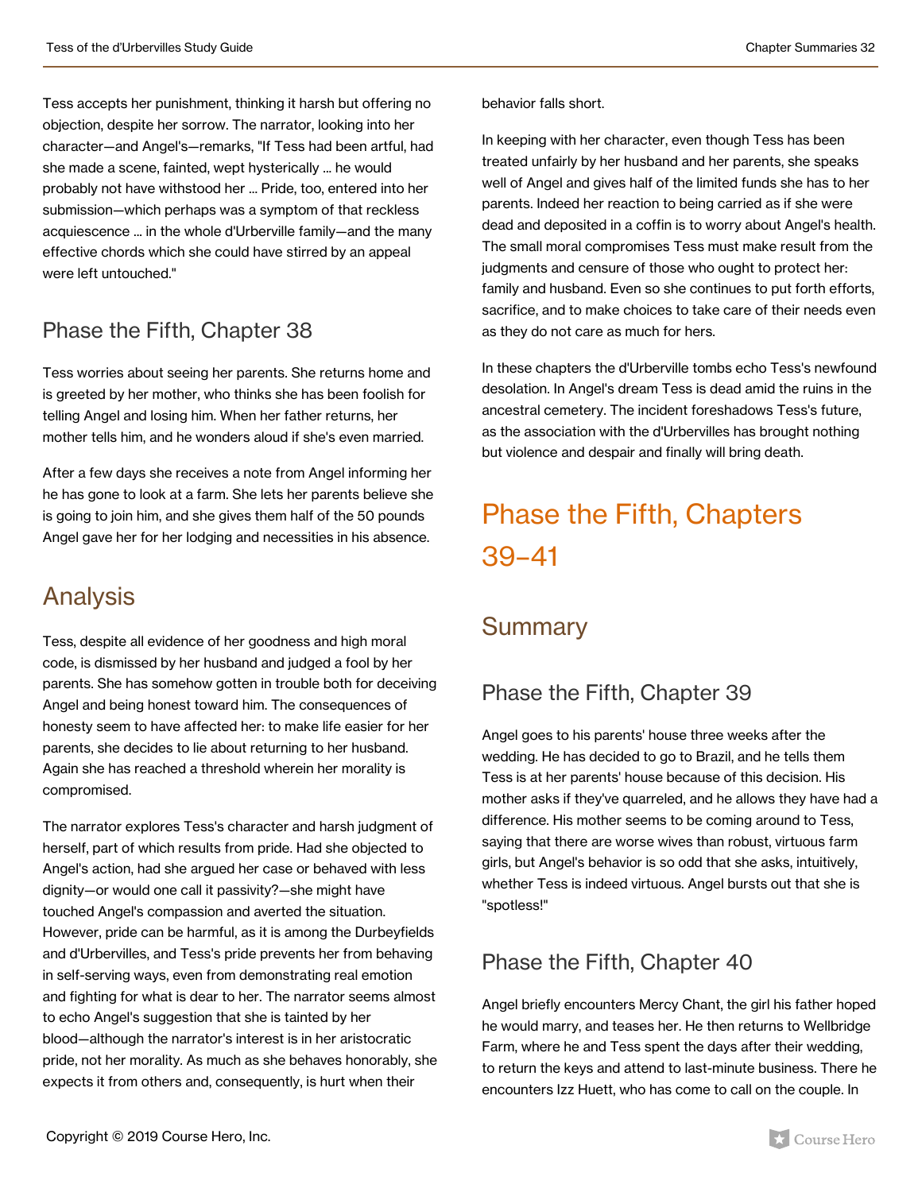Tess accepts her punishment, thinking it harsh but offering no objection, despite her sorrow. The narrator, looking into her character—and Angel's—remarks, "If Tess had been artful, had she made a scene, fainted, wept hysterically ... he would probably not have withstood her ... Pride, too, entered into her submission—which perhaps was a symptom of that reckless acquiescence ... in the whole d'Urberville family—and the many effective chords which she could have stirred by an appeal were left untouched."

### Phase the Fifth, Chapter 38

Tess worries about seeing her parents. She returns home and is greeted by her mother, who thinks she has been foolish for telling Angel and losing him. When her father returns, her mother tells him, and he wonders aloud if she's even married.

After a few days she receives a note from Angel informing her he has gone to look at a farm. She lets her parents believe she is going to join him, and she gives them half of the 50 pounds Angel gave her for her lodging and necessities in his absence.

## Analysis

Tess, despite all evidence of her goodness and high moral code, is dismissed by her husband and judged a fool by her parents. She has somehow gotten in trouble both for deceiving Angel and being honest toward him. The consequences of honesty seem to have affected her: to make life easier for her parents, she decides to lie about returning to her husband. Again she has reached a threshold wherein her morality is compromised.

The narrator explores Tess's character and harsh judgment of herself, part of which results from pride. Had she objected to Angel's action, had she argued her case or behaved with less dignity—or would one call it passivity?—she might have touched Angel's compassion and averted the situation. However, pride can be harmful, as it is among the Durbeyfields and d'Urbervilles, and Tess's pride prevents her from behaving in self-serving ways, even from demonstrating real emotion and fighting for what is dear to her. The narrator seems almost to echo Angel's suggestion that she is tainted by her blood—although the narrator's interest is in her aristocratic pride, not her morality. As much as she behaves honorably, she expects it from others and, consequently, is hurt when their behavior falls short.

In keeping with her character, even though Tess has been treated unfairly by her husband and her parents, she speaks well of Angel and gives half of the limited funds she has to her parents. Indeed her reaction to being carried as if she were dead and deposited in a coffin is to worry about Angel's health. The small moral compromises Tess must make result from the judgments and censure of those who ought to protect her: family and husband. Even so she continues to put forth efforts, sacrifice, and to make choices to take care of their needs even as they do not care as much for hers.

In these chapters the d'Urberville tombs echo Tess's newfound desolation. In Angel's dream Tess is dead amid the ruins in the ancestral cemetery. The incident foreshadows Tess's future, as the association with the d'Urbervilles has brought nothing but violence and despair and finally will bring death.

# Phase the Fifth, Chapters 39–41

## Summary

### Phase the Fifth, Chapter 39

Angel goes to his parents' house three weeks after the wedding. He has decided to go to Brazil, and he tells them Tess is at her parents' house because of this decision. His mother asks if they've quarreled, and he allows they have had a difference. His mother seems to be coming around to Tess, saying that there are worse wives than robust, virtuous farm girls, but Angel's behavior is so odd that she asks, intuitively, whether Tess is indeed virtuous. Angel bursts out that she is "spotless!"

### Phase the Fifth, Chapter 40

Angel briefly encounters Mercy Chant, the girl his father hoped he would marry, and teases her. He then returns to Wellbridge Farm, where he and Tess spent the days after their wedding, to return the keys and attend to last-minute business. There he encounters Izz Huett, who has come to call on the couple. In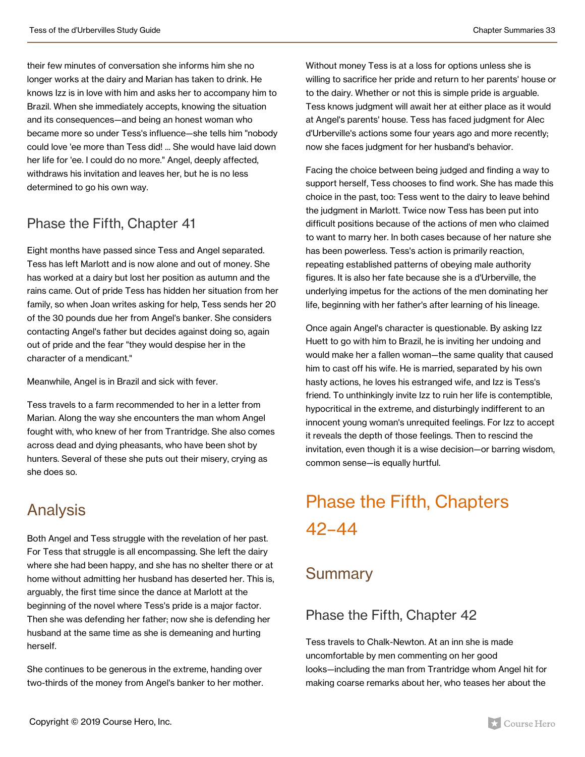their few minutes of conversation she informs him she no longer works at the dairy and Marian has taken to drink. He knows Izz is in love with him and asks her to accompany him to Brazil. When she immediately accepts, knowing the situation and its consequences—and being an honest woman who became more so under Tess's influence—she tells him "nobody could love 'ee more than Tess did! ... She would have laid down her life for 'ee. I could do no more." Angel, deeply affected, withdraws his invitation and leaves her, but he is no less determined to go his own way.

### Phase the Fifth, Chapter 41

Eight months have passed since Tess and Angel separated. Tess has left Marlott and is now alone and out of money. She has worked at a dairy but lost her position as autumn and the rains came. Out of pride Tess has hidden her situation from her family, so when Joan writes asking for help, Tess sends her 20 of the 30 pounds due her from Angel's banker. She considers contacting Angel's father but decides against doing so, again out of pride and the fear "they would despise her in the character of a mendicant."

Meanwhile, Angel is in Brazil and sick with fever.

Tess travels to a farm recommended to her in a letter from Marian. Along the way she encounters the man whom Angel fought with, who knew of her from Trantridge. She also comes across dead and dying pheasants, who have been shot by hunters. Several of these she puts out their misery, crying as she does so.

## Analysis

Both Angel and Tess struggle with the revelation of her past. For Tess that struggle is all encompassing. She left the dairy where she had been happy, and she has no shelter there or at home without admitting her husband has deserted her. This is, arguably, the first time since the dance at Marlott at the beginning of the novel where Tess's pride is a major factor. Then she was defending her father; now she is defending her husband at the same time as she is demeaning and hurting herself.

She continues to be generous in the extreme, handing over two-thirds of the money from Angel's banker to her mother. Without money Tess is at a loss for options unless she is willing to sacrifice her pride and return to her parents' house or to the dairy. Whether or not this is simple pride is arguable. Tess knows judgment will await her at either place as it would at Angel's parents' house. Tess has faced judgment for Alec d'Urberville's actions some four years ago and more recently; now she faces judgment for her husband's behavior.

Facing the choice between being judged and finding a way to support herself, Tess chooses to find work. She has made this choice in the past, too: Tess went to the dairy to leave behind the judgment in Marlott. Twice now Tess has been put into difficult positions because of the actions of men who claimed to want to marry her. In both cases because of her nature she has been powerless. Tess's action is primarily reaction, repeating established patterns of obeying male authority figures. It is also her fate because she is a d'Urberville, the underlying impetus for the actions of the men dominating her life, beginning with her father's after learning of his lineage.

Once again Angel's character is questionable. By asking Izz Huett to go with him to Brazil, he is inviting her undoing and would make her a fallen woman—the same quality that caused him to cast off his wife. He is married, separated by his own hasty actions, he loves his estranged wife, and Izz is Tess's friend. To unthinkingly invite Izz to ruin her life is contemptible, hypocritical in the extreme, and disturbingly indifferent to an innocent young woman's unrequited feelings. For Izz to accept it reveals the depth of those feelings. Then to rescind the invitation, even though it is a wise decision—or barring wisdom, common sense—is equally hurtful.

# Phase the Fifth, Chapters 42–44

## Summary

### Phase the Fifth, Chapter 42

Tess travels to Chalk-Newton. At an inn she is made uncomfortable by men commenting on her good looks—including the man from Trantridge whom Angel hit for making coarse remarks about her, who teases her about the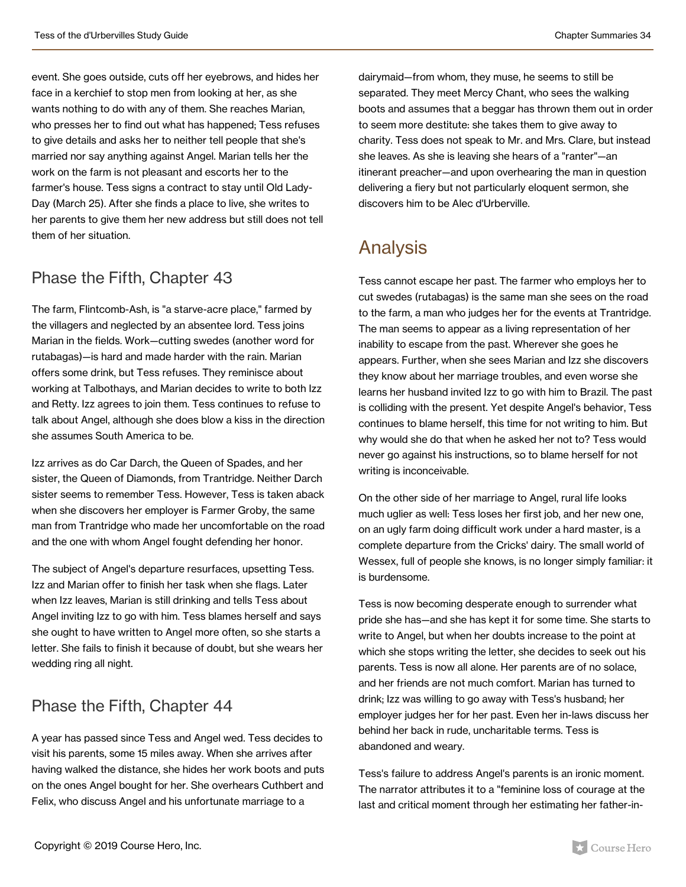event. She goes outside, cuts off her eyebrows, and hides her face in a kerchief to stop men from looking at her, as she wants nothing to do with any of them. She reaches Marian, who presses her to find out what has happened; Tess refuses to give details and asks her to neither tell people that she's married nor say anything against Angel. Marian tells her the work on the farm is not pleasant and escorts her to the farmer's house. Tess signs a contract to stay until Old Lady-Day (March 25). After she finds a place to live, she writes to her parents to give them her new address but still does not tell them of her situation.

## Phase the Fifth, Chapter 43

The farm, Flintcomb-Ash, is "a starve-acre place," farmed by the villagers and neglected by an absentee lord. Tess joins Marian in the fields. Work—cutting swedes (another word for rutabagas)—is hard and made harder with the rain. Marian offers some drink, but Tess refuses. They reminisce about working at Talbothays, and Marian decides to write to both Izz and Retty. Izz agrees to join them. Tess continues to refuse to talk about Angel, although she does blow a kiss in the direction she assumes South America to be.

Izz arrives as do Car Darch, the Queen of Spades, and her sister, the Queen of Diamonds, from Trantridge. Neither Darch sister seems to remember Tess. However, Tess is taken aback when she discovers her employer is Farmer Groby, the same man from Trantridge who made her uncomfortable on the road and the one with whom Angel fought defending her honor.

The subject of Angel's departure resurfaces, upsetting Tess. Izz and Marian offer to finish her task when she flags. Later when Izz leaves, Marian is still drinking and tells Tess about Angel inviting Izz to go with him. Tess blames herself and says she ought to have written to Angel more often, so she starts a letter. She fails to finish it because of doubt, but she wears her wedding ring all night.

## Phase the Fifth, Chapter 44

A year has passed since Tess and Angel wed. Tess decides to visit his parents, some 15 miles away. When she arrives after having walked the distance, she hides her work boots and puts on the ones Angel bought for her. She overhears Cuthbert and Felix, who discuss Angel and his unfortunate marriage to a dairymaid—from whom, they muse, he seems to still be separated. They meet Mercy Chant, who sees the walking boots and assumes that a beggar has thrown them out in order to seem more destitute: she takes them to give away to charity. Tess does not speak to Mr. and Mrs. Clare, but instead she leaves. As she is leaving she hears of a "ranter"—an itinerant preacher—and upon overhearing the man in question delivering a fiery but not particularly eloquent sermon, she discovers him to be Alec d'Urberville.

# Analysis

Tess cannot escape her past. The farmer who employs her to cut swedes (rutabagas) is the same man she sees on the road to the farm, a man who judges her for the events at Trantridge. The man seems to appear as a living representation of her inability to escape from the past. Wherever she goes he appears. Further, when she sees Marian and Izz she discovers they know about her marriage troubles, and even worse she learns her husband invited Izz to go with him to Brazil. The past is colliding with the present. Yet despite Angel's behavior, Tess continues to blame herself, this time for not writing to him. But why would she do that when he asked her not to? Tess would never go against his instructions, so to blame herself for not writing is inconceivable.

On the other side of her marriage to Angel, rural life looks much uglier as well: Tess loses her first job, and her new one, on an ugly farm doing difficult work under a hard master, is a complete departure from the Cricks' dairy. The small world of Wessex, full of people she knows, is no longer simply familiar: it is burdensome.

Tess is now becoming desperate enough to surrender what pride she has—and she has kept it for some time. She starts to write to Angel, but when her doubts increase to the point at which she stops writing the letter, she decides to seek out his parents. Tess is now all alone. Her parents are of no solace, and her friends are not much comfort. Marian has turned to drink; Izz was willing to go away with Tess's husband; her employer judges her for her past. Even her in-laws discuss her behind her back in rude, uncharitable terms. Tess is abandoned and weary.

Tess's failure to address Angel's parents is an ironic moment. The narrator attributes it to a "feminine loss of courage at the last and critical moment through her estimating her father-in-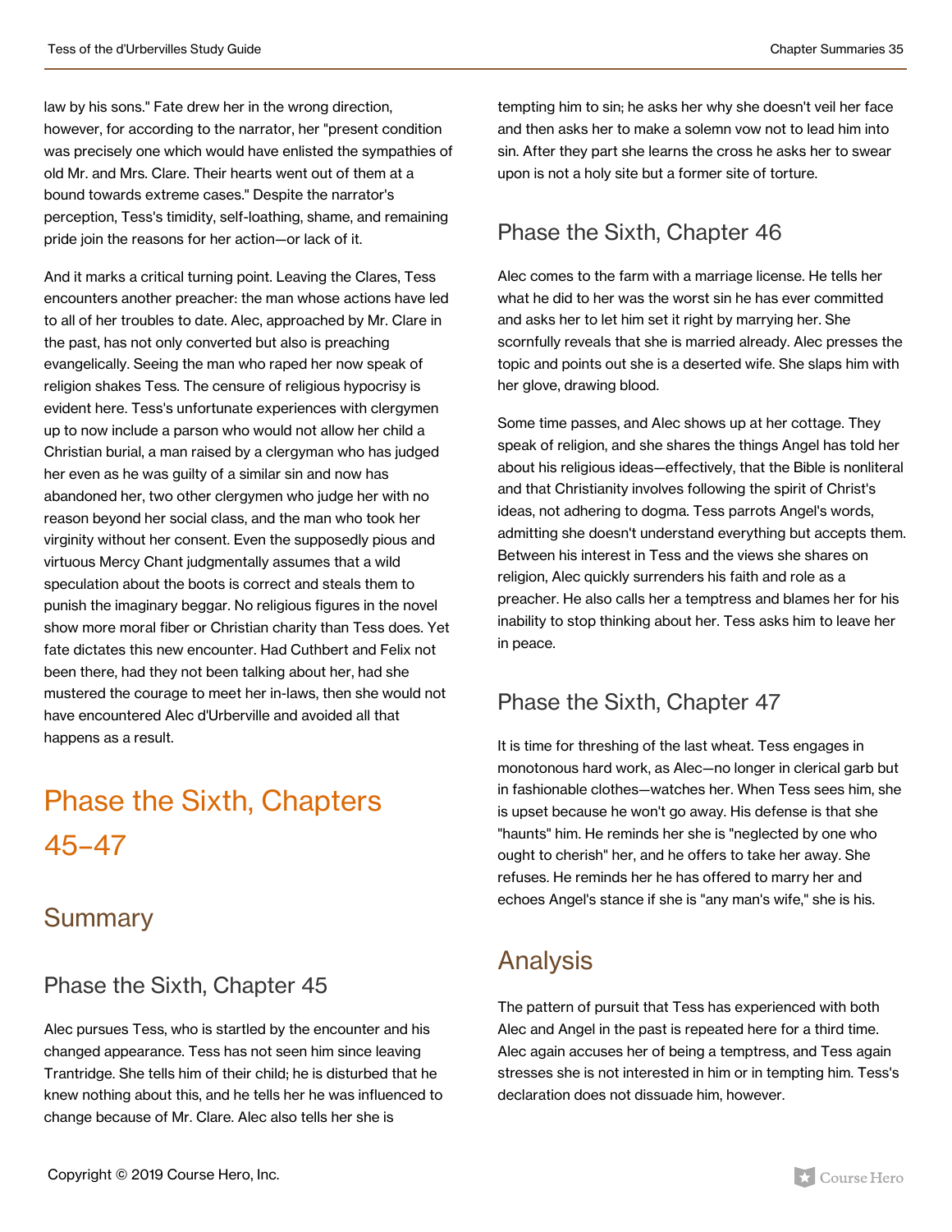law by his sons." Fate drew her in the wrong direction, however, for according to the narrator, her "present condition was precisely one which would have enlisted the sympathies of old Mr. and Mrs. Clare. Their hearts went out of them at a bound towards extreme cases." Despite the narrator's perception, Tess's timidity, self-loathing, shame, and remaining pride join the reasons for her action—or lack of it.

And it marks a critical turning point. Leaving the Clares, Tess encounters another preacher: the man whose actions have led to all of her troubles to date. Alec, approached by Mr. Clare in the past, has not only converted but also is preaching evangelically. Seeing the man who raped her now speak of religion shakes Tess. The censure of religious hypocrisy is evident here. Tess's unfortunate experiences with clergymen up to now include a parson who would not allow her child a Christian burial, a man raised by a clergyman who has judged her even as he was guilty of a similar sin and now has abandoned her, two other clergymen who judge her with no reason beyond her social class, and the man who took her virginity without her consent. Even the supposedly pious and virtuous Mercy Chant judgmentally assumes that a wild speculation about the boots is correct and steals them to punish the imaginary beggar. No religious figures in the novel show more moral fiber or Christian charity than Tess does. Yet fate dictates this new encounter. Had Cuthbert and Felix not been there, had they not been talking about her, had she mustered the courage to meet her in-laws, then she would not have encountered Alec d'Urberville and avoided all that happens as a result.

# Phase the Sixth, Chapters 45–47

## Summary

### Phase the Sixth, Chapter 45

Alec pursues Tess, who is startled by the encounter and his changed appearance. Tess has not seen him since leaving Trantridge. She tells him of their child; he is disturbed that he knew nothing about this, and he tells her he was influenced to change because of Mr. Clare. Alec also tells her she is tempting him to sin; he asks her why she doesn't veil her face and then asks her to make a solemn vow not to lead him into sin. After they part she learns the cross he asks her to swear upon is not a holy site but a former site of torture.

### Phase the Sixth, Chapter 46

Alec comes to the farm with a marriage license. He tells her what he did to her was the worst sin he has ever committed and asks her to let him set it right by marrying her. She scornfully reveals that she is married already. Alec presses the topic and points out she is a deserted wife. She slaps him with her glove, drawing blood.

Some time passes, and Alec shows up at her cottage. They speak of religion, and she shares the things Angel has told her about his religious ideas—effectively, that the Bible is nonliteral and that Christianity involves following the spirit of Christ's ideas, not adhering to dogma. Tess parrots Angel's words, admitting she doesn't understand everything but accepts them. Between his interest in Tess and the views she shares on religion, Alec quickly surrenders his faith and role as a preacher. He also calls her a temptress and blames her for his inability to stop thinking about her. Tess asks him to leave her in peace.

### Phase the Sixth, Chapter 47

It is time for threshing of the last wheat. Tess engages in monotonous hard work, as Alec—no longer in clerical garb but in fashionable clothes—watches her. When Tess sees him, she is upset because he won't go away. His defense is that she "haunts" him. He reminds her she is "neglected by one who ought to cherish" her, and he offers to take her away. She refuses. He reminds her he has offered to marry her and echoes Angel's stance if she is "any man's wife," she is his.

## Analysis

The pattern of pursuit that Tess has experienced with both Alec and Angel in the past is repeated here for a third time. Alec again accuses her of being a temptress, and Tess again stresses she is not interested in him or in tempting him. Tess's declaration does not dissuade him, however.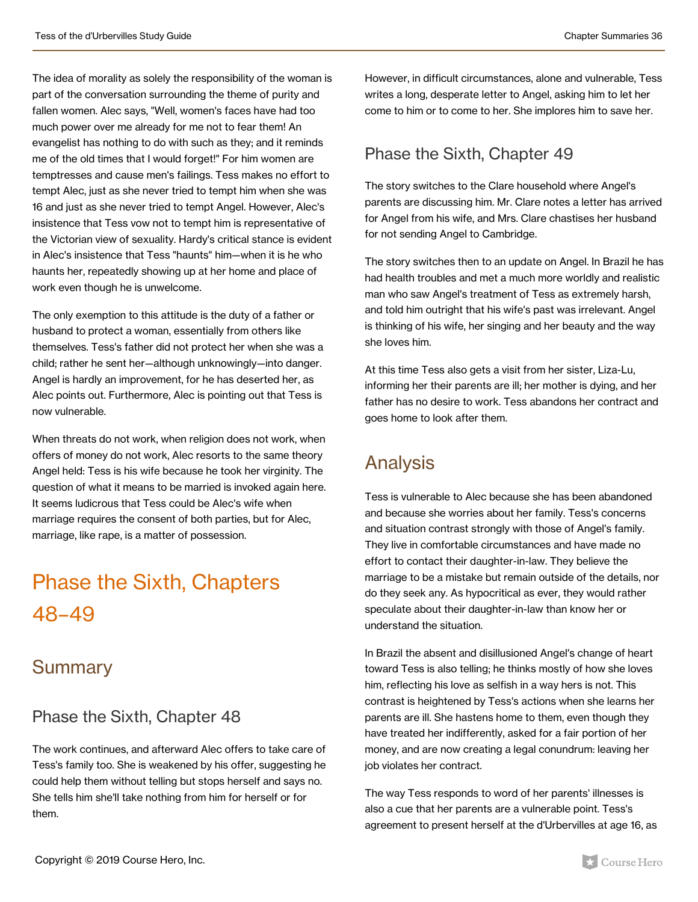The idea of morality as solely the responsibility of the woman is part of the conversation surrounding the theme of purity and fallen women. Alec says, "Well, women's faces have had too much power over me already for me not to fear them! An evangelist has nothing to do with such as they; and it reminds me of the old times that I would forget!" For him women are temptresses and cause men's failings. Tess makes no effort to tempt Alec, just as she never tried to tempt him when she was 16 and just as she never tried to tempt Angel. However, Alec's insistence that Tess vow not to tempt him is representative of the Victorian view of sexuality. Hardy's critical stance is evident in Alec's insistence that Tess "haunts" him—when it is he who haunts her, repeatedly showing up at her home and place of work even though he is unwelcome.

The only exemption to this attitude is the duty of a father or husband to protect a woman, essentially from others like themselves. Tess's father did not protect her when she was a child; rather he sent her—although unknowingly—into danger. Angel is hardly an improvement, for he has deserted her, as Alec points out. Furthermore, Alec is pointing out that Tess is now vulnerable.

When threats do not work, when religion does not work, when offers of money do not work, Alec resorts to the same theory Angel held: Tess is his wife because he took her virginity. The question of what it means to be married is invoked again here. It seems ludicrous that Tess could be Alec's wife when marriage requires the consent of both parties, but for Alec, marriage, like rape, is a matter of possession.

# Phase the Sixth, Chapters 48–49

## Summary

### Phase the Sixth, Chapter 48

The work continues, and afterward Alec offers to take care of Tess's family too. She is weakened by his offer, suggesting he could help them without telling but stops herself and says no. She tells him she'll take nothing from him for herself or for them.

However, in difficult circumstances, alone and vulnerable, Tess writes a long, desperate letter to Angel, asking him to let her come to him or to come to her. She implores him to save her.

### Phase the Sixth, Chapter 49

The story switches to the Clare household where Angel's parents are discussing him. Mr. Clare notes a letter has arrived for Angel from his wife, and Mrs. Clare chastises her husband for not sending Angel to Cambridge.

The story switches then to an update on Angel. In Brazil he has had health troubles and met a much more worldly and realistic man who saw Angel's treatment of Tess as extremely harsh, and told him outright that his wife's past was irrelevant. Angel is thinking of his wife, her singing and her beauty and the way she loves him.

At this time Tess also gets a visit from her sister, Liza-Lu, informing her their parents are ill; her mother is dying, and her father has no desire to work. Tess abandons her contract and goes home to look after them.

## Analysis

Tess is vulnerable to Alec because she has been abandoned and because she worries about her family. Tess's concerns and situation contrast strongly with those of Angel's family. They live in comfortable circumstances and have made no effort to contact their daughter-in-law. They believe the marriage to be a mistake but remain outside of the details, nor do they seek any. As hypocritical as ever, they would rather speculate about their daughter-in-law than know her or understand the situation.

In Brazil the absent and disillusioned Angel's change of heart toward Tess is also telling; he thinks mostly of how she loves him, reflecting his love as selfish in a way hers is not. This contrast is heightened by Tess's actions when she learns her parents are ill. She hastens home to them, even though they have treated her indifferently, asked for a fair portion of her money, and are now creating a legal conundrum: leaving her job violates her contract.

The way Tess responds to word of her parents' illnesses is also a cue that her parents are a vulnerable point. Tess's agreement to present herself at the d'Urbervilles at age 16, as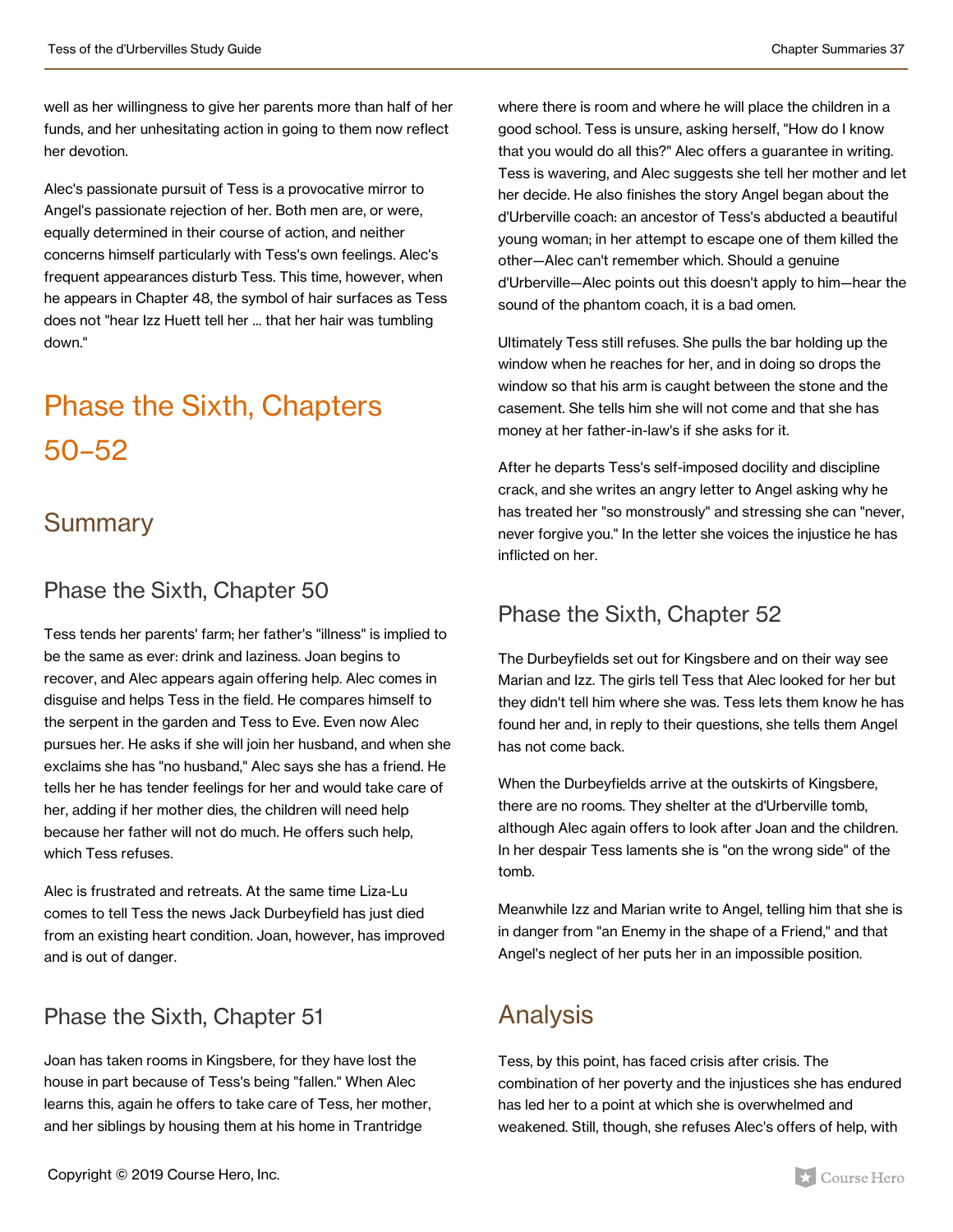well as her willingness to give her parents more than half of her funds, and her unhesitating action in going to them now reflect her devotion.

Alec's passionate pursuit of Tess is a provocative mirror to Angel's passionate rejection of her. Both men are, or were, equally determined in their course of action, and neither concerns himself particularly with Tess's own feelings. Alec's frequent appearances disturb Tess. This time, however, when he appears in Chapter 48, the symbol of hair surfaces as Tess does not "hear Izz Huett tell her ... that her hair was tumbling down."

# Phase the Sixth, Chapters 50–52

## Summary

### Phase the Sixth, Chapter 50

Tess tends her parents' farm; her father's "illness" is implied to be the same as ever: drink and laziness. Joan begins to recover, and Alec appears again offering help. Alec comes in disguise and helps Tess in the field. He compares himself to the serpent in the garden and Tess to Eve. Even now Alec pursues her. He asks if she will join her husband, and when she exclaims she has "no husband," Alec says she has a friend. He tells her he has tender feelings for her and would take care of her, adding if her mother dies, the children will need help because her father will not do much. He offers such help, which Tess refuses.

Alec is frustrated and retreats. At the same time Liza-Lu comes to tell Tess the news Jack Durbeyfield has just died from an existing heart condition. Joan, however, has improved and is out of danger.

### Phase the Sixth, Chapter 51

Joan has taken rooms in Kingsbere, for they have lost the house in part because of Tess's being "fallen." When Alec learns this, again he offers to take care of Tess, her mother, and her siblings by housing them at his home in Trantridge where there is room and where he will place the children in a good school. Tess is unsure, asking herself, "How do I know that you would do all this?" Alec offers a guarantee in writing. Tess is wavering, and Alec suggests she tell her mother and let her decide. He also finishes the story Angel began about the d'Urberville coach: an ancestor of Tess's abducted a beautiful young woman; in her attempt to escape one of them killed the other—Alec can't remember which. Should a genuine d'Urberville—Alec points out this doesn't apply to him—hear the sound of the phantom coach, it is a bad omen.

Ultimately Tess still refuses. She pulls the bar holding up the window when he reaches for her, and in doing so drops the window so that his arm is caught between the stone and the casement. She tells him she will not come and that she has money at her father-in-law's if she asks for it.

After he departs Tess's self-imposed docility and discipline crack, and she writes an angry letter to Angel asking why he has treated her "so monstrously" and stressing she can "never, never forgive you." In the letter she voices the injustice he has inflicted on her.

### Phase the Sixth, Chapter 52

The Durbeyfields set out for Kingsbere and on their way see Marian and Izz. The girls tell Tess that Alec looked for her but they didn't tell him where she was. Tess lets them know he has found her and, in reply to their questions, she tells them Angel has not come back.

When the Durbeyfields arrive at the outskirts of Kingsbere, there are no rooms. They shelter at the d'Urberville tomb, although Alec again offers to look after Joan and the children. In her despair Tess laments she is "on the wrong side" of the tomb.

Meanwhile Izz and Marian write to Angel, telling him that she is in danger from "an Enemy in the shape of a Friend," and that Angel's neglect of her puts her in an impossible position.

## Analysis

Tess, by this point, has faced crisis after crisis. The combination of her poverty and the injustices she has endured has led her to a point at which she is overwhelmed and weakened. Still, though, she refuses Alec's offers of help, with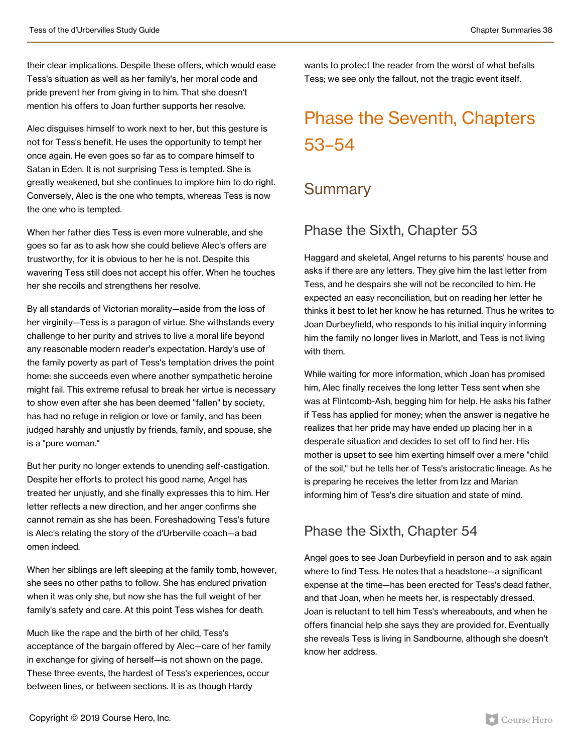their clear implications. Despite these offers, which would ease Tess's situation as well as her family's, her moral code and pride prevent her from giving in to him. That she doesn't mention his offers to Joan further supports her resolve.

Alec disguises himself to work next to her, but this gesture is not for Tess's benefit. He uses the opportunity to tempt her once again. He even goes so far as to compare himself to Satan in Eden. It is not surprising Tess is tempted. She is greatly weakened, but she continues to implore him to do right. Conversely, Alec is the one who tempts, whereas Tess is now the one who is tempted.

When her father dies Tess is even more vulnerable, and she goes so far as to ask how she could believe Alec's offers are trustworthy, for it is obvious to her he is not. Despite this wavering Tess still does not accept his offer. When he touches her she recoils and strengthens her resolve.

By all standards of Victorian morality—aside from the loss of her virginity—Tess is a paragon of virtue. She withstands every challenge to her purity and strives to live a moral life beyond any reasonable modern reader's expectation. Hardy's use of the family poverty as part of Tess's temptation drives the point home: she succeeds even where another sympathetic heroine might fail. This extreme refusal to break her virtue is necessary to show even after she has been deemed "fallen" by society, has had no refuge in religion or love or family, and has been judged harshly and unjustly by friends, family, and spouse, she is a "pure woman."

But her purity no longer extends to unending self-castigation. Despite her efforts to protect his good name, Angel has treated her unjustly, and she finally expresses this to him. Her letter reflects a new direction, and her anger confirms she cannot remain as she has been. Foreshadowing Tess's future is Alec's relating the story of the d'Urberville coach—a bad omen indeed.

When her siblings are left sleeping at the family tomb, however, she sees no other paths to follow. She has endured privation when it was only she, but now she has the full weight of her family's safety and care. At this point Tess wishes for death.

Much like the rape and the birth of her child, Tess's acceptance of the bargain offered by Alec—care of her family in exchange for giving of herself—is not shown on the page. These three events, the hardest of Tess's experiences, occur between lines, or between sections. It is as though Hardy wants to protect the reader from the worst of what befalls Tess; we see only the fallout, not the tragic event itself.

# Phase the Seventh, Chapters 53–54

## Summary

### Phase the Sixth, Chapter 53

Haggard and skeletal, Angel returns to his parents' house and asks if there are any letters. They give him the last letter from Tess, and he despairs she will not be reconciled to him. He expected an easy reconciliation, but on reading her letter he thinks it best to let her know he has returned. Thus he writes to Joan Durbeyfield, who responds to his initial inquiry informing him the family no longer lives in Marlott, and Tess is not living with them.

While waiting for more information, which Joan has promised him, Alec finally receives the long letter Tess sent when she was at Flintcomb-Ash, begging him for help. He asks his father if Tess has applied for money; when the answer is negative he realizes that her pride may have ended up placing her in a desperate situation and decides to set off to find her. His mother is upset to see him exerting himself over a mere "child of the soil," but he tells her of Tess's aristocratic lineage. As he is preparing he receives the letter from Izz and Marian informing him of Tess's dire situation and state of mind.

### Phase the Sixth, Chapter 54

Angel goes to see Joan Durbeyfield in person and to ask again where to find Tess. He notes that a headstone—a significant expense at the time—has been erected for Tess's dead father, and that Joan, when he meets her, is respectably dressed. Joan is reluctant to tell him Tess's whereabouts, and when he offers financial help she says they are provided for. Eventually she reveals Tess is living in Sandbourne, although she doesn't know her address.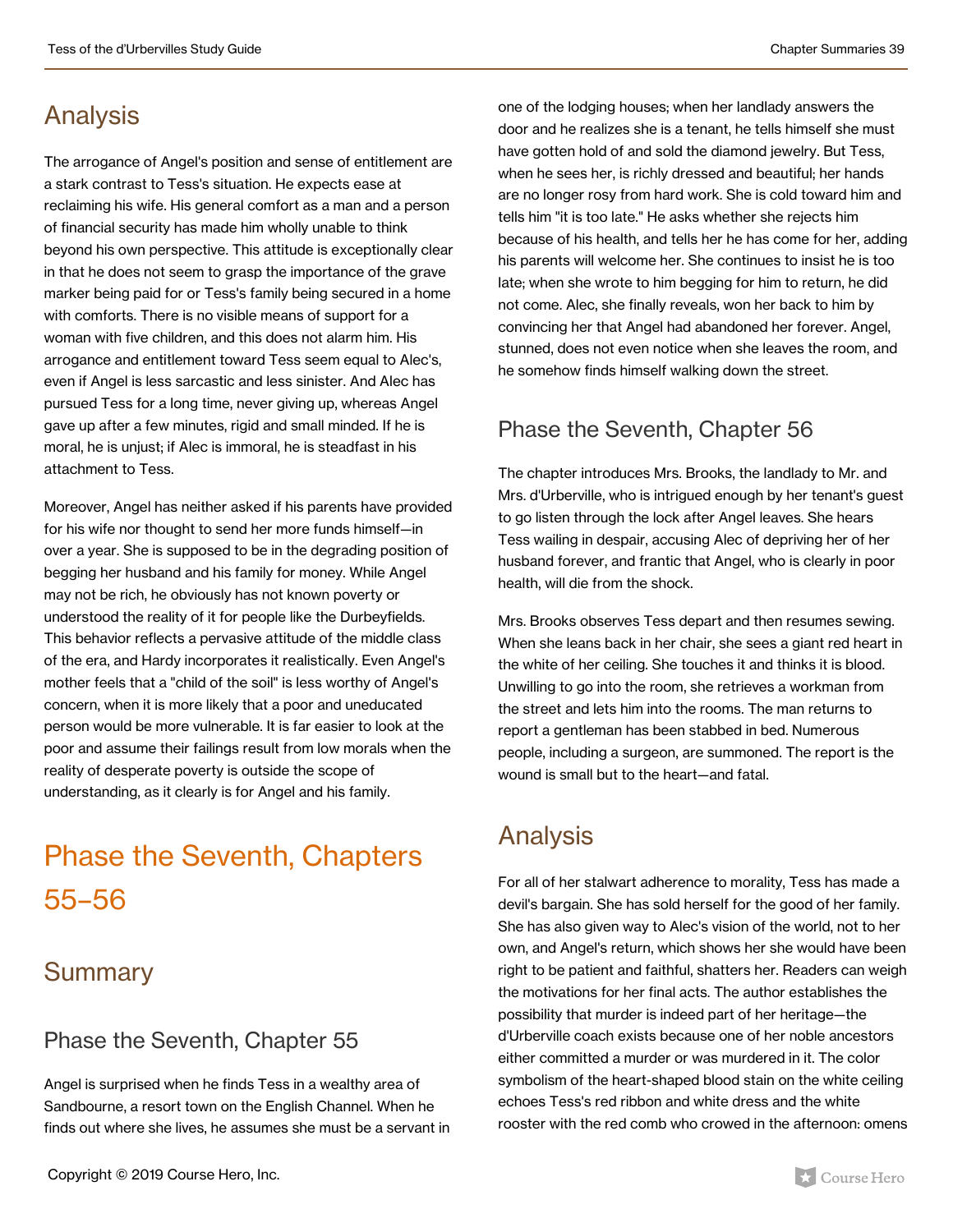## Analysis

The arrogance of Angel's position and sense of entitlement are a stark contrast to Tess's situation. He expects ease at reclaiming his wife. His general comfort as a man and a person of financial security has made him wholly unable to think beyond his own perspective. This attitude is exceptionally clear in that he does not seem to grasp the importance of the grave marker being paid for or Tess's family being secured in a home with comforts. There is no visible means of support for a woman with five children, and this does not alarm him. His arrogance and entitlement toward Tess seem equal to Alec's, even if Angel is less sarcastic and less sinister. And Alec has pursued Tess for a long time, never giving up, whereas Angel gave up after a few minutes, rigid and small minded. If he is moral, he is unjust; if Alec is immoral, he is steadfast in his attachment to Tess.

Moreover, Angel has neither asked if his parents have provided for his wife nor thought to send her more funds himself—in over a year. She is supposed to be in the degrading position of begging her husband and his family for money. While Angel may not be rich, he obviously has not known poverty or understood the reality of it for people like the Durbeyfields. This behavior reflects a pervasive attitude of the middle class of the era, and Hardy incorporates it realistically. Even Angel's mother feels that a "child of the soil" is less worthy of Angel's concern, when it is more likely that a poor and uneducated person would be more vulnerable. It is far easier to look at the poor and assume their failings result from low morals when the reality of desperate poverty is outside the scope of understanding, as it clearly is for Angel and his family.

# Phase the Seventh, Chapters 55–56

## Summary

### Phase the Seventh, Chapter 55

Angel is surprised when he finds Tess in a wealthy area of Sandbourne, a resort town on the English Channel. When he finds out where she lives, he assumes she must be a servant in one of the lodging houses; when her landlady answers the door and he realizes she is a tenant, he tells himself she must have gotten hold of and sold the diamond jewelry. But Tess, when he sees her, is richly dressed and beautiful; her hands are no longer rosy from hard work. She is cold toward him and tells him "it is too late." He asks whether she rejects him because of his health, and tells her he has come for her, adding his parents will welcome her. She continues to insist he is too late; when she wrote to him begging for him to return, he did not come. Alec, she finally reveals, won her back to him by convincing her that Angel had abandoned her forever. Angel, stunned, does not even notice when she leaves the room, and he somehow finds himself walking down the street.

### Phase the Seventh, Chapter 56

The chapter introduces Mrs. Brooks, the landlady to Mr. and Mrs. d'Urberville, who is intrigued enough by her tenant's guest to go listen through the lock after Angel leaves. She hears Tess wailing in despair, accusing Alec of depriving her of her husband forever, and frantic that Angel, who is clearly in poor health, will die from the shock.

Mrs. Brooks observes Tess depart and then resumes sewing. When she leans back in her chair, she sees a giant red heart in the white of her ceiling. She touches it and thinks it is blood. Unwilling to go into the room, she retrieves a workman from the street and lets him into the rooms. The man returns to report a gentleman has been stabbed in bed. Numerous people, including a surgeon, are summoned. The report is the wound is small but to the heart—and fatal.

## Analysis

For all of her stalwart adherence to morality, Tess has made a devil's bargain. She has sold herself for the good of her family. She has also given way to Alec's vision of the world, not to her own, and Angel's return, which shows her she would have been right to be patient and faithful, shatters her. Readers can weigh the motivations for her final acts. The author establishes the possibility that murder is indeed part of her heritage—the d'Urberville coach exists because one of her noble ancestors either committed a murder or was murdered in it. The color symbolism of the heart-shaped blood stain on the white ceiling echoes Tess's red ribbon and white dress and the white rooster with the red comb who crowed in the afternoon: omens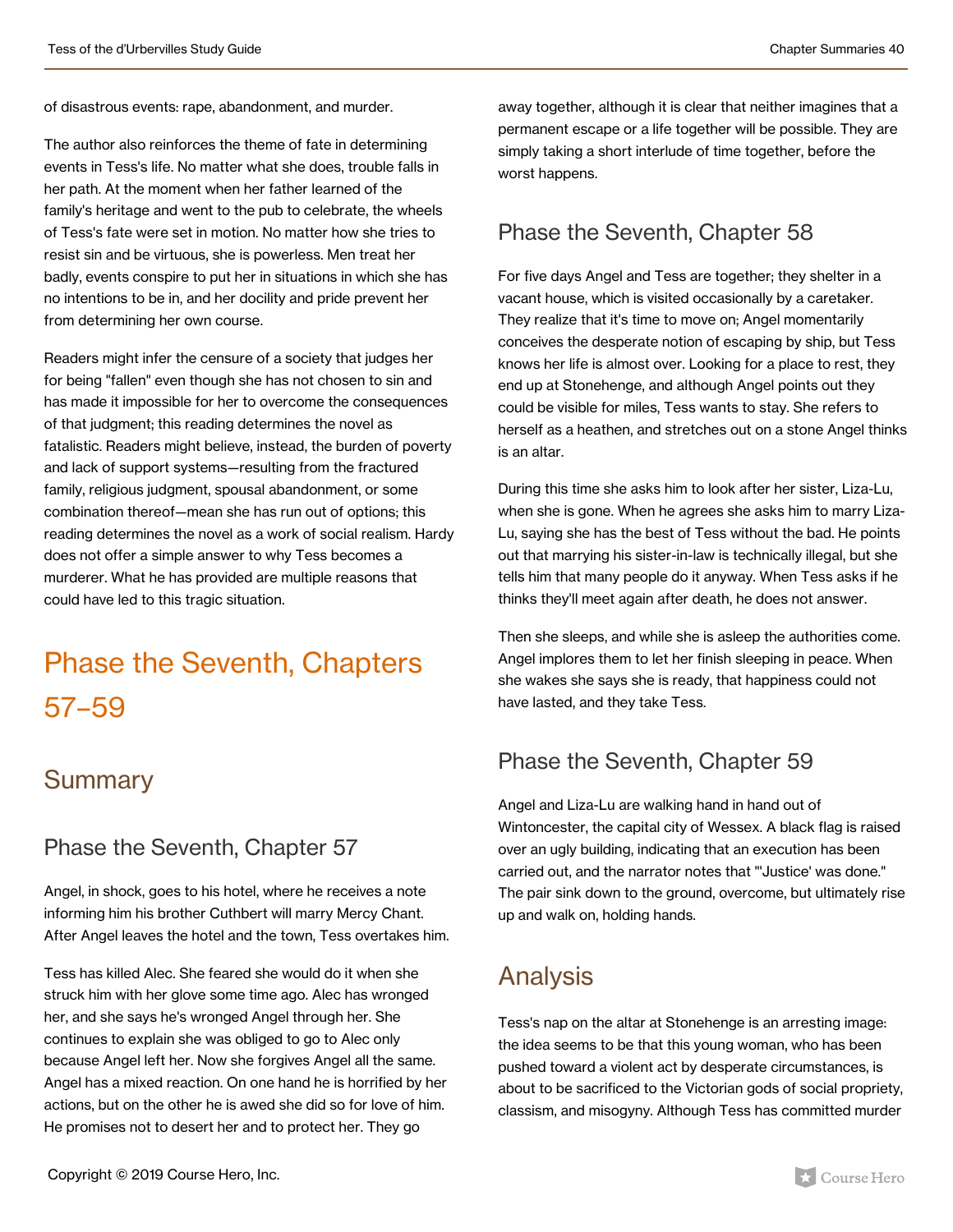of disastrous events: rape, abandonment, and murder.

The author also reinforces the theme of fate in determining events in Tess's life. No matter what she does, trouble falls in her path. At the moment when her father learned of the family's heritage and went to the pub to celebrate, the wheels of Tess's fate were set in motion. No matter how she tries to resist sin and be virtuous, she is powerless. Men treat her badly, events conspire to put her in situations in which she has no intentions to be in, and her docility and pride prevent her from determining her own course.

Readers might infer the censure of a society that judges her for being "fallen" even though she has not chosen to sin and has made it impossible for her to overcome the consequences of that judgment; this reading determines the novel as fatalistic. Readers might believe, instead, the burden of poverty and lack of support systems—resulting from the fractured family, religious judgment, spousal abandonment, or some combination thereof—mean she has run out of options; this reading determines the novel as a work of social realism. Hardy does not offer a simple answer to why Tess becomes a murderer. What he has provided are multiple reasons that could have led to this tragic situation.

# Phase the Seventh, Chapters 57–59

## Summary

### Phase the Seventh, Chapter 57

Angel, in shock, goes to his hotel, where he receives a note informing him his brother Cuthbert will marry Mercy Chant. After Angel leaves the hotel and the town, Tess overtakes him.

Tess has killed Alec. She feared she would do it when she struck him with her glove some time ago. Alec has wronged her, and she says he's wronged Angel through her. She continues to explain she was obliged to go to Alec only because Angel left her. Now she forgives Angel all the same. Angel has a mixed reaction. On one hand he is horrified by her actions, but on the other he is awed she did so for love of him. He promises not to desert her and to protect her. They go away together, although it is clear that neither imagines that a permanent escape or a life together will be possible. They are simply taking a short interlude of time together, before the worst happens.

### Phase the Seventh, Chapter 58

For five days Angel and Tess are together; they shelter in a vacant house, which is visited occasionally by a caretaker. They realize that it's time to move on; Angel momentarily conceives the desperate notion of escaping by ship, but Tess knows her life is almost over. Looking for a place to rest, they end up at Stonehenge, and although Angel points out they could be visible for miles, Tess wants to stay. She refers to herself as a heathen, and stretches out on a stone Angel thinks is an altar.

During this time she asks him to look after her sister, Liza-Lu, when she is gone. When he agrees she asks him to marry Liza-Lu, saying she has the best of Tess without the bad. He points out that marrying his sister-in-law is technically illegal, but she tells him that many people do it anyway. When Tess asks if he thinks they'll meet again after death, he does not answer.

Then she sleeps, and while she is asleep the authorities come. Angel implores them to let her finish sleeping in peace. When she wakes she says she is ready, that happiness could not have lasted, and they take Tess.

### Phase the Seventh, Chapter 59

Angel and Liza-Lu are walking hand in hand out of Wintoncester, the capital city of Wessex. A black flag is raised over an ugly building, indicating that an execution has been carried out, and the narrator notes that "'Justice' was done." The pair sink down to the ground, overcome, but ultimately rise up and walk on, holding hands.

## Analysis

Tess's nap on the altar at Stonehenge is an arresting image: the idea seems to be that this young woman, who has been pushed toward a violent act by desperate circumstances, is about to be sacrificed to the Victorian gods of social propriety, classism, and misogyny. Although Tess has committed murder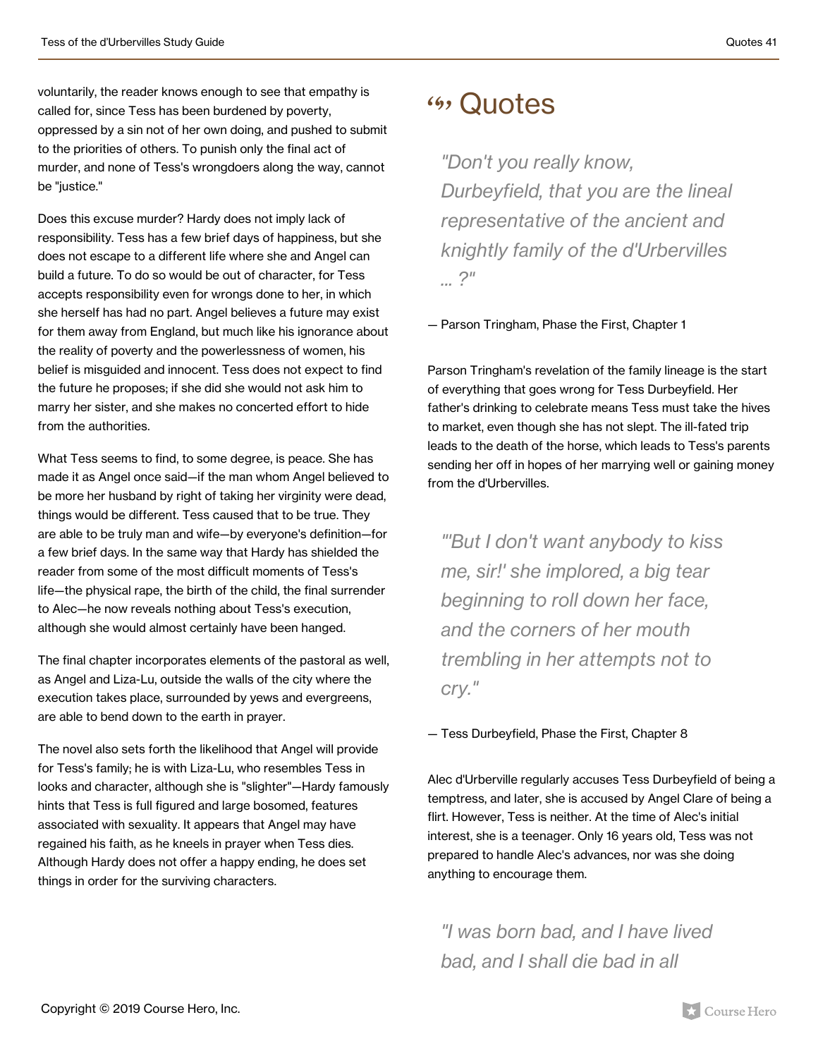voluntarily, the reader knows enough to see that empathy is called for, since Tess has been burdened by poverty, oppressed by a sin not of her own doing, and pushed to submit to the priorities of others. To punish only the final act of murder, and none of Tess's wrongdoers along the way, cannot be "justice."

Does this excuse murder? Hardy does not imply lack of responsibility. Tess has a few brief days of happiness, but she does not escape to a different life where she and Angel can build a future. To do so would be out of character, for Tess accepts responsibility even for wrongs done to her, in which she herself has had no part. Angel believes a future may exist for them away from England, but much like his ignorance about the reality of poverty and the powerlessness of women, his belief is misguided and innocent. Tess does not expect to find the future he proposes; if she did she would not ask him to marry her sister, and she makes no concerted effort to hide from the authorities.

What Tess seems to find, to some degree, is peace. She has made it as Angel once said—if the man whom Angel believed to be more her husband by right of taking her virginity were dead, things would be different. Tess caused that to be true. They are able to be truly man and wife—by everyone's definition—for a few brief days. In the same way that Hardy has shielded the reader from some of the most difficult moments of Tess's life—the physical rape, the birth of the child, the final surrender to Alec—he now reveals nothing about Tess's execution, although she would almost certainly have been hanged.

The final chapter incorporates elements of the pastoral as well, as Angel and Liza-Lu, outside the walls of the city where the execution takes place, surrounded by yews and evergreens, are able to bend down to the earth in prayer.

The novel also sets forth the likelihood that Angel will provide for Tess's family; he is with Liza-Lu, who resembles Tess in looks and character, although she is "slighter"—Hardy famously hints that Tess is full figured and large bosomed, features associated with sexuality. It appears that Angel may have regained his faith, as he kneels in prayer when Tess dies. Although Hardy does not offer a happy ending, he does set things in order for the surviving characters.

# Quotes

> *"Don't you really know, Durbeyfield, that you are the lineal representative of the ancient and knightly family of the d'Urbervilles ... ?"*

— Parson Tringham, Phase the First, Chapter 1

Parson Tringham's revelation of the family lineage is the start of everything that goes wrong for Tess Durbeyfield. Her father's drinking to celebrate means Tess must take the hives to market, even though she has not slept. The ill-fated trip leads to the death of the horse, which leads to Tess's parents sending her off in hopes of her marrying well or gaining money from the d'Urbervilles.

> *"'But I don't want anybody to kiss me, sir!' she implored, a big tear beginning to roll down her face, and the corners of her mouth trembling in her attempts not to cry."*

— Tess Durbeyfield, Phase the First, Chapter 8

Alec d'Urberville regularly accuses Tess Durbeyfield of being a temptress, and later, she is accused by Angel Clare of being a flirt. However, Tess is neither. At the time of Alec's initial interest, she is a teenager. Only 16 years old, Tess was not prepared to handle Alec's advances, nor was she doing anything to encourage them.

> *"I was born bad, and I have lived bad, and I shall die bad in all*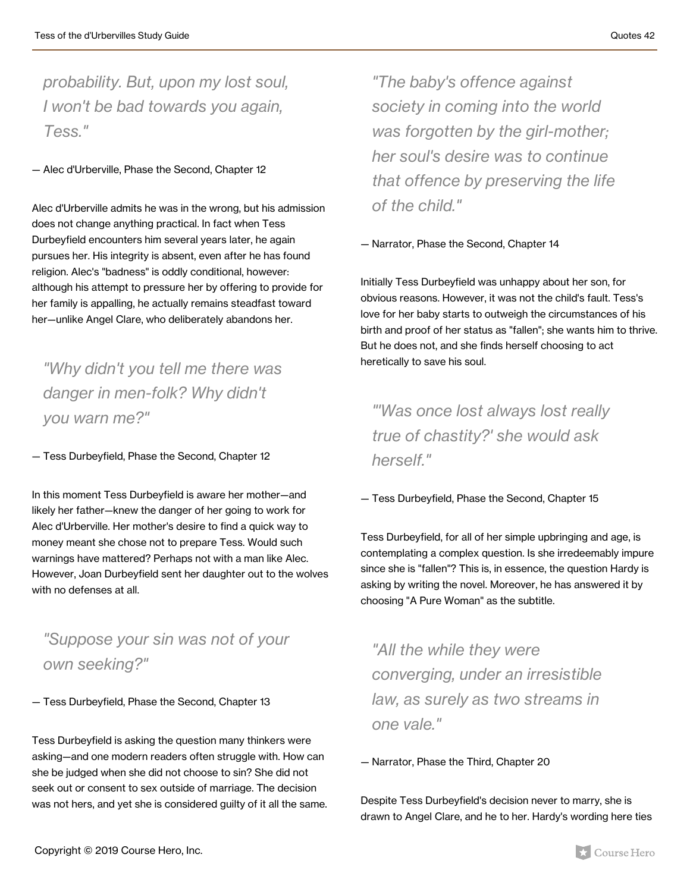*probability. But, upon my lost soul, I won't be bad towards you again, Tess."*

— Alec d'Urberville, Phase the Second, Chapter 12

Alec d'Urberville admits he was in the wrong, but his admission does not change anything practical. In fact when Tess Durbeyfield encounters him several years later, he again pursues her. His integrity is absent, even after he has found religion. Alec's "badness" is oddly conditional, however: although his attempt to pressure her by offering to provide for her family is appalling, he actually remains steadfast toward her—unlike Angel Clare, who deliberately abandons her.

*"Why didn't you tell me there was danger in men-folk? Why didn't you warn me?"*

— Tess Durbeyfield, Phase the Second, Chapter 12

In this moment Tess Durbeyfield is aware her mother—and likely her father—knew the danger of her going to work for Alec d'Urberville. Her mother's desire to find a quick way to money meant she chose not to prepare Tess. Would such warnings have mattered? Perhaps not with a man like Alec. However, Joan Durbeyfield sent her daughter out to the wolves with no defenses at all.

*"Suppose your sin was not of your own seeking?"*

— Tess Durbeyfield, Phase the Second, Chapter 13

Tess Durbeyfield is asking the question many thinkers were asking—and one modern readers often struggle with. How can she be judged when she did not choose to sin? She did not seek out or consent to sex outside of marriage. The decision was not hers, and yet she is considered guilty of it all the same.

*"The baby's offence against society in coming into the world was forgotten by the girl-mother; her soul's desire was to continue that offence by preserving the life of the child."*

— Narrator, Phase the Second, Chapter 14

Initially Tess Durbeyfield was unhappy about her son, for obvious reasons. However, it was not the child's fault. Tess's love for her baby starts to outweigh the circumstances of his birth and proof of her status as "fallen"; she wants him to thrive. But he does not, and she finds herself choosing to act heretically to save his soul.

*"'Was once lost always lost really true of chastity?' she would ask herself."*

— Tess Durbeyfield, Phase the Second, Chapter 15

Tess Durbeyfield, for all of her simple upbringing and age, is contemplating a complex question. Is she irredeemably impure since she is "fallen"? This is, in essence, the question Hardy is asking by writing the novel. Moreover, he has answered it by choosing "A Pure Woman" as the subtitle.

*"All the while they were converging, under an irresistible law, as surely as two streams in one vale."*

— Narrator, Phase the Third, Chapter 20

Despite Tess Durbeyfield's decision never to marry, she is drawn to Angel Clare, and he to her. Hardy's wording here ties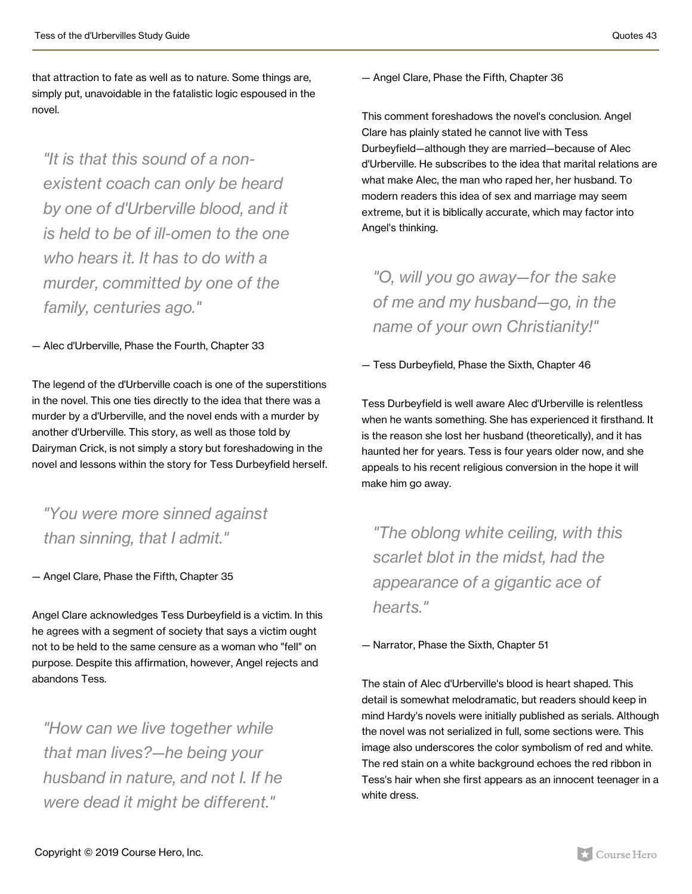that attraction to fate as well as to nature. Some things are, simply put, unavoidable in the fatalistic logic espoused in the novel.

> *"It is that this sound of a non-existent coach can only be heard by one of d'Urberville blood, and it is held to be of ill-omen to the one who hears it. It has to do with a murder, committed by one of the family, centuries ago."*

— Alec d'Urberville, Phase the Fourth, Chapter 33

The legend of the d'Urberville coach is one of the superstitions in the novel. This one ties directly to the idea that there was a murder by a d'Urberville, and the novel ends with a murder by another d'Urberville. This story, as well as those told by Dairyman Crick, is not simply a story but foreshadowing in the novel and lessons within the story for Tess Durbeyfield herself.

> *"You were more sinned against than sinning, that I admit."*

— Angel Clare, Phase the Fifth, Chapter 35

Angel Clare acknowledges Tess Durbeyfield is a victim. In this he agrees with a segment of society that says a victim ought not to be held to the same censure as a woman who "fell" on purpose. Despite this affirmation, however, Angel rejects and abandons Tess.

> *"How can we live together while that man lives?—he being your husband in nature, and not I. If he were dead it might be different."*

— Angel Clare, Phase the Fifth, Chapter 36

This comment foreshadows the novel's conclusion. Angel Clare has plainly stated he cannot live with Tess Durbeyfield—although they are married—because of Alec d'Urberville. He subscribes to the idea that marital relations are what make Alec, the man who raped her, her husband. To modern readers this idea of sex and marriage may seem extreme, but it is biblically accurate, which may factor into Angel's thinking.

> *"O, will you go away—for the sake of me and my husband—go, in the name of your own Christianity!"*

— Tess Durbeyfield, Phase the Sixth, Chapter 46

Tess Durbeyfield is well aware Alec d'Urberville is relentless when he wants something. She has experienced it firsthand. It is the reason she lost her husband (theoretically), and it has haunted her for years. Tess is four years older now, and she appeals to his recent religious conversion in the hope it will make him go away.

> *"The oblong white ceiling, with this scarlet blot in the midst, had the appearance of a gigantic ace of hearts."*

— Narrator, Phase the Sixth, Chapter 51

The stain of Alec d'Urberville's blood is heart shaped. This detail is somewhat melodramatic, but readers should keep in mind Hardy's novels were initially published as serials. Although the novel was not serialized in full, some sections were. This image also underscores the color symbolism of red and white. The red stain on a white background echoes the red ribbon in Tess's hair when she first appears as an innocent teenager in a white dress.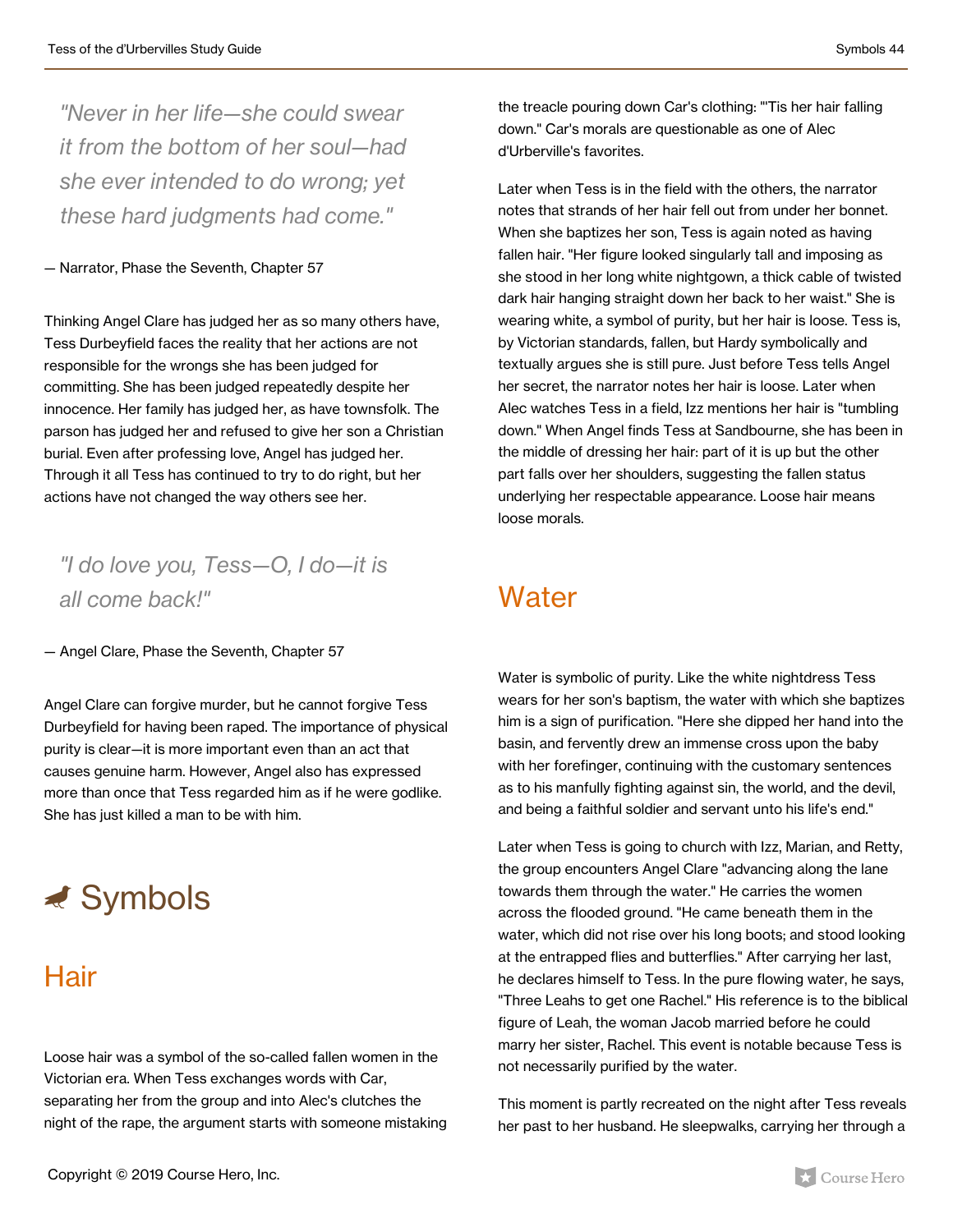> "Never in her life—she could swear it from the bottom of her soul—had she ever intended to do wrong; yet these hard judgments had come."

— Narrator, Phase the Seventh, Chapter 57

Thinking Angel Clare has judged her as so many others have, Tess Durbeyfield faces the reality that her actions are not responsible for the wrongs she has been judged for committing. She has been judged repeatedly despite her innocence. Her family has judged her, as have townsfolk. The parson has judged her and refused to give her son a Christian burial. Even after professing love, Angel has judged her. Through it all Tess has continued to try to do right, but her actions have not changed the way others see her.

> "I do love you, Tess—O, I do—it is all come back!"

— Angel Clare, Phase the Seventh, Chapter 57

Angel Clare can forgive murder, but he cannot forgive Tess Durbeyfield for having been raped. The importance of physical purity is clear—it is more important even than an act that causes genuine harm. However, Angel also has expressed more than once that Tess regarded him as if he were godlike. She has just killed a man to be with him.

# Symbols

## Hair

Loose hair was a symbol of the so-called fallen women in the Victorian era. When Tess exchanges words with Car, separating her from the group and into Alec's clutches the night of the rape, the argument starts with someone mistaking the treacle pouring down Car's clothing: "'Tis her hair falling down." Car's morals are questionable as one of Alec d'Urberville's favorites.

Later when Tess is in the field with the others, the narrator notes that strands of her hair fell out from under her bonnet. When she baptizes her son, Tess is again noted as having fallen hair. "Her figure looked singularly tall and imposing as she stood in her long white nightgown, a thick cable of twisted dark hair hanging straight down her back to her waist." She is wearing white, a symbol of purity, but her hair is loose. Tess is, by Victorian standards, fallen, but Hardy symbolically and textually argues she is still pure. Just before Tess tells Angel her secret, the narrator notes her hair is loose. Later when Alec watches Tess in a field, Izz mentions her hair is "tumbling down." When Angel finds Tess at Sandbourne, she has been in the middle of dressing her hair: part of it is up but the other part falls over her shoulders, suggesting the fallen status underlying her respectable appearance. Loose hair means loose morals.

## Water

Water is symbolic of purity. Like the white nightdress Tess wears for her son's baptism, the water with which she baptizes him is a sign of purification. "Here she dipped her hand into the basin, and fervently drew an immense cross upon the baby with her forefinger, continuing with the customary sentences as to his manfully fighting against sin, the world, and the devil, and being a faithful soldier and servant unto his life's end."

Later when Tess is going to church with Izz, Marian, and Retty, the group encounters Angel Clare "advancing along the lane towards them through the water." He carries the women across the flooded ground. "He came beneath them in the water, which did not rise over his long boots; and stood looking at the entrapped flies and butterflies." After carrying her last, he declares himself to Tess. In the pure flowing water, he says, "Three Leahs to get one Rachel." His reference is to the biblical figure of Leah, the woman Jacob married before he could marry her sister, Rachel. This event is notable because Tess is not necessarily purified by the water.

This moment is partly recreated on the night after Tess reveals her past to her husband. He sleepwalks, carrying her through a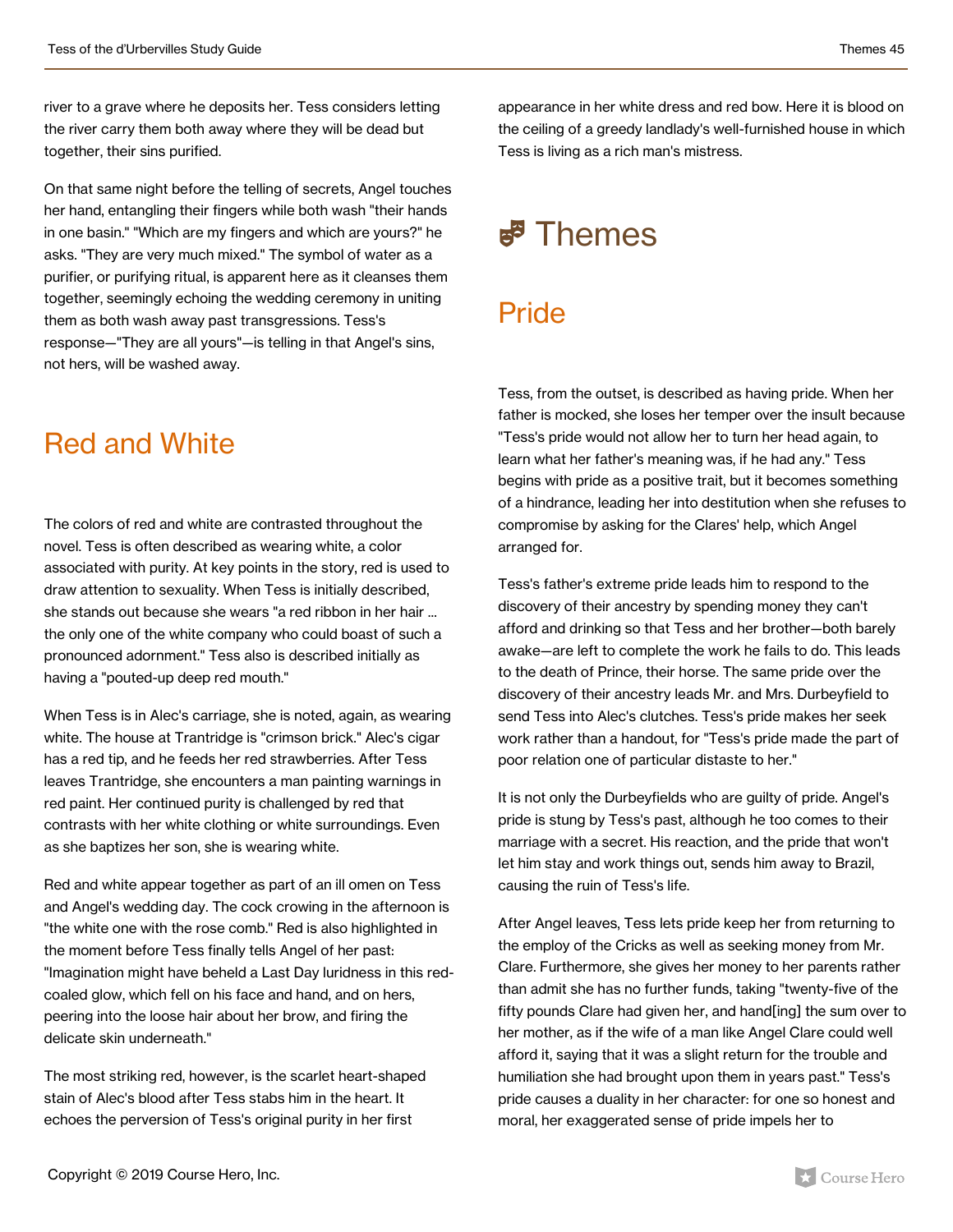river to a grave where he deposits her. Tess considers letting the river carry them both away where they will be dead but together, their sins purified.

On that same night before the telling of secrets, Angel touches her hand, entangling their fingers while both wash "their hands in one basin." "Which are my fingers and which are yours?" he asks. "They are very much mixed." The symbol of water as a purifier, or purifying ritual, is apparent here as it cleanses them together, seemingly echoing the wedding ceremony in uniting them as both wash away past transgressions. Tess's response—"They are all yours"—is telling in that Angel's sins, not hers, will be washed away.

## Red and White

The colors of red and white are contrasted throughout the novel. Tess is often described as wearing white, a color associated with purity. At key points in the story, red is used to draw attention to sexuality. When Tess is initially described, she stands out because she wears "a red ribbon in her hair ... the only one of the white company who could boast of such a pronounced adornment." Tess also is described initially as having a "pouted-up deep red mouth."

When Tess is in Alec's carriage, she is noted, again, as wearing white. The house at Trantridge is "crimson brick." Alec's cigar has a red tip, and he feeds her red strawberries. After Tess leaves Trantridge, she encounters a man painting warnings in red paint. Her continued purity is challenged by red that contrasts with her white clothing or white surroundings. Even as she baptizes her son, she is wearing white.

Red and white appear together as part of an ill omen on Tess and Angel's wedding day. The cock crowing in the afternoon is "the white one with the rose comb." Red is also highlighted in the moment before Tess finally tells Angel of her past: "Imagination might have beheld a Last Day luridness in this red-coaled glow, which fell on his face and hand, and on hers, peering into the loose hair about her brow, and firing the delicate skin underneath."

The most striking red, however, is the scarlet heart-shaped stain of Alec's blood after Tess stabs him in the heart. It echoes the perversion of Tess's original purity in her first appearance in her white dress and red bow. Here it is blood on the ceiling of a greedy landlady's well-furnished house in which Tess is living as a rich man's mistress.

# Themes

## Pride

Tess, from the outset, is described as having pride. When her father is mocked, she loses her temper over the insult because "Tess's pride would not allow her to turn her head again, to learn what her father's meaning was, if he had any." Tess begins with pride as a positive trait, but it becomes something of a hindrance, leading her into destitution when she refuses to compromise by asking for the Clares' help, which Angel arranged for.

Tess's father's extreme pride leads him to respond to the discovery of their ancestry by spending money they can't afford and drinking so that Tess and her brother—both barely awake—are left to complete the work he fails to do. This leads to the death of Prince, their horse. The same pride over the discovery of their ancestry leads Mr. and Mrs. Durbeyfield to send Tess into Alec's clutches. Tess's pride makes her seek work rather than a handout, for "Tess's pride made the part of poor relation one of particular distaste to her."

It is not only the Durbeyfields who are guilty of pride. Angel's pride is stung by Tess's past, although he too comes to their marriage with a secret. His reaction, and the pride that won't let him stay and work things out, sends him away to Brazil, causing the ruin of Tess's life.

After Angel leaves, Tess lets pride keep her from returning to the employ of the Cricks as well as seeking money from Mr. Clare. Furthermore, she gives her money to her parents rather than admit she has no further funds, taking "twenty-five of the fifty pounds Clare had given her, and hand[ing] the sum over to her mother, as if the wife of a man like Angel Clare could well afford it, saying that it was a slight return for the trouble and humiliation she had brought upon them in years past." Tess's pride causes a duality in her character: for one so honest and moral, her exaggerated sense of pride impels her to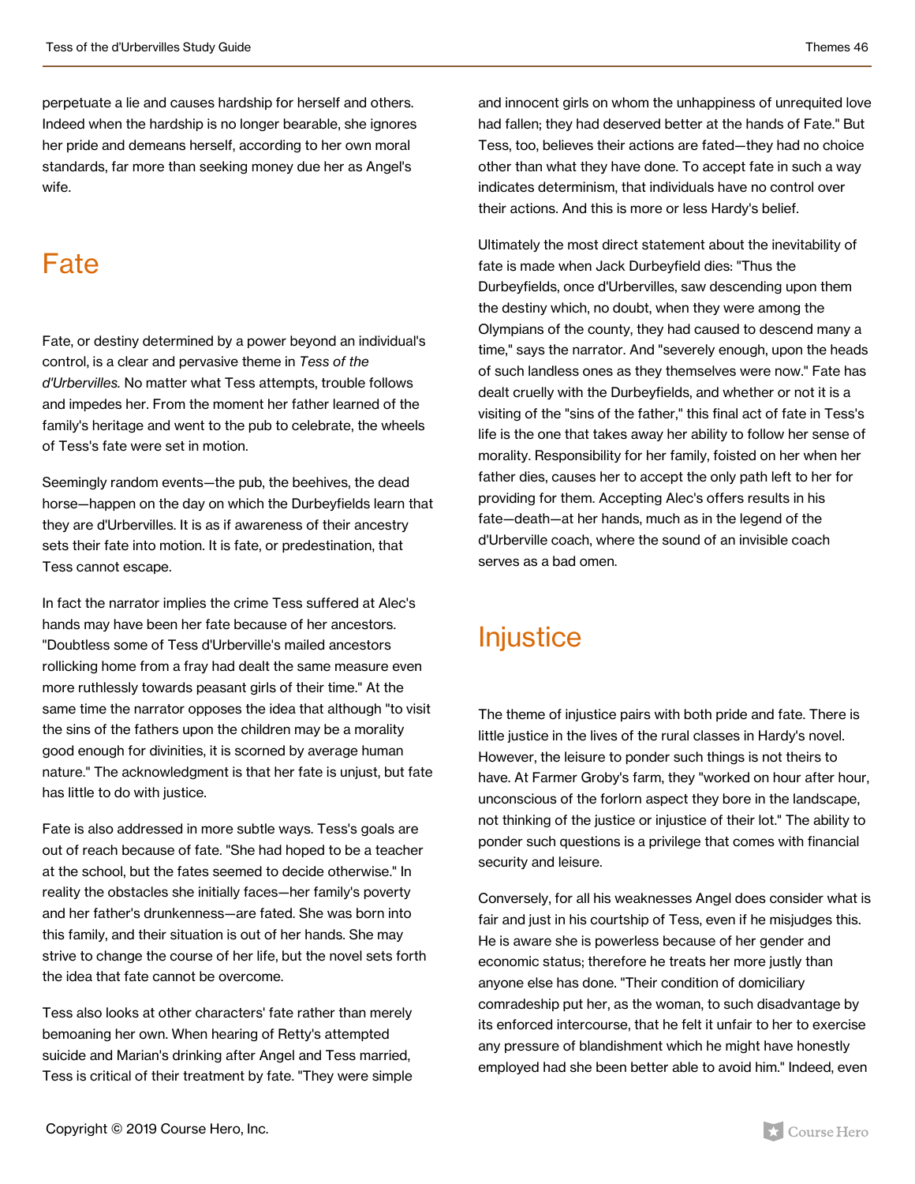perpetuate a lie and causes hardship for herself and others. Indeed when the hardship is no longer bearable, she ignores her pride and demeans herself, according to her own moral standards, far more than seeking money due her as Angel's wife.

## Fate

Fate, or destiny determined by a power beyond an individual's control, is a clear and pervasive theme in *Tess of the d'Urbervilles.* No matter what Tess attempts, trouble follows and impedes her. From the moment her father learned of the family's heritage and went to the pub to celebrate, the wheels of Tess's fate were set in motion.

Seemingly random events—the pub, the beehives, the dead horse—happen on the day on which the Durbeyfields learn that they are d'Urbervilles. It is as if awareness of their ancestry sets their fate into motion. It is fate, or predestination, that Tess cannot escape.

In fact the narrator implies the crime Tess suffered at Alec's hands may have been her fate because of her ancestors. "Doubtless some of Tess d'Urberville's mailed ancestors rollicking home from a fray had dealt the same measure even more ruthlessly towards peasant girls of their time." At the same time the narrator opposes the idea that although "to visit the sins of the fathers upon the children may be a morality good enough for divinities, it is scorned by average human nature." The acknowledgment is that her fate is unjust, but fate has little to do with justice.

Fate is also addressed in more subtle ways. Tess's goals are out of reach because of fate. "She had hoped to be a teacher at the school, but the fates seemed to decide otherwise." In reality the obstacles she initially faces—her family's poverty and her father's drunkenness—are fated. She was born into this family, and their situation is out of her hands. She may strive to change the course of her life, but the novel sets forth the idea that fate cannot be overcome.

Tess also looks at other characters' fate rather than merely bemoaning her own. When hearing of Retty's attempted suicide and Marian's drinking after Angel and Tess married, Tess is critical of their treatment by fate. "They were simple and innocent girls on whom the unhappiness of unrequited love had fallen; they had deserved better at the hands of Fate." But Tess, too, believes their actions are fated—they had no choice other than what they have done. To accept fate in such a way indicates determinism, that individuals have no control over their actions. And this is more or less Hardy's belief.

Ultimately the most direct statement about the inevitability of fate is made when Jack Durbeyfield dies: "Thus the Durbeyfields, once d'Urbervilles, saw descending upon them the destiny which, no doubt, when they were among the Olympians of the county, they had caused to descend many a time," says the narrator. And "severely enough, upon the heads of such landless ones as they themselves were now." Fate has dealt cruelly with the Durbeyfields, and whether or not it is a visiting of the "sins of the father," this final act of fate in Tess's life is the one that takes away her ability to follow her sense of morality. Responsibility for her family, foisted on her when her father dies, causes her to accept the only path left to her for providing for them. Accepting Alec's offers results in his fate—death—at her hands, much as in the legend of the d'Urberville coach, where the sound of an invisible coach serves as a bad omen.

## Injustice

The theme of injustice pairs with both pride and fate. There is little justice in the lives of the rural classes in Hardy's novel. However, the leisure to ponder such things is not theirs to have. At Farmer Groby's farm, they "worked on hour after hour, unconscious of the forlorn aspect they bore in the landscape, not thinking of the justice or injustice of their lot." The ability to ponder such questions is a privilege that comes with financial security and leisure.

Conversely, for all his weaknesses Angel does consider what is fair and just in his courtship of Tess, even if he misjudges this. He is aware she is powerless because of her gender and economic status; therefore he treats her more justly than anyone else has done. "Their condition of domiciliary comradeship put her, as the woman, to such disadvantage by its enforced intercourse, that he felt it unfair to her to exercise any pressure of blandishment which he might have honestly employed had she been better able to avoid him." Indeed, even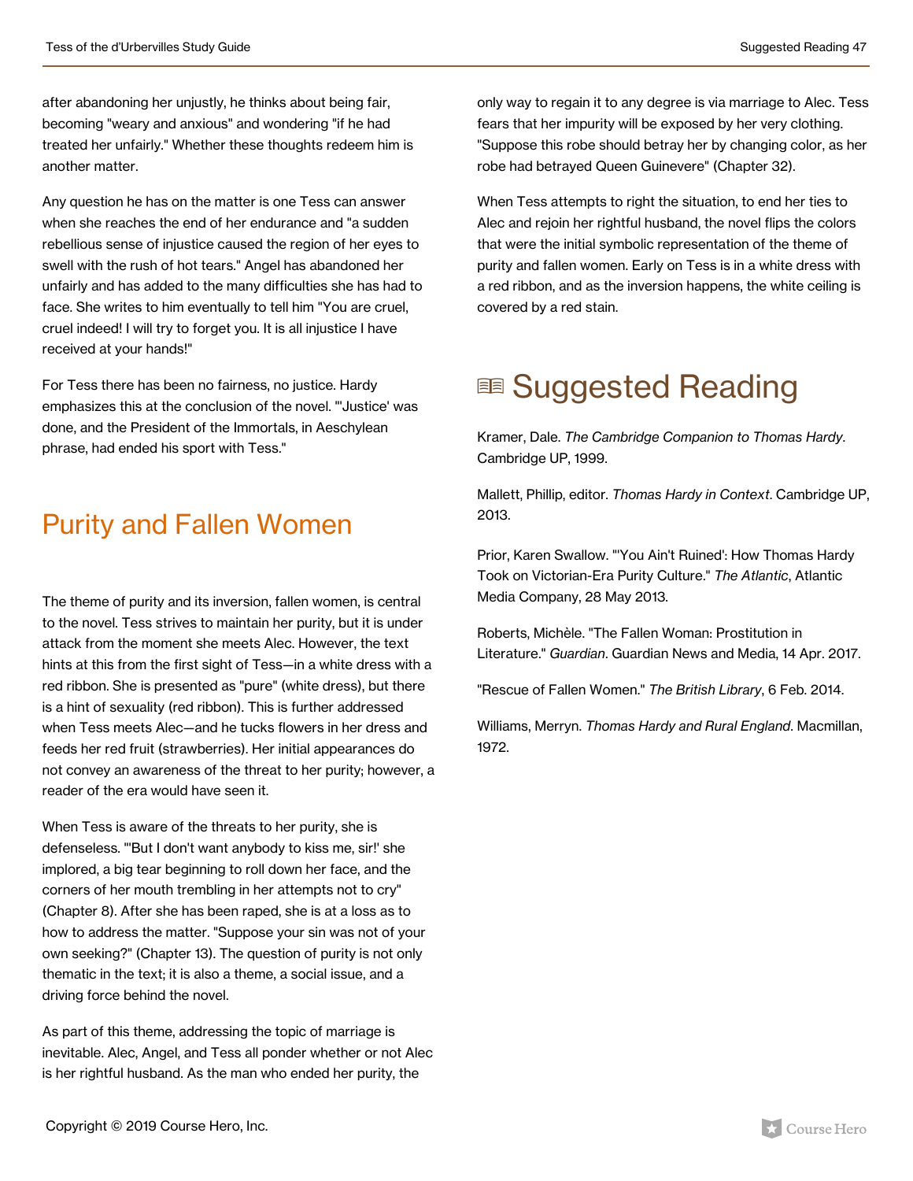after abandoning her unjustly, he thinks about being fair, becoming "weary and anxious" and wondering "if he had treated her unfairly." Whether these thoughts redeem him is another matter.

Any question he has on the matter is one Tess can answer when she reaches the end of her endurance and "a sudden rebellious sense of injustice caused the region of her eyes to swell with the rush of hot tears." Angel has abandoned her unfairly and has added to the many difficulties she has had to face. She writes to him eventually to tell him "You are cruel, cruel indeed! I will try to forget you. It is all injustice I have received at your hands!"

For Tess there has been no fairness, no justice. Hardy emphasizes this at the conclusion of the novel. "'Justice' was done, and the President of the Immortals, in Aeschylean phrase, had ended his sport with Tess."

## Purity and Fallen Women

The theme of purity and its inversion, fallen women, is central to the novel. Tess strives to maintain her purity, but it is under attack from the moment she meets Alec. However, the text hints at this from the first sight of Tess—in a white dress with a red ribbon. She is presented as "pure" (white dress), but there is a hint of sexuality (red ribbon). This is further addressed when Tess meets Alec—and he tucks flowers in her dress and feeds her red fruit (strawberries). Her initial appearances do not convey an awareness of the threat to her purity; however, a reader of the era would have seen it.

When Tess is aware of the threats to her purity, she is defenseless. "'But I don't want anybody to kiss me, sir!' she implored, a big tear beginning to roll down her face, and the corners of her mouth trembling in her attempts not to cry" (Chapter 8). After she has been raped, she is at a loss as to how to address the matter. "Suppose your sin was not of your own seeking?" (Chapter 13). The question of purity is not only thematic in the text; it is also a theme, a social issue, and a driving force behind the novel.

As part of this theme, addressing the topic of marriage is inevitable. Alec, Angel, and Tess all ponder whether or not Alec is her rightful husband. As the man who ended her purity, the only way to regain it to any degree is via marriage to Alec. Tess fears that her impurity will be exposed by her very clothing. "Suppose this robe should betray her by changing color, as her robe had betrayed Queen Guinevere" (Chapter 32).

When Tess attempts to right the situation, to end her ties to Alec and rejoin her rightful husband, the novel flips the colors that were the initial symbolic representation of the theme of purity and fallen women. Early on Tess is in a white dress with a red ribbon, and as the inversion happens, the white ceiling is covered by a red stain.

# Suggested Reading

Kramer, Dale. *The Cambridge Companion to Thomas Hardy*. Cambridge UP, 1999.

Mallett, Phillip, editor. *Thomas Hardy in Context*. Cambridge UP, 2013.

Prior, Karen Swallow. "'You Ain't Ruined': How Thomas Hardy Took on Victorian-Era Purity Culture." *The Atlantic*, Atlantic Media Company, 28 May 2013.

Roberts, Michèle. "The Fallen Woman: Prostitution in Literature." *Guardian*. Guardian News and Media, 14 Apr. 2017.

"Rescue of Fallen Women." *The British Library*, 6 Feb. 2014.

Williams, Merryn. *Thomas Hardy and Rural England*. Macmillan, 1972.